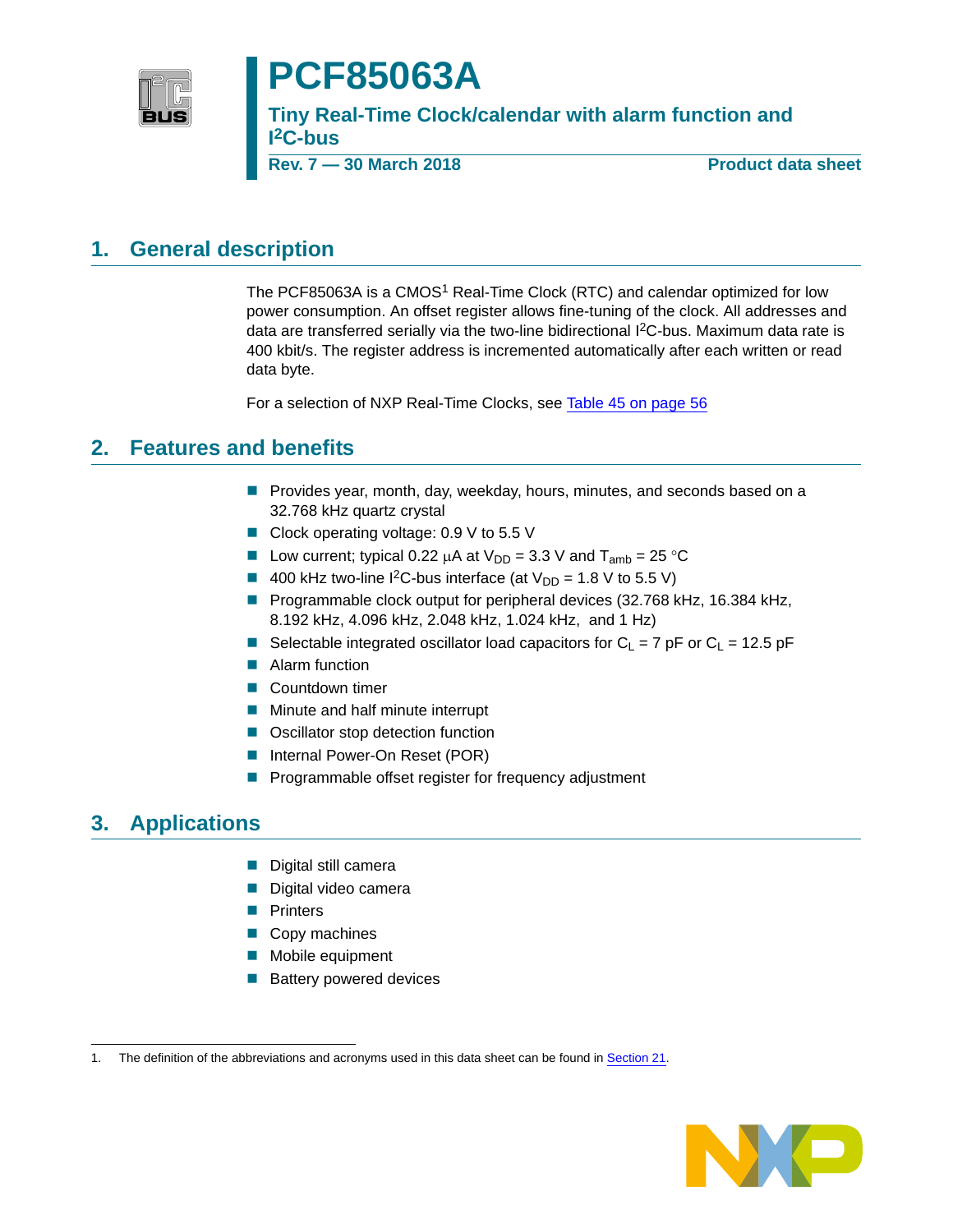# PCF85063A

## Tiny Real-Time Clock/calendar with alarm function and $I^2C$-bus

**Rev. 7 — 30 March 2018** **Product data sheet**

## 1. General description

The PCF85063A is a CMOS[1] Real-Time Clock (RTC) and calendar optimized for low power consumption. An offset register allows fine-tuning of the clock. All addresses and data are transferred serially via the two-line bidirectional $I^2C$-bus. Maximum data rate is 400 kbit/s. The register address is incremented automatically after each written or read data byte.

For a selection of NXP Real-Time Clocks, see Table 45 on page 56

## 2. Features and benefits

- Provides year, month, day, weekday, hours, minutes, and seconds based on a 32.768 kHz quartz crystal
- Clock operating voltage: 0.9 V to 5.5 V
- Low current; typical 0.22 μA at $V_{DD}$ = 3.3 V and $T_{amb}$ = 25 °C
- 400 kHz two-line $I^2C$-bus interface (at $V_{DD}$ = 1.8 V to 5.5 V)
- Programmable clock output for peripheral devices (32.768 kHz, 16.384 kHz, 8.192 kHz, 4.096 kHz, 2.048 kHz, 1.024 kHz, and 1 Hz)
- Selectable integrated oscillator load capacitors for $C_L$ = 7 pF or $C_L$ = 12.5 pF
- Alarm function
- Countdown timer
- Minute and half minute interrupt
- Oscillator stop detection function
- Internal Power-On Reset (POR)
- Programmable offset register for frequency adjustment

## 3. Applications

- Digital still camera
- Digital video camera
- Printers
- Copy machines
- Mobile equipment
- Battery powered devices

1. The definition of the abbreviations and acronyms used in this data sheet can be found in Section 21.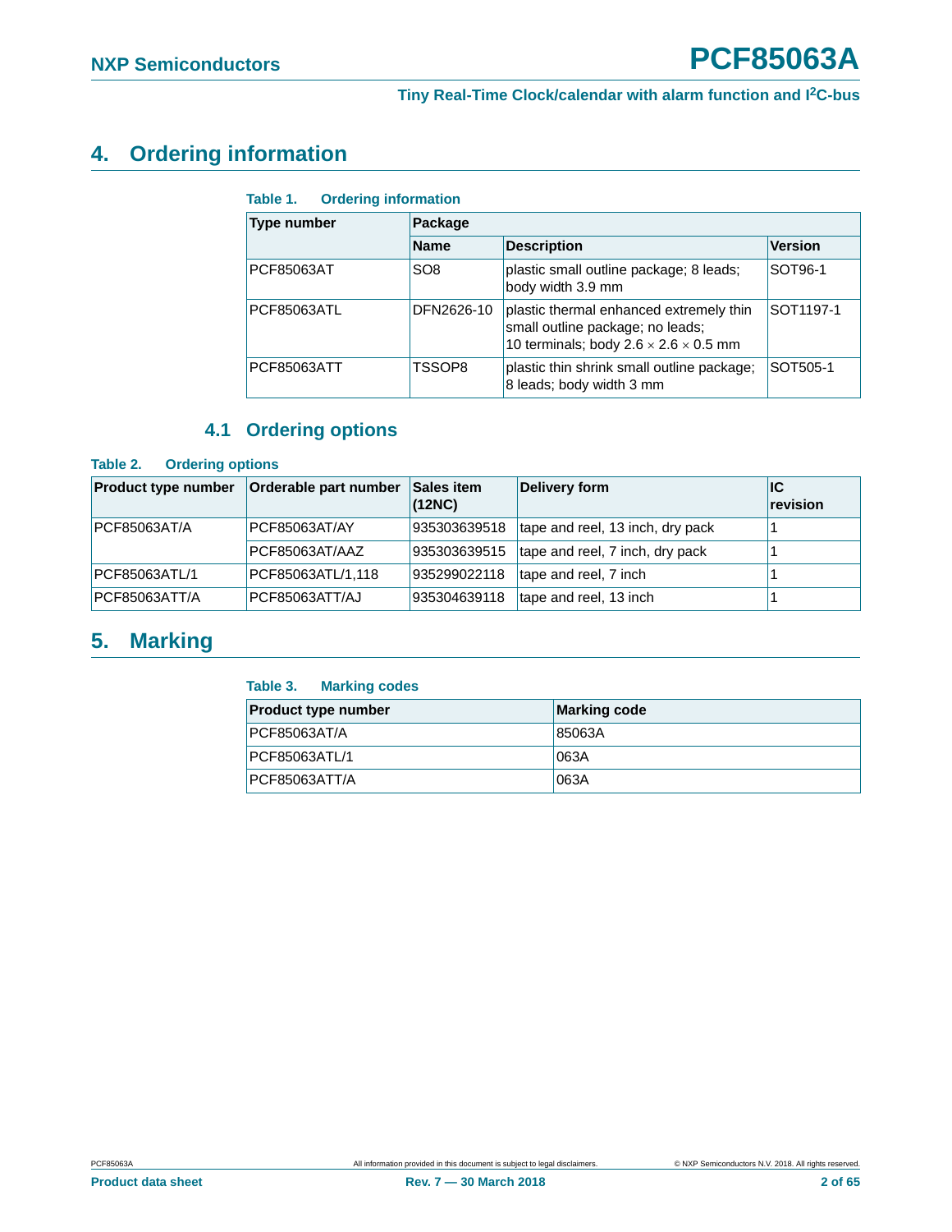## 4. Ordering information

**Table 1. Ordering information**

| Type number | Package | | |
|---|---|---|---|
| | Name | Description | Version |
| PCF85063AT | SO8 | plastic small outline package; 8 leads; body width 3.9 mm | SOT96-1 |
| PCF85063ATL | DFN2626-10 | plastic thermal enhanced extremely thin small outline package; no leads; 10 terminals; body 2.6 × 2.6 × 0.5 mm | SOT1197-1 |
| PCF85063ATT | TSSOP8 | plastic thin shrink small outline package; 8 leads; body width 3 mm | SOT505-1 |

### 4.1 Ordering options

**Table 2. Ordering options**

| Product type number | Orderable part number | Sales item (12NC) | Delivery form | IC revision |
|---|---|---|---|---|
| PCF85063AT/A | PCF85063AT/AY | 935303639518 | tape and reel, 13 inch, dry pack | 1 |
| | PCF85063AT/AAZ | 935303639515 | tape and reel, 7 inch, dry pack | 1 |
| PCF85063ATL/1 | PCF85063ATL/1,118 | 935299022118 | tape and reel, 7 inch | 1 |
| PCF85063ATT/A | PCF85063ATT/AJ | 935304639118 | tape and reel, 13 inch | 1 |

## 5. Marking

**Table 3. Marking codes**

| Product type number | Marking code |
|---|---|
| PCF85063AT/A | 85063A |
| PCF85063ATL/1 | 063A |
| PCF85063ATT/A | 063A |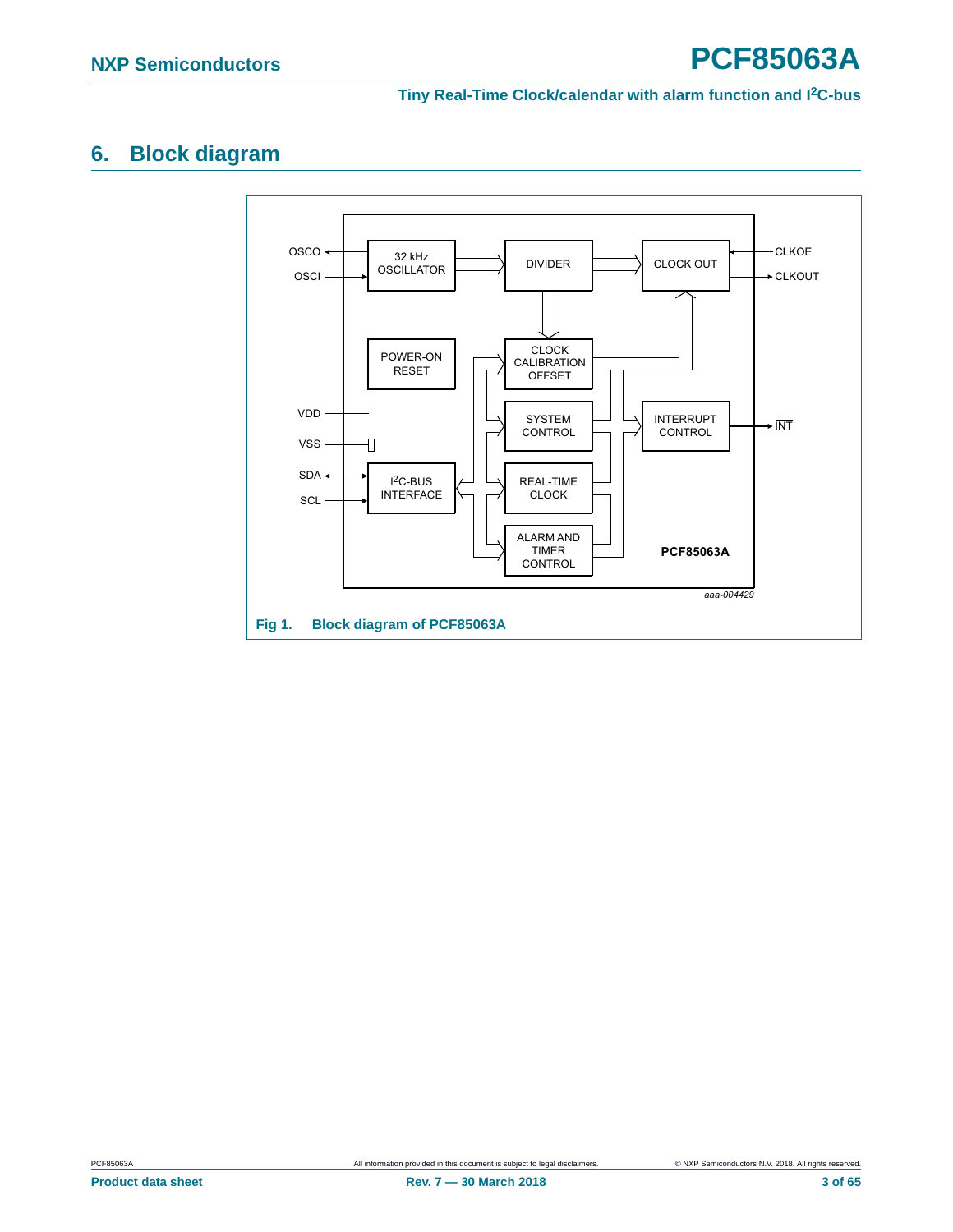## 6. Block diagram

Fig 1. Block diagram of PCF85063A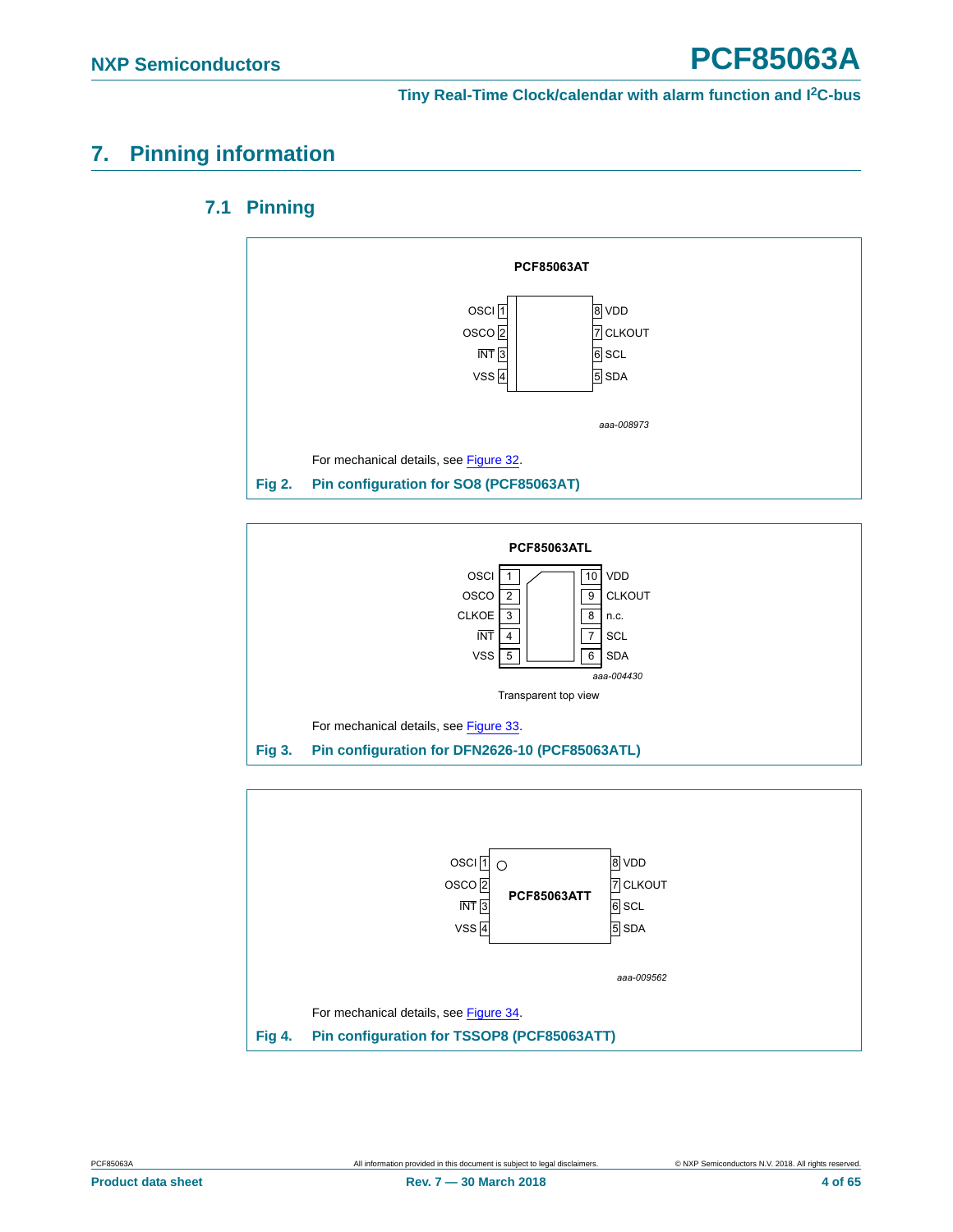## 7. Pinning information

### 7.1 Pinning

PCF85063AT

| Pin | Name | Pin | Name |
|---|---|---|---|
| 1 | OSCI | 8 | VDD |
| 2 | OSCO | 7 | CLKOUT |
| 3 | $\overline{INT}$ | 6 | SCL |
| 4 | VSS | 5 | SDA |

aaa-008973

For mechanical details, see Figure 32.

**Fig 2. Pin configuration for SO8 (PCF85063AT)**

PCF85063ATL

| Pin | Name | Pin | Name |
|---|---|---|---|
| 1 | OSCI | 10 | VDD |
| 2 | OSCO | 9 | CLKOUT |
| 3 | CLKOE | 8 | n.c. |
| 4 | $\overline{INT}$ | 7 | SCL |
| 5 | VSS | 6 | SDA |

aaa-004430

Transparent top view

For mechanical details, see Figure 33.

**Fig 3. Pin configuration for DFN2626-10 (PCF85063ATL)**

PCF85063ATT

| Pin | Name | Pin | Name |
|---|---|---|---|
| 1 | OSCI | 8 | VDD |
| 2 | OSCO | 7 | CLKOUT |
| 3 | $\overline{INT}$ | 6 | SCL |
| 4 | VSS | 5 | SDA |

aaa-009562

For mechanical details, see Figure 34.

**Fig 4. Pin configuration for TSSOP8 (PCF85063ATT)**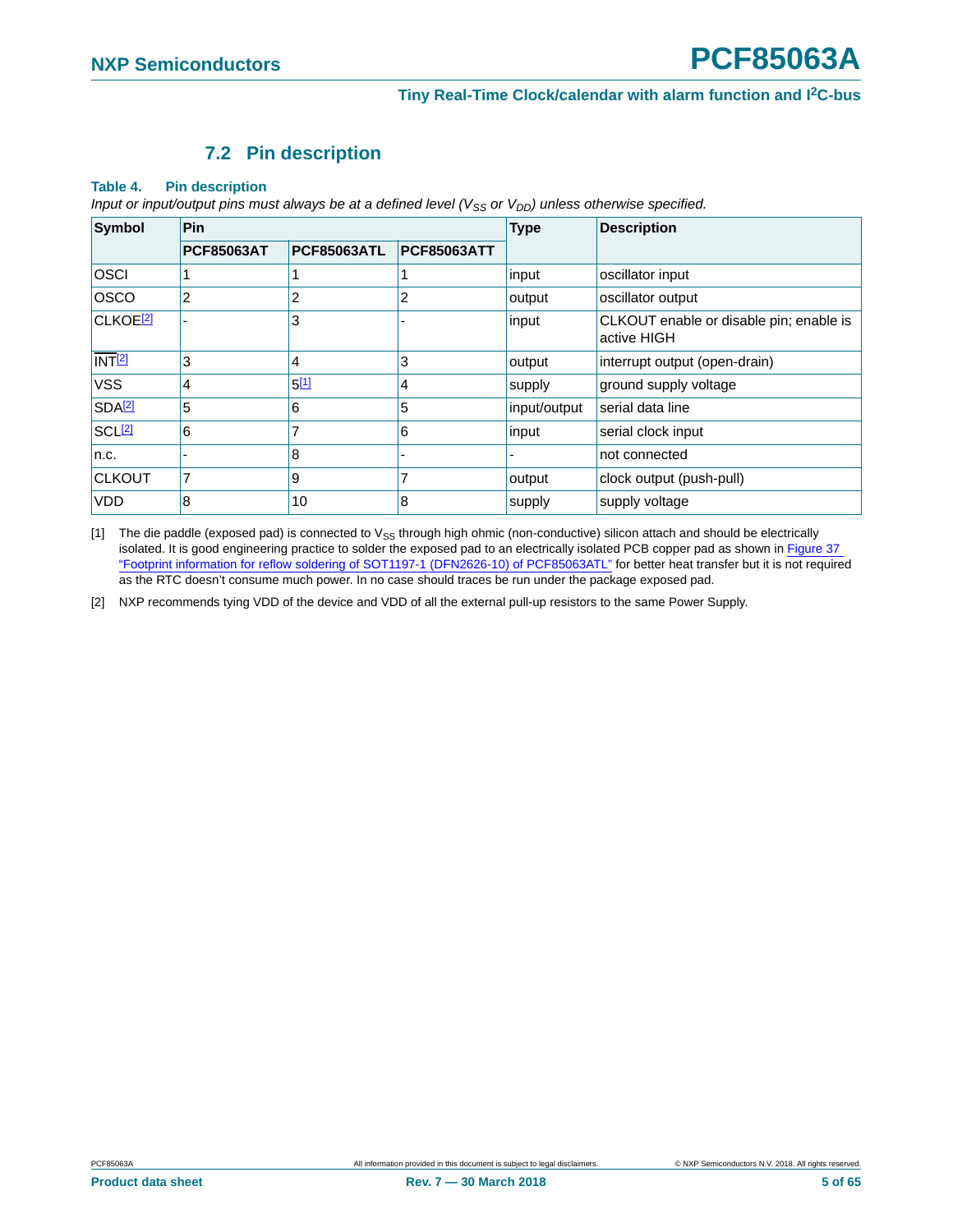## 7.2 Pin description

**Table 4. Pin description**

*Input or input/output pins must always be at a defined level ($V_{SS}$ or $V_{DD}$) unless otherwise specified.*

| Symbol | Pin | | | Type | Description |
|---|---|---|---|---|---|
| | PCF85063AT | PCF85063ATL | PCF85063ATT | | |
| OSCI | 1 | 1 | 1 | input | oscillator input |
| OSCO | 2 | 2 | 2 | output | oscillator output |
| CLKOE[2] | - | 3 | - | input | CLKOUT enable or disable pin; enable is active HIGH |
| $\overline{\text{INT}}$[2] | 3 | 4 | 3 | output | interrupt output (open-drain) |
| VSS | 4 | 5[1] | 4 | supply | ground supply voltage |
| SDA[2] | 5 | 6 | 5 | input/output | serial data line |
| SCL[2] | 6 | 7 | 6 | input | serial clock input |
| n.c. | - | 8 | - | - | not connected |
| CLKOUT | 7 | 9 | 7 | output | clock output (push-pull) |
| VDD | 8 | 10 | 8 | supply | supply voltage |

[1] The die paddle (exposed pad) is connected to $V_{SS}$ through high ohmic (non-conductive) silicon attach and should be electrically isolated. It is good engineering practice to solder the exposed pad to an electrically isolated PCB copper pad as shown in Figure 37 "Footprint information for reflow soldering of SOT1197-1 (DFN2626-10) of PCF85063ATL" for better heat transfer but it is not required as the RTC doesn't consume much power. In no case should traces be run under the package exposed pad.

[2] NXP recommends tying VDD of the device and VDD of all the external pull-up resistors to the same Power Supply.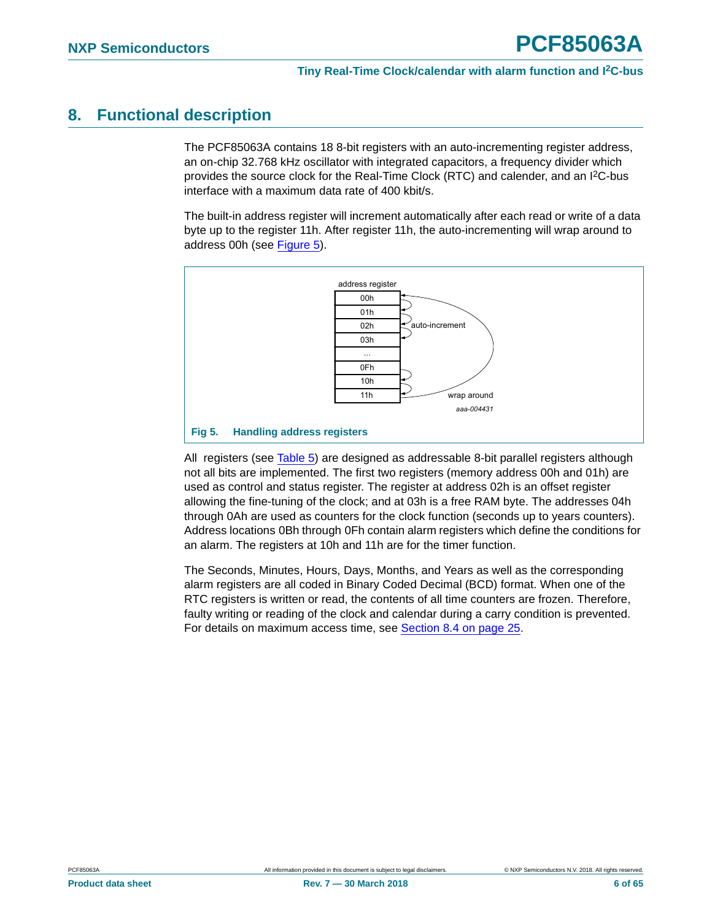# 8. Functional description

The PCF85063A contains 18 8-bit registers with an auto-incrementing register address, an on-chip 32.768 kHz oscillator with integrated capacitors, a frequency divider which provides the source clock for the Real-Time Clock (RTC) and calender, and an $I^2C$-bus interface with a maximum data rate of 400 kbit/s.

The built-in address register will increment automatically after each read or write of a data byte up to the register 11h. After register 11h, the auto-incrementing will wrap around to address 00h (see Figure 5).

address register

| |
|---|
| 00h |
| 01h |
| 02h |
| 03h |
| ... |
| 0Fh |
| 10h |
| 11h |

auto-increment

wrap around

aaa-004431

**Fig 5. Handling address registers**

All registers (see Table 5) are designed as addressable 8-bit parallel registers although not all bits are implemented. The first two registers (memory address 00h and 01h) are used as control and status register. The register at address 02h is an offset register allowing the fine-tuning of the clock; and at 03h is a free RAM byte. The addresses 04h through 0Ah are used as counters for the clock function (seconds up to years counters). Address locations 0Bh through 0Fh contain alarm registers which define the conditions for an alarm. The registers at 10h and 11h are for the timer function.

The Seconds, Minutes, Hours, Days, Months, and Years as well as the corresponding alarm registers are all coded in Binary Coded Decimal (BCD) format. When one of the RTC registers is written or read, the contents of all time counters are frozen. Therefore, faulty writing or reading of the clock and calendar during a carry condition is prevented. For details on maximum access time, see Section 8.4 on page 25.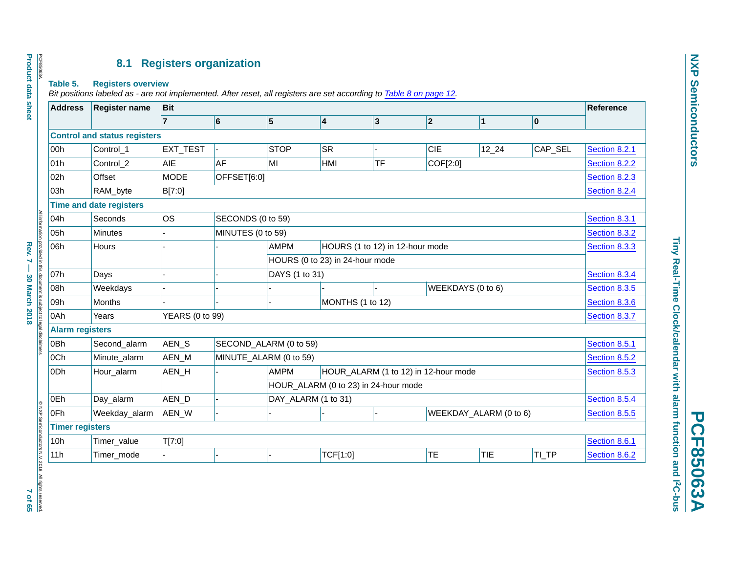## 8.1 Registers organization

**Table 5. Registers overview**

*Bit positions labeled as - are not implemented. After reset, all registers are set according to Table 8 on page 12.*

| Address | Register name | Bit | | | | | | | | Reference |
|---|---|---|---|---|---|---|---|---|---|---|
| | | 7 | 6 | 5 | 4 | 3 | 2 | 1 | 0 | |
| **Control and status registers** | | | | | | | | | | |
| 00h | Control_1 | EXT_TEST | - | STOP | SR | - | CIE | 12_24 | CAP_SEL | Section 8.2.1 |
| 01h | Control_2 | AIE | AF | MI | HMI | TF | COF[2:0] | | | Section 8.2.2 |
| 02h | Offset | MODE | OFFSET[6:0] | | | | | | | Section 8.2.3 |
| 03h | RAM_byte | B[7:0] | | | | | | | | Section 8.2.4 |
| **Time and date registers** | | | | | | | | | | |
| 04h | Seconds | OS | SECONDS (0 to 59) | | | | | | | Section 8.3.1 |
| 05h | Minutes | - | MINUTES (0 to 59) | | | | | | | Section 8.3.2 |
| 06h | Hours | - | - | AMPM | HOURS (1 to 12) in 12-hour mode | | | | | Section 8.3.3 |
| | | | | HOURS (0 to 23) in 24-hour mode | | | | | | |
| 07h | Days | - | - | DAYS (1 to 31) | | | | | | Section 8.3.4 |
| 08h | Weekdays | - | - | - | - | - | WEEKDAYS (0 to 6) | | | Section 8.3.5 |
| 09h | Months | - | - | - | MONTHS (1 to 12) | | | | | Section 8.3.6 |
| 0Ah | Years | YEARS (0 to 99) | | | | | | | | Section 8.3.7 |
| **Alarm registers** | | | | | | | | | | |
| 0Bh | Second_alarm | AEN_S | SECOND_ALARM (0 to 59) | | | | | | | Section 8.5.1 |
| 0Ch | Minute_alarm | AEN_M | MINUTE_ALARM (0 to 59) | | | | | | | Section 8.5.2 |
| 0Dh | Hour_alarm | AEN_H | - | AMPM | HOUR_ALARM (1 to 12) in 12-hour mode | | | | | Section 8.5.3 |
| | | | | HOUR_ALARM (0 to 23) in 24-hour mode | | | | | | |
| 0Eh | Day_alarm | AEN_D | - | DAY_ALARM (1 to 31) | | | | | | Section 8.5.4 |
| 0Fh | Weekday_alarm | AEN_W | - | - | - | - | WEEKDAY_ALARM (0 to 6) | | | Section 8.5.5 |
| **Timer registers** | | | | | | | | | | |
| 10h | Timer_value | T[7:0] | | | | | | | | Section 8.6.1 |
| 11h | Timer_mode | - | - | - | TCF[1:0] | | TE | TIE | TI_TP | Section 8.6.2 |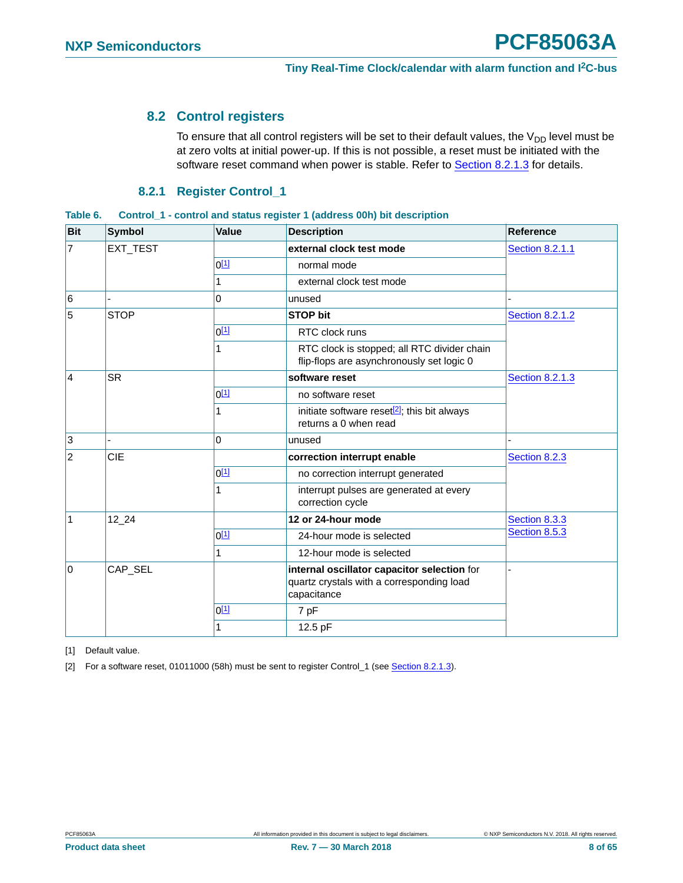## 8.2 Control registers

To ensure that all control registers will be set to their default values, the $V_{DD}$ level must be at zero volts at initial power-up. If this is not possible, a reset must be initiated with the software reset command when power is stable. Refer to Section 8.2.1.3 for details.

### 8.2.1 Register Control_1

**Table 6. Control_1 - control and status register 1 (address 00h) bit description**

| Bit | Symbol | Value | Description | Reference |
|---|---|---|---|---|
| 7 | EXT_TEST | | **external clock test mode** | Section 8.2.1.1 |
| | | 0[1] | normal mode | |
| | | 1 | external clock test mode | |
| 6 | - | 0 | unused | - |
| 5 | STOP | | **STOP bit** | Section 8.2.1.2 |
| | | 0[1] | RTC clock runs | |
| | | 1 | RTC clock is stopped; all RTC divider chain flip-flops are asynchronously set logic 0 | |
| 4 | SR | | **software reset** | Section 8.2.1.3 |
| | | 0[1] | no software reset | |
| | | 1 | initiate software reset[2]; this bit always returns a 0 when read | |
| 3 | - | 0 | unused | - |
| 2 | CIE | | **correction interrupt enable** | Section 8.2.3 |
| | | 0[1] | no correction interrupt generated | |
| | | 1 | interrupt pulses are generated at every correction cycle | |
| 1 | 12_24 | | **12 or 24-hour mode** | Section 8.3.3 Section 8.5.3 |
| | | 0[1] | 24-hour mode is selected | |
| | | 1 | 12-hour mode is selected | |
| 0 | CAP_SEL | | **internal oscillator capacitor selection** for quartz crystals with a corresponding load capacitance | - |
| | | 0[1] | 7 pF | |
| | | 1 | 12.5 pF | |

[1] Default value.

[2] For a software reset, 01011000 (58h) must be sent to register Control_1 (see Section 8.2.1.3).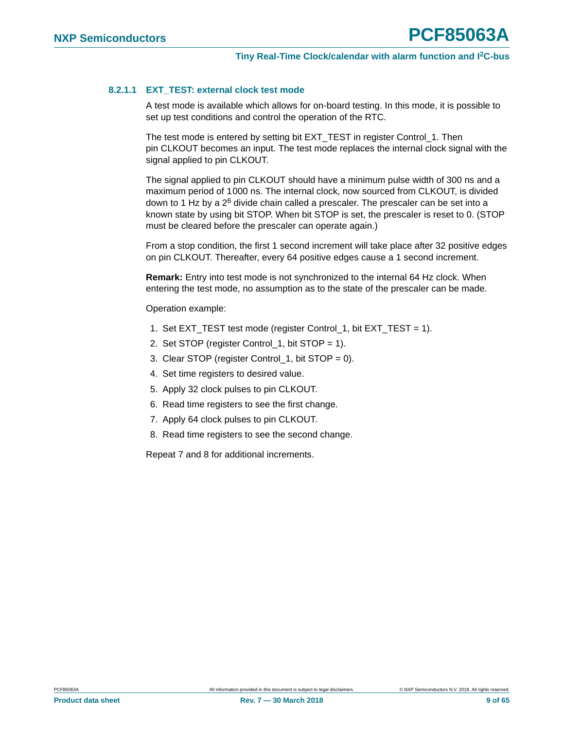#### 8.2.1.1 EXT_TEST: external clock test mode

A test mode is available which allows for on-board testing. In this mode, it is possible to set up test conditions and control the operation of the RTC.

The test mode is entered by setting bit EXT_TEST in register Control_1. Then pin CLKOUT becomes an input. The test mode replaces the internal clock signal with the signal applied to pin CLKOUT.

The signal applied to pin CLKOUT should have a minimum pulse width of 300 ns and a maximum period of 1000 ns. The internal clock, now sourced from CLKOUT, is divided down to 1 Hz by a $2^6$ divide chain called a prescaler. The prescaler can be set into a known state by using bit STOP. When bit STOP is set, the prescaler is reset to 0. (STOP must be cleared before the prescaler can operate again.)

From a stop condition, the first 1 second increment will take place after 32 positive edges on pin CLKOUT. Thereafter, every 64 positive edges cause a 1 second increment.

**Remark:** Entry into test mode is not synchronized to the internal 64 Hz clock. When entering the test mode, no assumption as to the state of the prescaler can be made.

Operation example:

1. Set EXT_TEST test mode (register Control_1, bit EXT_TEST = 1).
2. Set STOP (register Control_1, bit STOP = 1).
3. Clear STOP (register Control_1, bit STOP = 0).
4. Set time registers to desired value.
5. Apply 32 clock pulses to pin CLKOUT.
6. Read time registers to see the first change.
7. Apply 64 clock pulses to pin CLKOUT.
8. Read time registers to see the second change.

Repeat 7 and 8 for additional increments.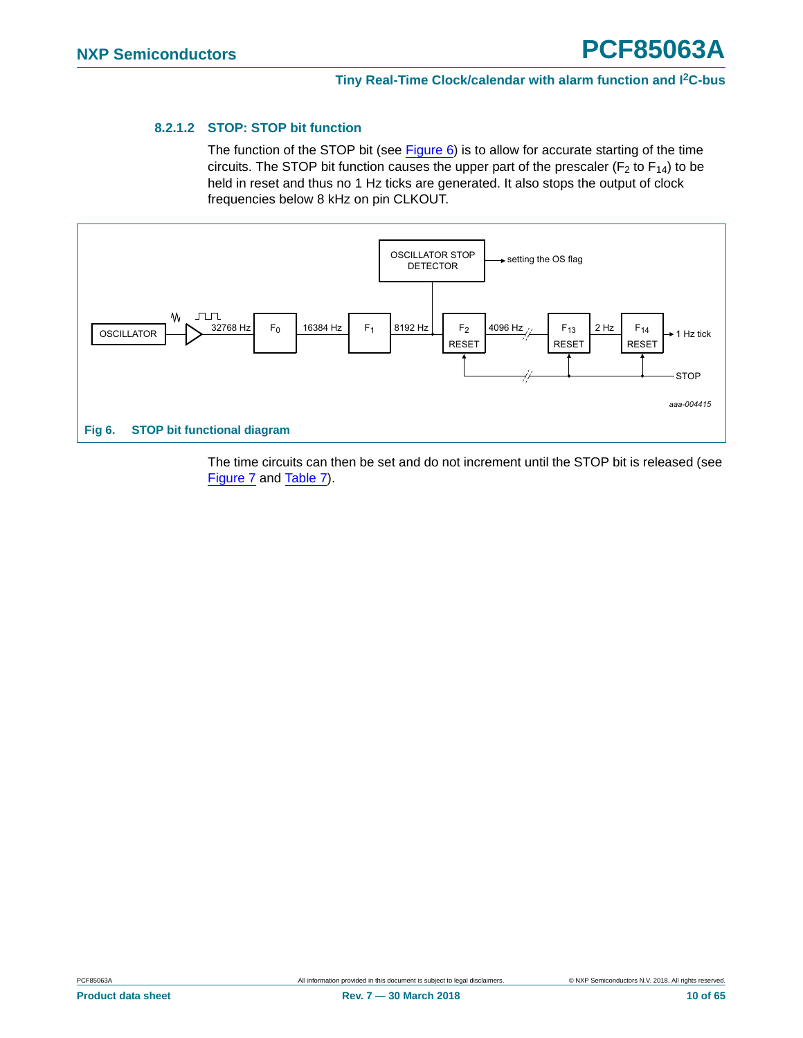#### 8.2.1.2 STOP: STOP bit function

The function of the STOP bit (see Figure 6) is to allow for accurate starting of the time circuits. The STOP bit function causes the upper part of the prescaler ($F_2$ to $F_{14}$) to be held in reset and thus no 1 Hz ticks are generated. It also stops the output of clock frequencies below 8 kHz on pin CLKOUT.

**Fig 6. STOP bit functional diagram**

The time circuits can then be set and do not increment until the STOP bit is released (see Figure 7 and Table 7).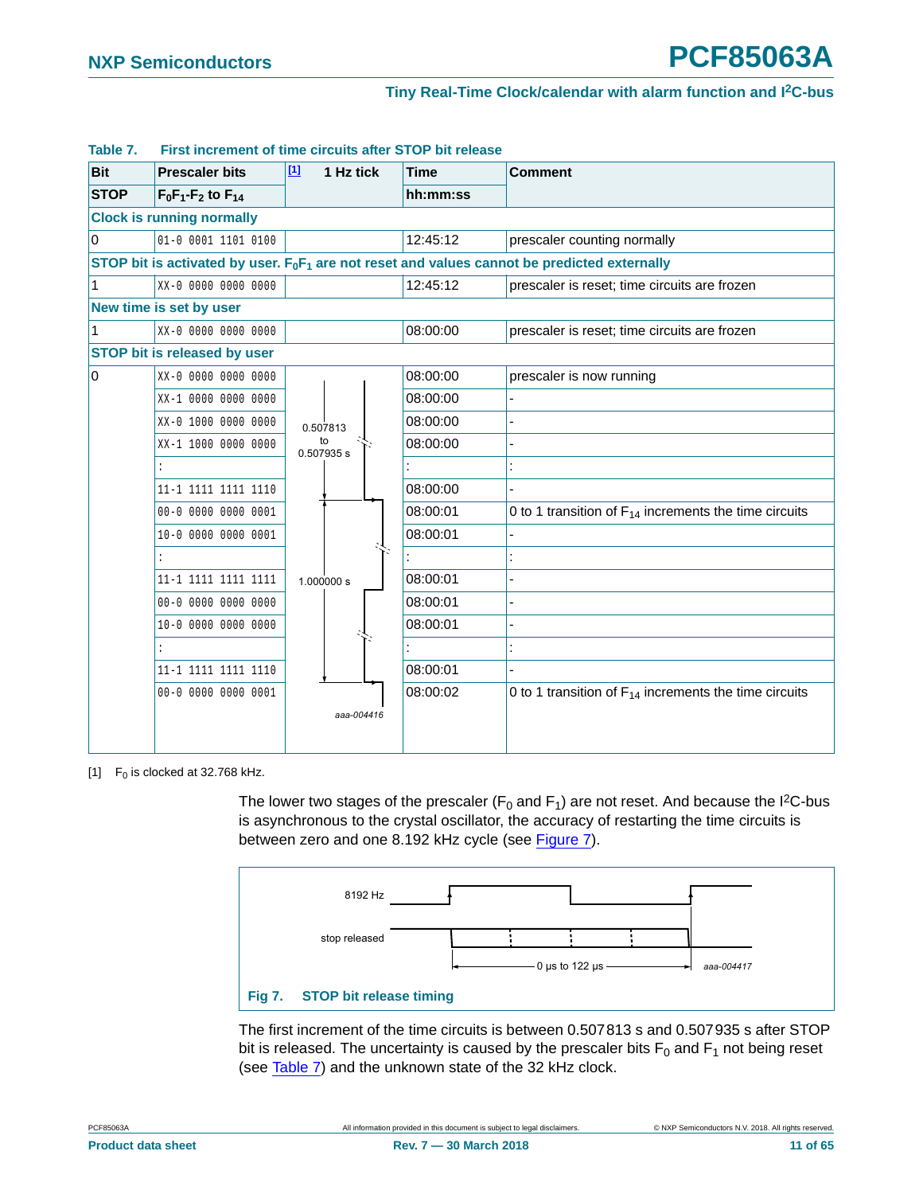**Table 7. First increment of time circuits after STOP bit release**

| Bit | Prescaler bits | [1] 1 Hz tick | Time | Comment |
|---|---|---|---|---|
| STOP | $F_0F_1$-$F_2$ to $F_{14}$ | | hh:mm:ss | |
| **Clock is running normally** | | | | |
| 0 | 01-0 0001 1101 0100 | | 12:45:12 | prescaler counting normally |
| **STOP bit is activated by user. $F_0F_1$ are not reset and values cannot be predicted externally** | | | | |
| 1 | XX-0 0000 0000 0000 | | 12:45:12 | prescaler is reset; time circuits are frozen |
| **New time is set by user** | | | | |
| 1 | XX-0 0000 0000 0000 | | 08:00:00 | prescaler is reset; time circuits are frozen |
| **STOP bit is released by user** | | | | |
| 0 | XX-0 0000 0000 0000 | | 08:00:00 | prescaler is now running |
| | XX-1 0000 0000 0000 | | 08:00:00 | - |
| | XX-0 1000 0000 0000 | 0.507813 to 0.507935 s | 08:00:00 | - |
| | XX-1 1000 0000 0000 | | 08:00:00 | - |
| | : | | : | : |
| | 11-1 1111 1111 1110 | | 08:00:00 | - |
| | 00-0 0000 0000 0001 | | 08:00:01 | 0 to 1 transition of $F_{14}$ increments the time circuits |
| | 10-0 0000 0000 0001 | | 08:00:01 | - |
| | : | | : | : |
| | 11-1 1111 1111 1111 | 1.000000 s | 08:00:01 | - |
| | 00-0 0000 0000 0000 | | 08:00:01 | - |
| | 10-0 0000 0000 0000 | | 08:00:01 | - |
| | : | | : | : |
| | 11-1 1111 1111 1110 | | 08:00:01 | - |
| | 00-0 0000 0000 0001 | | 08:00:02 | 0 to 1 transition of $F_{14}$ increments the time circuits |

[1] $F_0$ is clocked at 32.768 kHz.

The lower two stages of the prescaler ($F_0$ and $F_1$) are not reset. And because the I²C-bus is asynchronous to the crystal oscillator, the accuracy of restarting the time circuits is between zero and one 8.192 kHz cycle (see Figure 7).

8192 Hz

stop released

0 μs to 122 μs

aaa-004417

**Fig 7. STOP bit release timing**

The first increment of the time circuits is between 0.507813 s and 0.507935 s after STOP bit is released. The uncertainty is caused by the prescaler bits $F_0$ and $F_1$ not being reset (see Table 7) and the unknown state of the 32 kHz clock.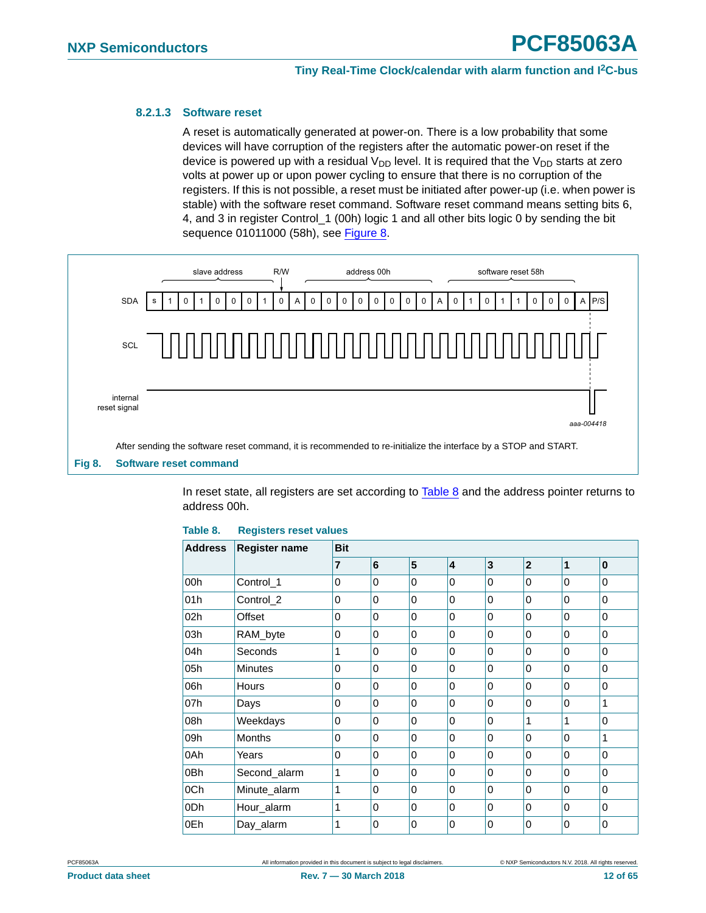#### 8.2.1.3 Software reset

A reset is automatically generated at power-on. There is a low probability that some devices will have corruption of the registers after the automatic power-on reset if the device is powered up with a residual $V_{DD}$ level. It is required that the $V_{DD}$ starts at zero volts at power up or upon power cycling to ensure that there is no corruption of the registers. If this is not possible, a reset must be initiated after power-up (i.e. when power is stable) with the software reset command. Software reset command means setting bits 6, 4, and 3 in register Control_1 (00h) logic 1 and all other bits logic 0 by sending the bit sequence 01011000 (58h), see Figure 8.

After sending the software reset command, it is recommended to re-initialize the interface by a STOP and START.

**Fig 8. Software reset command**

In reset state, all registers are set according to Table 8 and the address pointer returns to address 00h.

**Table 8. Registers reset values**

| Address | Register name | Bit | | | | | | | |
|---|---|---|---|---|---|---|---|---|---|
| | | 7 | 6 | 5 | 4 | 3 | 2 | 1 | 0 |
| 00h | Control_1 | 0 | 0 | 0 | 0 | 0 | 0 | 0 | 0 |
| 01h | Control_2 | 0 | 0 | 0 | 0 | 0 | 0 | 0 | 0 |
| 02h | Offset | 0 | 0 | 0 | 0 | 0 | 0 | 0 | 0 |
| 03h | RAM_byte | 0 | 0 | 0 | 0 | 0 | 0 | 0 | 0 |
| 04h | Seconds | 1 | 0 | 0 | 0 | 0 | 0 | 0 | 0 |
| 05h | Minutes | 0 | 0 | 0 | 0 | 0 | 0 | 0 | 0 |
| 06h | Hours | 0 | 0 | 0 | 0 | 0 | 0 | 0 | 0 |
| 07h | Days | 0 | 0 | 0 | 0 | 0 | 0 | 0 | 1 |
| 08h | Weekdays | 0 | 0 | 0 | 0 | 0 | 1 | 1 | 0 |
| 09h | Months | 0 | 0 | 0 | 0 | 0 | 0 | 0 | 1 |
| 0Ah | Years | 0 | 0 | 0 | 0 | 0 | 0 | 0 | 0 |
| 0Bh | Second_alarm | 1 | 0 | 0 | 0 | 0 | 0 | 0 | 0 |
| 0Ch | Minute_alarm | 1 | 0 | 0 | 0 | 0 | 0 | 0 | 0 |
| 0Dh | Hour_alarm | 1 | 0 | 0 | 0 | 0 | 0 | 0 | 0 |
| 0Eh | Day_alarm | 1 | 0 | 0 | 0 | 0 | 0 | 0 | 0 |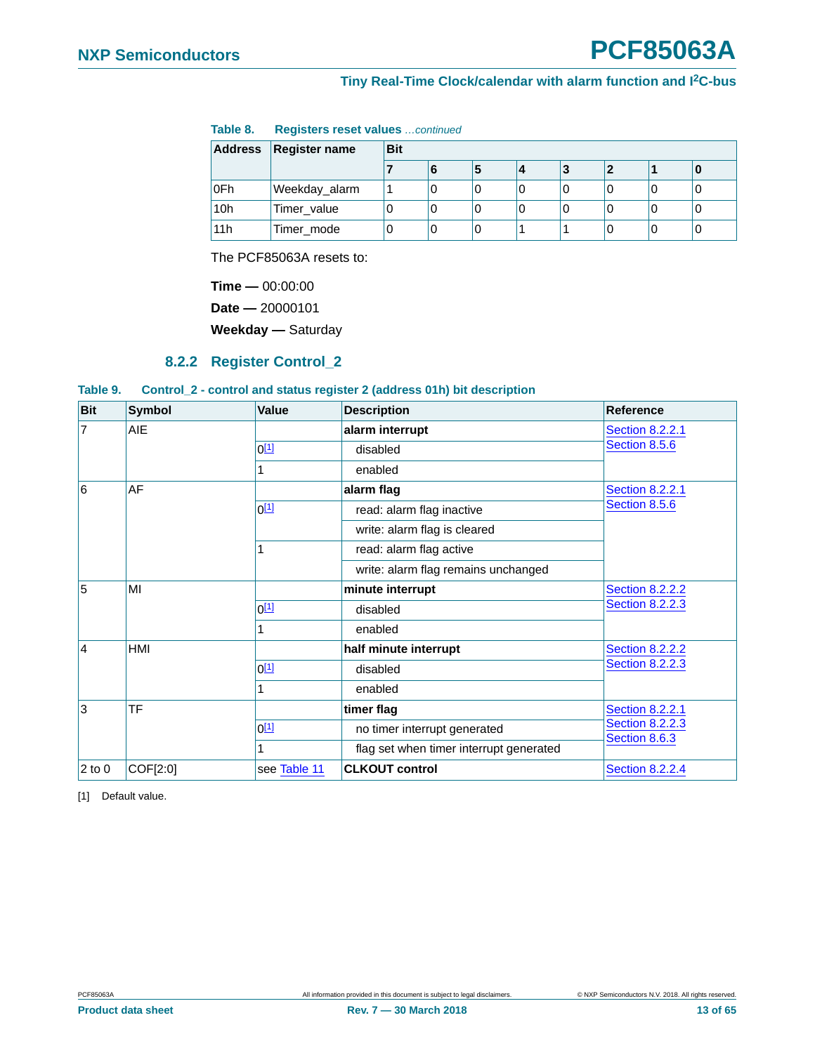**Table 8. Registers reset values** *…continued*

| Address | Register name | Bit | | | | | | | |
|---|---|---|---|---|---|---|---|---|---|
| | | 7 | 6 | 5 | 4 | 3 | 2 | 1 | 0 |
| 0Fh | Weekday_alarm | 1 | 0 | 0 | 0 | 0 | 0 | 0 | 0 |
| 10h | Timer_value | 0 | 0 | 0 | 0 | 0 | 0 | 0 | 0 |
| 11h | Timer_mode | 0 | 0 | 0 | 1 | 1 | 0 | 0 | 0 |

The PCF85063A resets to:

**Time —** 00:00:00

**Date —** 20000101

**Weekday —** Saturday

### 8.2.2 Register Control_2

**Table 9. Control_2 - control and status register 2 (address 01h) bit description**

| Bit | Symbol | Value | Description | Reference |
|---|---|---|---|---|
| 7 | AIE | | **alarm interrupt** | Section 8.2.2.1, Section 8.5.6 |
| | | 0[1] | disabled | |
| | | 1 | enabled | |
| 6 | AF | | **alarm flag** | Section 8.2.2.1, Section 8.5.6 |
| | | 0[1] | read: alarm flag inactive | |
| | | | write: alarm flag is cleared | |
| | | 1 | read: alarm flag active | |
| | | | write: alarm flag remains unchanged | |
| 5 | MI | | **minute interrupt** | Section 8.2.2.2, Section 8.2.2.3 |
| | | 0[1] | disabled | |
| | | 1 | enabled | |
| 4 | HMI | | **half minute interrupt** | Section 8.2.2.2, Section 8.2.2.3 |
| | | 0[1] | disabled | |
| | | 1 | enabled | |
| 3 | TF | | **timer flag** | Section 8.2.2.1, Section 8.2.2.3, Section 8.6.3 |
| | | 0[1] | no timer interrupt generated | |
| | | 1 | flag set when timer interrupt generated | |
| 2 to 0 | COF[2:0] | see Table 11 | **CLKOUT control** | Section 8.2.2.4 |

[1] Default value.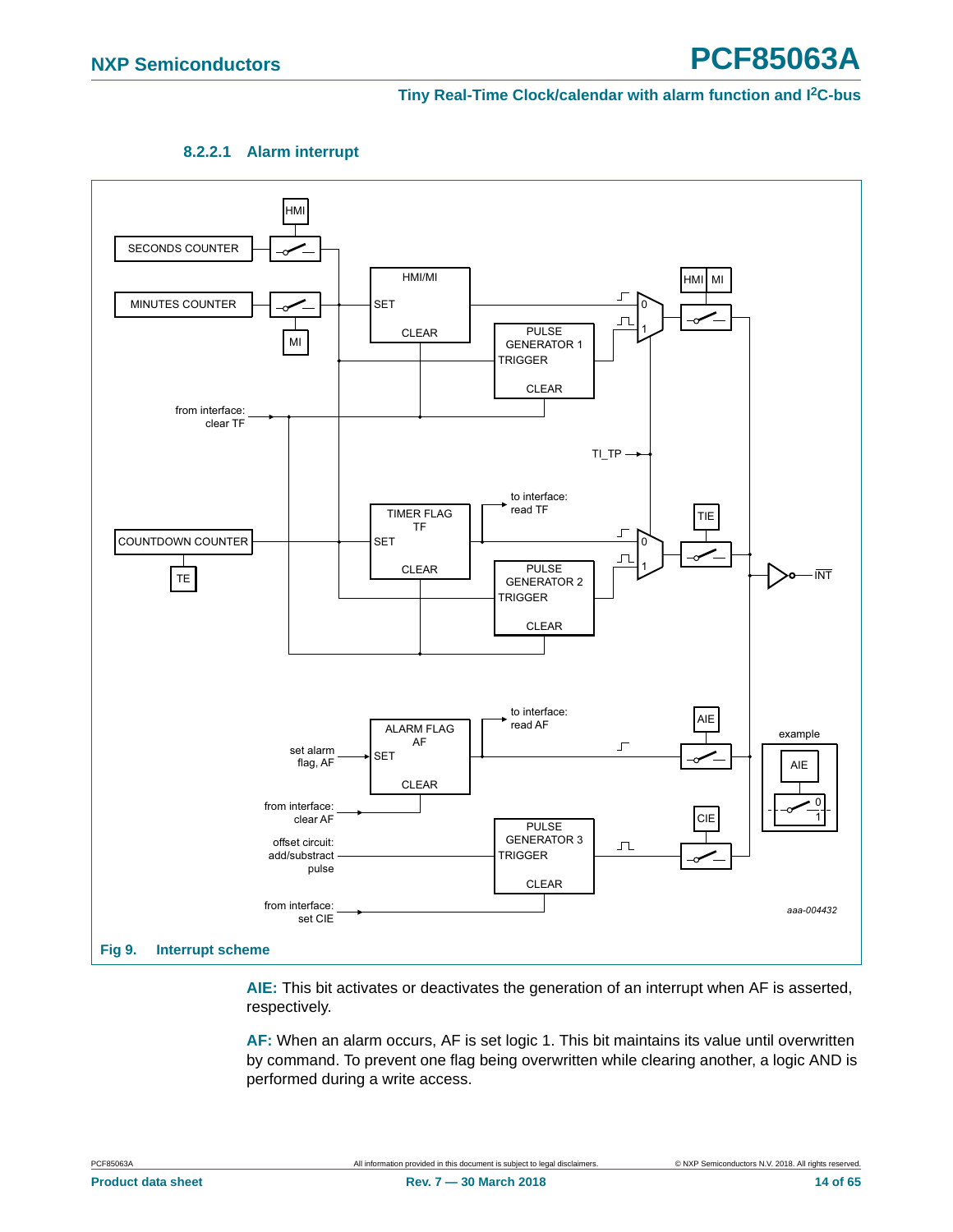#### 8.2.2.1 Alarm interrupt

Fig 9. Interrupt scheme

**AIE:** This bit activates or deactivates the generation of an interrupt when AF is asserted, respectively.

**AF:** When an alarm occurs, AF is set logic 1. This bit maintains its value until overwritten by command. To prevent one flag being overwritten while clearing another, a logic AND is performed during a write access.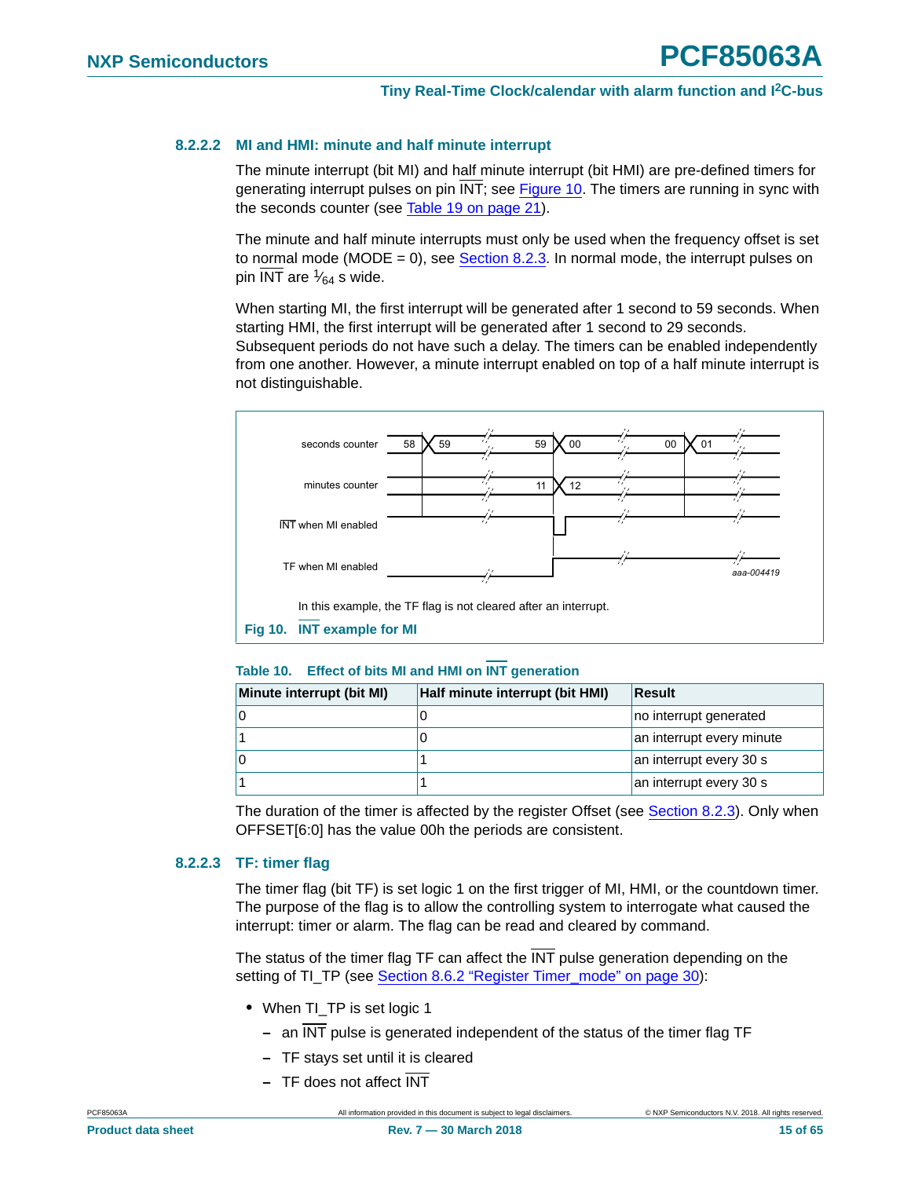#### 8.2.2.2 MI and HMI: minute and half minute interrupt

The minute interrupt (bit MI) and half minute interrupt (bit HMI) are pre-defined timers for generating interrupt pulses on pin INT; see Figure 10. The timers are running in sync with the seconds counter (see Table 19 on page 21).

The minute and half minute interrupts must only be used when the frequency offset is set to normal mode (MODE = 0), see Section 8.2.3. In normal mode, the interrupt pulses on pin INT are $^1\!/_{64}$ s wide.

When starting MI, the first interrupt will be generated after 1 second to 59 seconds. When starting HMI, the first interrupt will be generated after 1 second to 29 seconds. Subsequent periods do not have such a delay. The timers can be enabled independently from one another. However, a minute interrupt enabled on top of a half minute interrupt is not distinguishable.

seconds counter: 58, 59, 59, 00, 00, 01
minutes counter: 11, 12
INT when MI enabled
TF when MI enabled
aaa-004419

In this example, the TF flag is not cleared after an interrupt.

**Fig 10. INT example for MI**

**Table 10. Effect of bits MI and HMI on INT generation**

| Minute interrupt (bit MI) | Half minute interrupt (bit HMI) | Result |
|---|---|---|
| 0 | 0 | no interrupt generated |
| 1 | 0 | an interrupt every minute |
| 0 | 1 | an interrupt every 30 s |
| 1 | 1 | an interrupt every 30 s |

The duration of the timer is affected by the register Offset (see Section 8.2.3). Only when OFFSET[6:0] has the value 00h the periods are consistent.

#### 8.2.2.3 TF: timer flag

The timer flag (bit TF) is set logic 1 on the first trigger of MI, HMI, or the countdown timer. The purpose of the flag is to allow the controlling system to interrogate what caused the interrupt: timer or alarm. The flag can be read and cleared by command.

The status of the timer flag TF can affect the INT pulse generation depending on the setting of TI_TP (see Section 8.6.2 "Register Timer_mode" on page 30):

- When TI_TP is set logic 1
  - an INT pulse is generated independent of the status of the timer flag TF
  - TF stays set until it is cleared
  - TF does not affect INT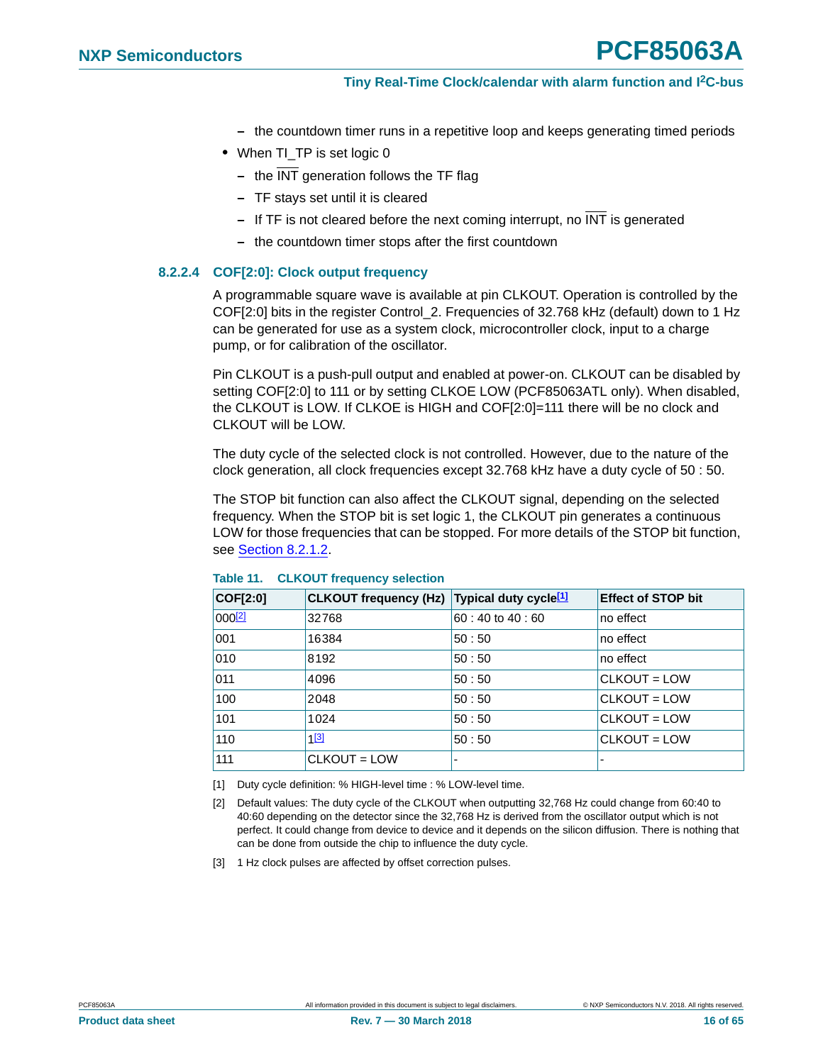– the countdown timer runs in a repetitive loop and keeps generating timed periods

- When TI_TP is set logic 0
  – the INT generation follows the TF flag
  – TF stays set until it is cleared
  – If TF is not cleared before the next coming interrupt, no INT is generated
  – the countdown timer stops after the first countdown

#### 8.2.2.4 COF[2:0]: Clock output frequency

A programmable square wave is available at pin CLKOUT. Operation is controlled by the COF[2:0] bits in the register Control_2. Frequencies of 32.768 kHz (default) down to 1 Hz can be generated for use as a system clock, microcontroller clock, input to a charge pump, or for calibration of the oscillator.

Pin CLKOUT is a push-pull output and enabled at power-on. CLKOUT can be disabled by setting COF[2:0] to 111 or by setting CLKOE LOW (PCF85063ATL only). When disabled, the CLKOUT is LOW. If CLKOE is HIGH and COF[2:0]=111 there will be no clock and CLKOUT will be LOW.

The duty cycle of the selected clock is not controlled. However, due to the nature of the clock generation, all clock frequencies except 32.768 kHz have a duty cycle of 50 : 50.

The STOP bit function can also affect the CLKOUT signal, depending on the selected frequency. When the STOP bit is set logic 1, the CLKOUT pin generates a continuous LOW for those frequencies that can be stopped. For more details of the STOP bit function, see Section 8.2.1.2.

**Table 11. CLKOUT frequency selection**

| COF[2:0] | CLKOUT frequency (Hz) | Typical duty cycle[1] | Effect of STOP bit |
|---|---|---|---|
| 000[2] | 32768 | 60 : 40 to 40 : 60 | no effect |
| 001 | 16384 | 50 : 50 | no effect |
| 010 | 8192 | 50 : 50 | no effect |
| 011 | 4096 | 50 : 50 | CLKOUT = LOW |
| 100 | 2048 | 50 : 50 | CLKOUT = LOW |
| 101 | 1024 | 50 : 50 | CLKOUT = LOW |
| 110 | 1[3] | 50 : 50 | CLKOUT = LOW |
| 111 | CLKOUT = LOW | - | - |

[1] Duty cycle definition: % HIGH-level time : % LOW-level time.

[2] Default values: The duty cycle of the CLKOUT when outputting 32,768 Hz could change from 60:40 to 40:60 depending on the detector since the 32,768 Hz is derived from the oscillator output which is not perfect. It could change from device to device and it depends on the silicon diffusion. There is nothing that can be done from outside the chip to influence the duty cycle.

[3] 1 Hz clock pulses are affected by offset correction pulses.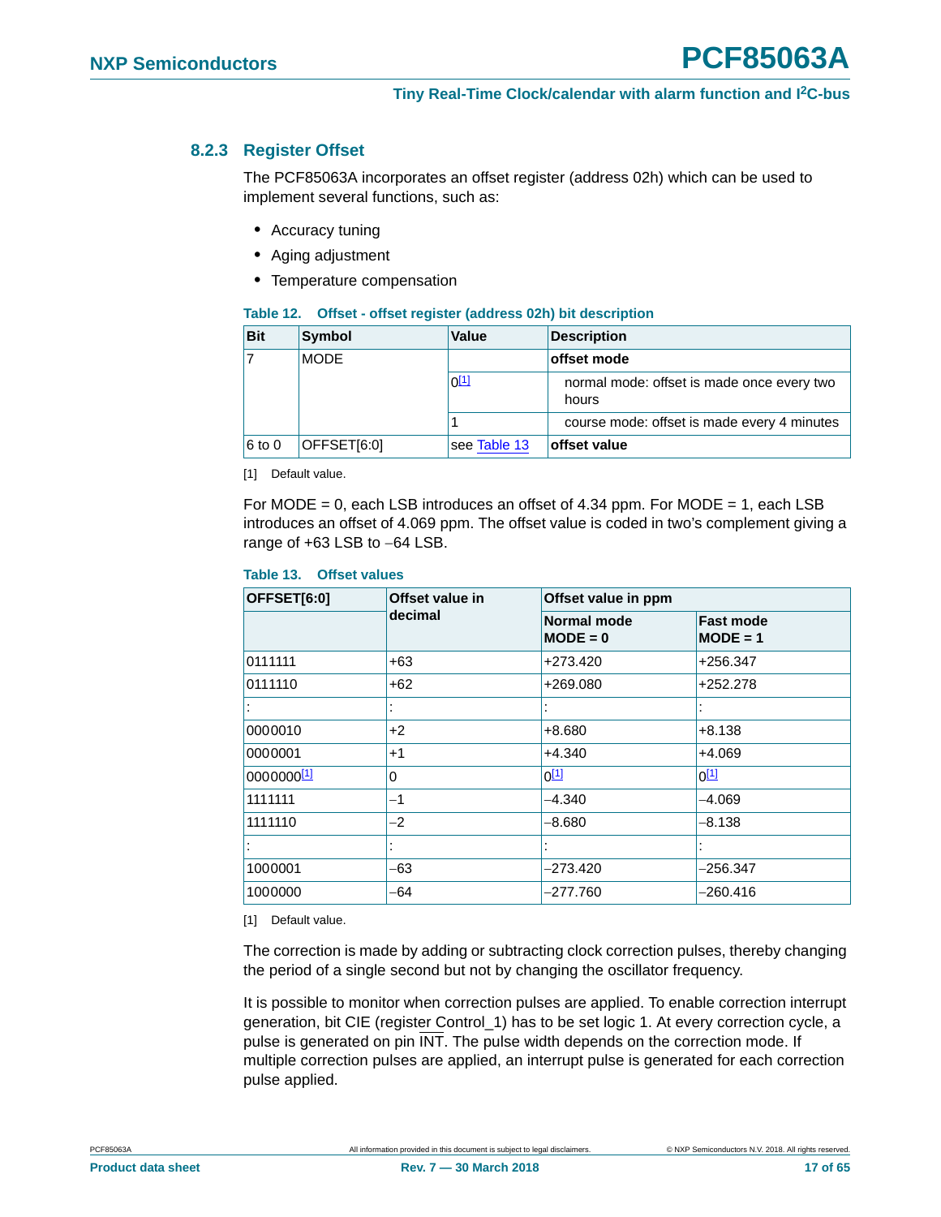### 8.2.3 Register Offset

The PCF85063A incorporates an offset register (address 02h) which can be used to implement several functions, such as:

- Accuracy tuning
- Aging adjustment
- Temperature compensation

**Table 12. Offset - offset register (address 02h) bit description**

| Bit | Symbol | Value | Description |
|---|---|---|---|
| 7 | MODE | | **offset mode** |
| | | 0[1] | normal mode: offset is made once every two hours |
| | | 1 | course mode: offset is made every 4 minutes |
| 6 to 0 | OFFSET[6:0] | see Table 13 | **offset value** |

[1] Default value.

For MODE = 0, each LSB introduces an offset of 4.34 ppm. For MODE = 1, each LSB introduces an offset of 4.069 ppm. The offset value is coded in two's complement giving a range of +63 LSB to −64 LSB.

**Table 13. Offset values**

| OFFSET[6:0] | Offset value in decimal | Offset value in ppm | |
|---|---|---|---|
| | | Normal mode MODE = 0 | Fast mode MODE = 1 |
| 0111111 | +63 | +273.420 | +256.347 |
| 0111110 | +62 | +269.080 | +252.278 |
| : | : | : | : |
| 0000010 | +2 | +8.680 | +8.138 |
| 0000001 | +1 | +4.340 | +4.069 |
| 0000000[1] | 0 | 0[1] | 0[1] |
| 1111111 | −1 | −4.340 | −4.069 |
| 1111110 | −2 | −8.680 | −8.138 |
| : | : | : | : |
| 1000001 | −63 | −273.420 | −256.347 |
| 1000000 | −64 | −277.760 | −260.416 |

[1] Default value.

The correction is made by adding or subtracting clock correction pulses, thereby changing the period of a single second but not by changing the oscillator frequency.

It is possible to monitor when correction pulses are applied. To enable correction interrupt generation, bit CIE (register Control_1) has to be set logic 1. At every correction cycle, a pulse is generated on pin $\overline{INT}$. The pulse width depends on the correction mode. If multiple correction pulses are applied, an interrupt pulse is generated for each correction pulse applied.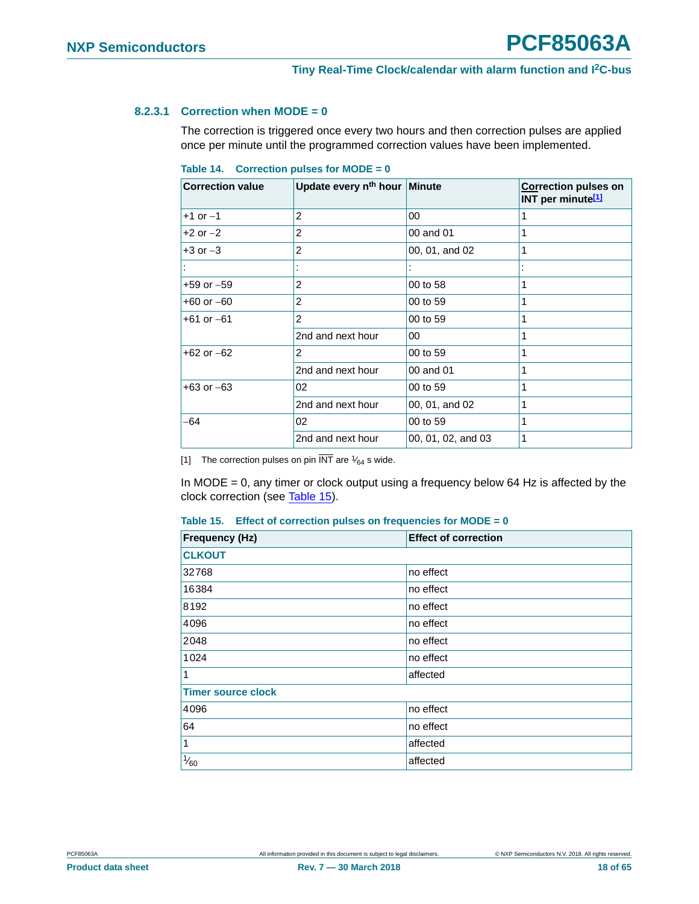#### 8.2.3.1 Correction when MODE = 0

The correction is triggered once every two hours and then correction pulses are applied once per minute until the programmed correction values have been implemented.

**Table 14. Correction pulses for MODE = 0**

| Correction value | Update every $n^{th}$ hour | Minute | Correction pulses on INT per minute[1] |
|---|---|---|---|
| +1 or −1 | 2 | 00 | 1 |
| +2 or −2 | 2 | 00 and 01 | 1 |
| +3 or −3 | 2 | 00, 01, and 02 | 1 |
| : | : | : | : |
| +59 or −59 | 2 | 00 to 58 | 1 |
| +60 or −60 | 2 | 00 to 59 | 1 |
| +61 or −61 | 2 | 00 to 59 | 1 |
| | 2nd and next hour | 00 | 1 |
| +62 or −62 | 2 | 00 to 59 | 1 |
| | 2nd and next hour | 00 and 01 | 1 |
| +63 or −63 | 02 | 00 to 59 | 1 |
| | 2nd and next hour | 00, 01, and 02 | 1 |
| −64 | 02 | 00 to 59 | 1 |
| | 2nd and next hour | 00, 01, 02, and 03 | 1 |

[1] The correction pulses on pin INT are $\frac{1}{64}$ s wide.

In MODE = 0, any timer or clock output using a frequency below 64 Hz is affected by the clock correction (see Table 15).

**Table 15. Effect of correction pulses on frequencies for MODE = 0**

| Frequency (Hz) | Effect of correction |
|---|---|
| **CLKOUT** | |
| 32768 | no effect |
| 16384 | no effect |
| 8192 | no effect |
| 4096 | no effect |
| 2048 | no effect |
| 1024 | no effect |
| 1 | affected |
| **Timer source clock** | |
| 4096 | no effect |
| 64 | no effect |
| 1 | affected |
| $\frac{1}{60}$ | affected |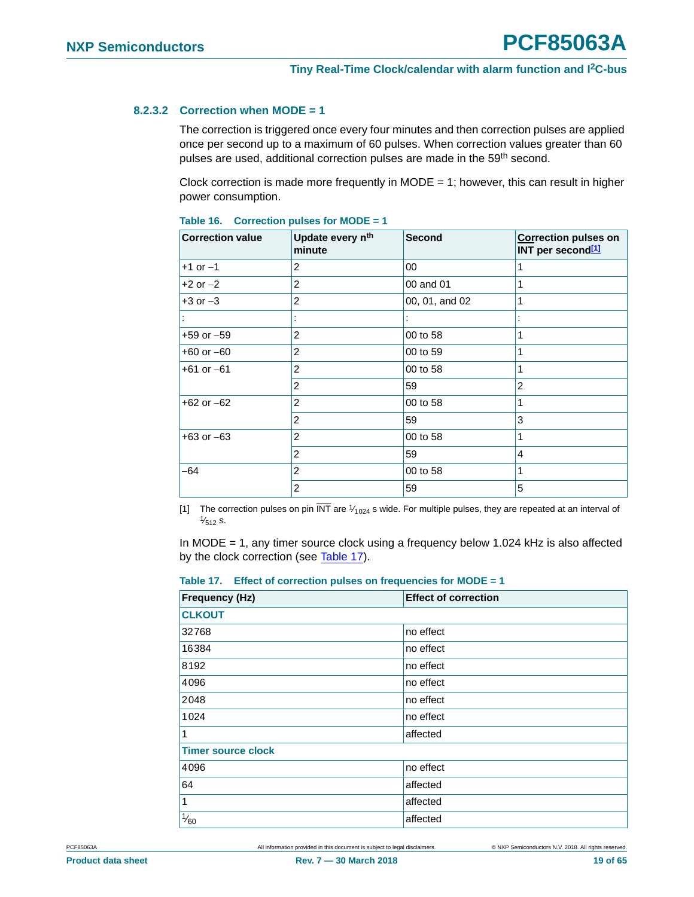#### 8.2.3.2 Correction when MODE = 1

The correction is triggered once every four minutes and then correction pulses are applied once per second up to a maximum of 60 pulses. When correction values greater than 60 pulses are used, additional correction pulses are made in the 59th second.

Clock correction is made more frequently in MODE = 1; however, this can result in higher power consumption.

**Table 16. Correction pulses for MODE = 1**

| Correction value | Update every nth minute | Second | Correction pulses on INT per second[1] |
|---|---|---|---|
| +1 or −1 | 2 | 00 | 1 |
| +2 or −2 | 2 | 00 and 01 | 1 |
| +3 or −3 | 2 | 00, 01, and 02 | 1 |
| : | : | : | : |
| +59 or −59 | 2 | 00 to 58 | 1 |
| +60 or −60 | 2 | 00 to 59 | 1 |
| +61 or −61 | 2 | 00 to 58 | 1 |
| | 2 | 59 | 2 |
| +62 or −62 | 2 | 00 to 58 | 1 |
| | 2 | 59 | 3 |
| +63 or −63 | 2 | 00 to 58 | 1 |
| | 2 | 59 | 4 |
| −64 | 2 | 00 to 58 | 1 |
| | 2 | 59 | 5 |

[1] The correction pulses on pin INT are $\frac{1}{1024}$ s wide. For multiple pulses, they are repeated at an interval of $\frac{1}{512}$ s.

In MODE = 1, any timer source clock using a frequency below 1.024 kHz is also affected by the clock correction (see Table 17).

**Table 17. Effect of correction pulses on frequencies for MODE = 1**

| Frequency (Hz) | Effect of correction |
|---|---|
| **CLKOUT** | |
| 32768 | no effect |
| 16384 | no effect |
| 8192 | no effect |
| 4096 | no effect |
| 2048 | no effect |
| 1024 | no effect |
| 1 | affected |
| **Timer source clock** | |
| 4096 | no effect |
| 64 | affected |
| 1 | affected |
| $\frac{1}{60}$ | affected |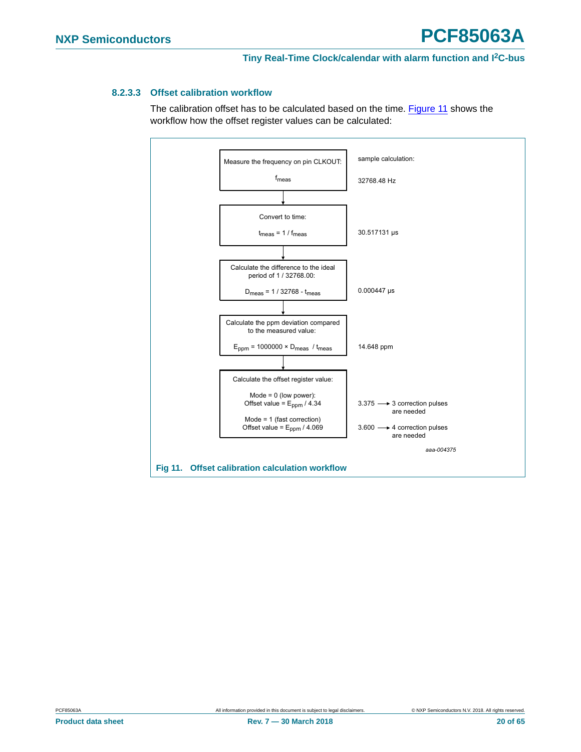#### 8.2.3.3 Offset calibration workflow

The calibration offset has to be calculated based on the time. Figure 11 shows the workflow how the offset register values can be calculated:

| Step | sample calculation: |
|---|---|
| Measure the frequency on pin CLKOUT: $f_{meas}$ | 32768.48 Hz |
| Convert to time: $t_{meas} = 1 / f_{meas}$ | 30.517131 μs |
| Calculate the difference to the ideal period of 1 / 32768.00: $D_{meas} = 1 / 32768 - t_{meas}$ | 0.000447 μs |
| Calculate the ppm deviation compared to the measured value: $E_{ppm} = 1000000 \times D_{meas} / t_{meas}$ | 14.648 ppm |
| Calculate the offset register value: Mode = 0 (low power): Offset value = $E_{ppm} / 4.34$ | 3.375 → 3 correction pulses are needed |
| Mode = 1 (fast correction): Offset value = $E_{ppm} / 4.069$ | 3.600 → 4 correction pulses are needed |

aaa-004375

**Fig 11. Offset calibration calculation workflow**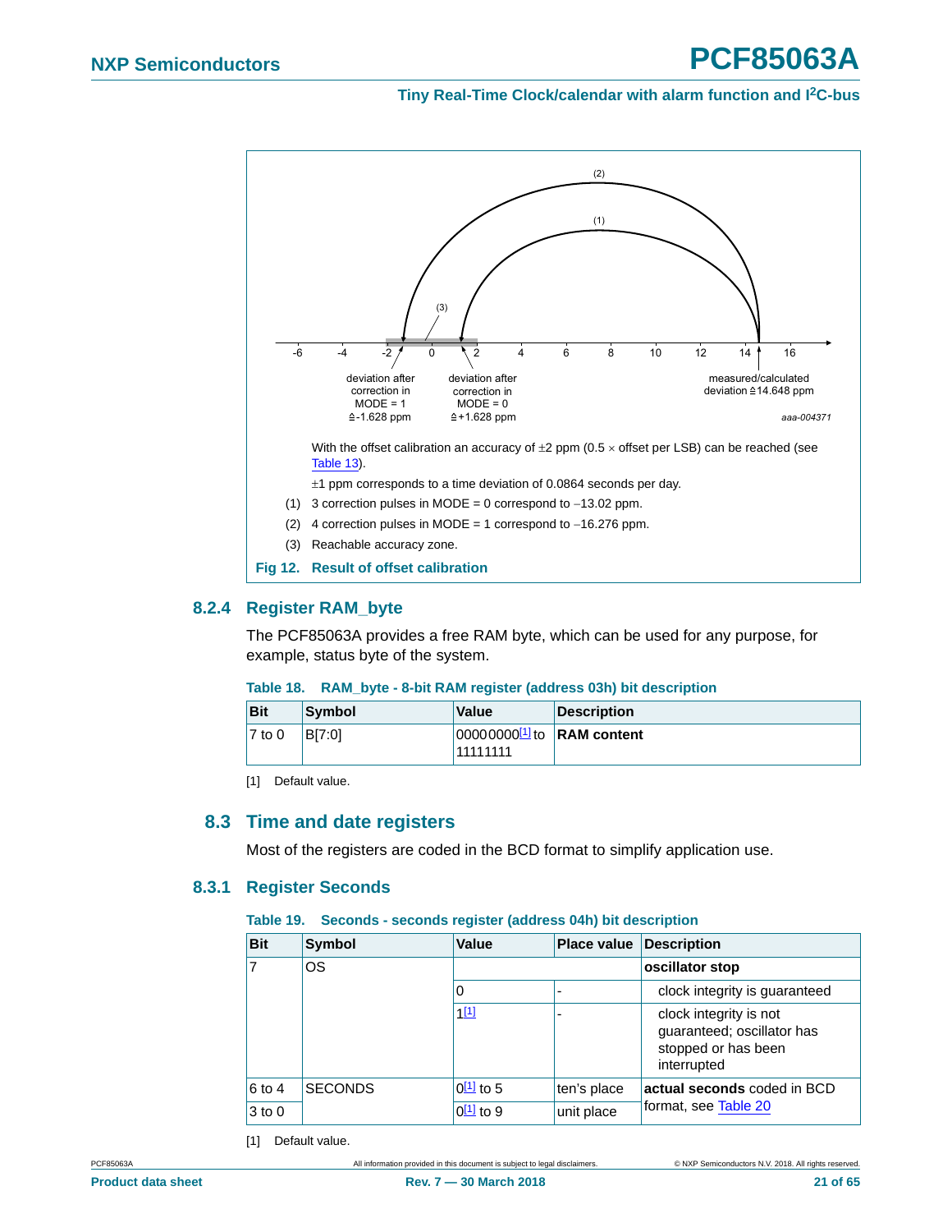(2)

(1)

(3)

-6 -4 -2 0 2 4 6 8 10 12 14 16

deviation after correction in MODE = 1 ≙-1.628 ppm

deviation after correction in MODE = 0 ≙+1.628 ppm

measured/calculated deviation ≙14.648 ppm

aaa-004371

With the offset calibration an accuracy of ±2 ppm (0.5 × offset per LSB) can be reached (see Table 13).

±1 ppm corresponds to a time deviation of 0.0864 seconds per day.

(1) 3 correction pulses in MODE = 0 correspond to −13.02 ppm.

(2) 4 correction pulses in MODE = 1 correspond to −16.276 ppm.

(3) Reachable accuracy zone.

**Fig 12. Result of offset calibration**

### 8.2.4 Register RAM_byte

The PCF85063A provides a free RAM byte, which can be used for any purpose, for example, status byte of the system.

**Table 18. RAM_byte - 8-bit RAM register (address 03h) bit description**

| Bit | Symbol | Value | Description |
|---|---|---|---|
| 7 to 0 | B[7:0] | 00000000[1] to 11111111 | **RAM content** |

[1] Default value.

## 8.3 Time and date registers

Most of the registers are coded in the BCD format to simplify application use.

### 8.3.1 Register Seconds

**Table 19. Seconds - seconds register (address 04h) bit description**

| Bit | Symbol | Value | Place value | Description |
|---|---|---|---|---|
| 7 | OS | | | **oscillator stop** |
| | | 0 | - | clock integrity is guaranteed |
| | | 1[1] | - | clock integrity is not guaranteed; oscillator has stopped or has been interrupted |
| 6 to 4 | SECONDS | 0[1] to 5 | ten's place | **actual seconds** coded in BCD format, see Table 20 |
| 3 to 0 | | 0[1] to 9 | unit place | |

[1] Default value.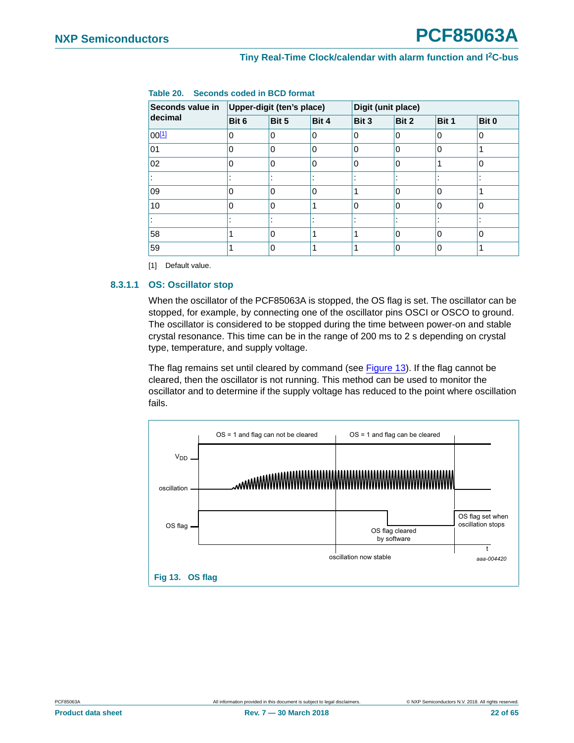Table 20. Seconds coded in BCD format

| Seconds value in decimal | Upper-digit (ten's place) | | | Digit (unit place) | | | |
|---|---|---|---|---|---|---|---|
| | Bit 6 | Bit 5 | Bit 4 | Bit 3 | Bit 2 | Bit 1 | Bit 0 |
| 00[1] | 0 | 0 | 0 | 0 | 0 | 0 | 0 |
| 01 | 0 | 0 | 0 | 0 | 0 | 0 | 1 |
| 02 | 0 | 0 | 0 | 0 | 0 | 1 | 0 |
| : | : | : | : | : | : | : | : |
| 09 | 0 | 0 | 0 | 1 | 0 | 0 | 1 |
| 10 | 0 | 0 | 1 | 0 | 0 | 0 | 0 |
| : | : | : | : | : | : | : | : |
| 58 | 1 | 0 | 1 | 1 | 0 | 0 | 0 |
| 59 | 1 | 0 | 1 | 1 | 0 | 0 | 1 |

[1] Default value.

#### 8.3.1.1 OS: Oscillator stop

When the oscillator of the PCF85063A is stopped, the OS flag is set. The oscillator can be stopped, for example, by connecting one of the oscillator pins OSCI or OSCO to ground. The oscillator is considered to be stopped during the time between power-on and stable crystal resonance. This time can be in the range of 200 ms to 2 s depending on crystal type, temperature, and supply voltage.

The flag remains set until cleared by command (see Figure 13). If the flag cannot be cleared, then the oscillator is not running. This method can be used to monitor the oscillator and to determine if the supply voltage has reduced to the point where oscillation fails.

Fig 13. OS flag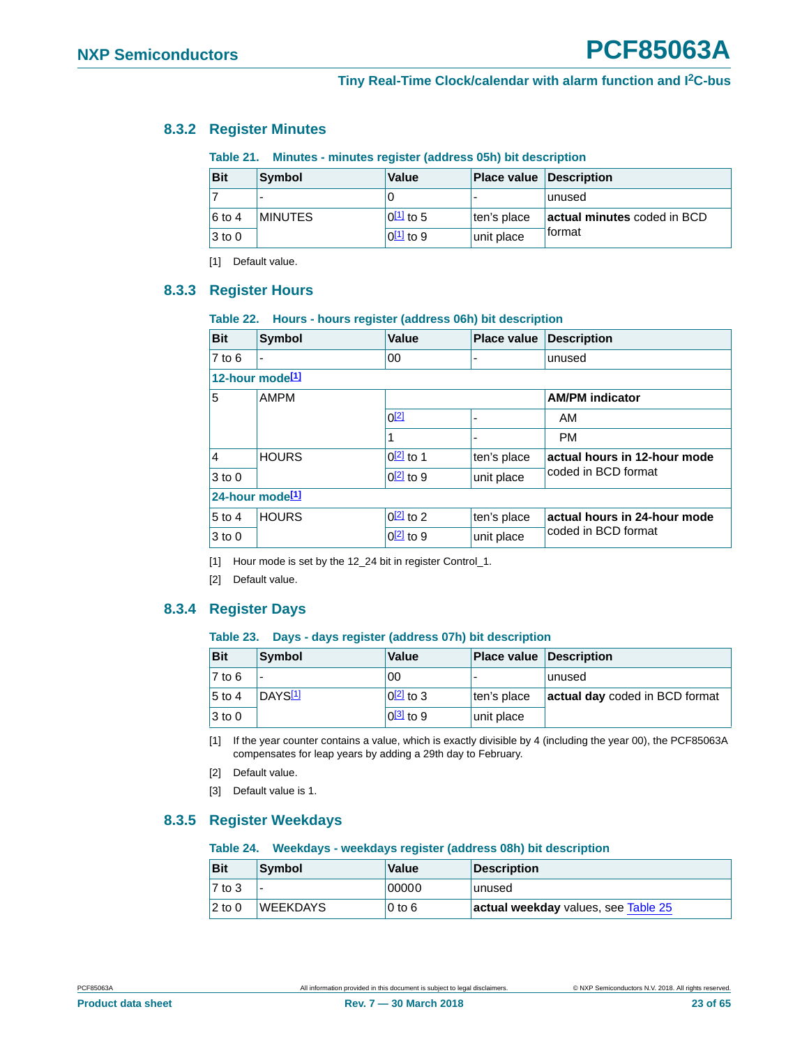### 8.3.2 Register Minutes

**Table 21. Minutes - minutes register (address 05h) bit description**

| Bit | Symbol | Value | Place value | Description |
|---|---|---|---|---|
| 7 | - | 0 | - | unused |
| 6 to 4 | MINUTES | 0[1] to 5 | ten's place | **actual minutes** coded in BCD format |
| 3 to 0 | | 0[1] to 9 | unit place | |

[1] Default value.

### 8.3.3 Register Hours

**Table 22. Hours - hours register (address 06h) bit description**

| Bit | Symbol | Value | Place value | Description |
|---|---|---|---|---|
| 7 to 6 | - | 00 | - | unused |
| **12-hour mode[1]** | | | | |
| 5 | AMPM | | | **AM/PM indicator** |
| | | 0[2] | - | AM |
| | | 1 | - | PM |
| 4 | HOURS | 0[2] to 1 | ten's place | **actual hours in 12-hour mode** coded in BCD format |
| 3 to 0 | | 0[2] to 9 | unit place | |
| **24-hour mode[1]** | | | | |
| 5 to 4 | HOURS | 0[2] to 2 | ten's place | **actual hours in 24-hour mode** coded in BCD format |
| 3 to 0 | | 0[2] to 9 | unit place | |

[1] Hour mode is set by the 12_24 bit in register Control_1.

[2] Default value.

### 8.3.4 Register Days

**Table 23. Days - days register (address 07h) bit description**

| Bit | Symbol | Value | Place value | Description |
|---|---|---|---|---|
| 7 to 6 | - | 00 | - | unused |
| 5 to 4 | DAYS[1] | 0[2] to 3 | ten's place | **actual day** coded in BCD format |
| 3 to 0 | | 0[3] to 9 | unit place | |

[1] If the year counter contains a value, which is exactly divisible by 4 (including the year 00), the PCF85063A compensates for leap years by adding a 29th day to February.

[2] Default value.

[3] Default value is 1.

### 8.3.5 Register Weekdays

**Table 24. Weekdays - weekdays register (address 08h) bit description**

| Bit | Symbol | Value | Description |
|---|---|---|---|
| 7 to 3 | - | 00000 | unused |
| 2 to 0 | WEEKDAYS | 0 to 6 | **actual weekday** values, see Table 25 |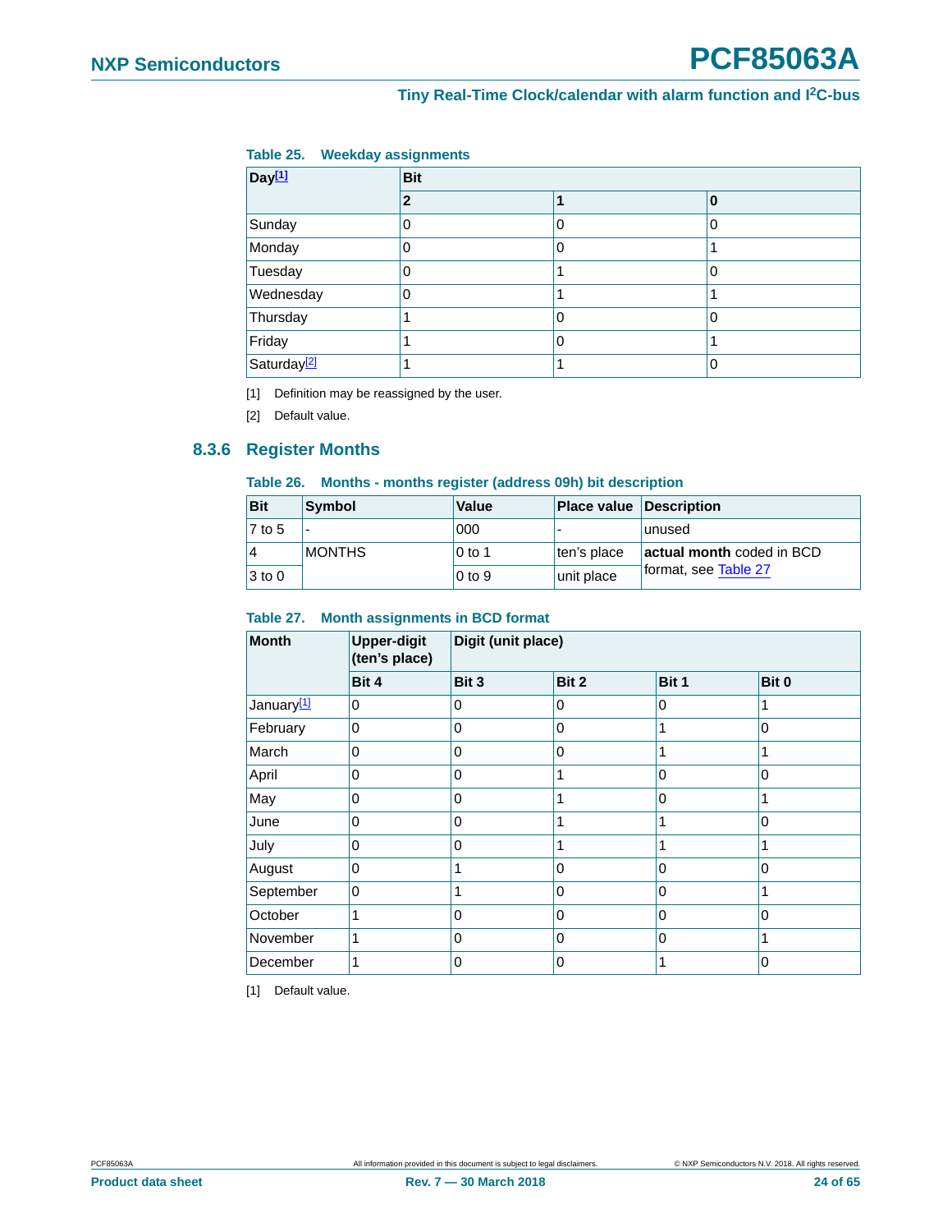**Table 25. Weekday assignments**

| Day[1] | Bit | | |
|---|---|---|---|
| | 2 | 1 | 0 |
| Sunday | 0 | 0 | 0 |
| Monday | 0 | 0 | 1 |
| Tuesday | 0 | 1 | 0 |
| Wednesday | 0 | 1 | 1 |
| Thursday | 1 | 0 | 0 |
| Friday | 1 | 0 | 1 |
| Saturday[2] | 1 | 1 | 0 |

[1] Definition may be reassigned by the user.

[2] Default value.

### 8.3.6 Register Months

**Table 26. Months - months register (address 09h) bit description**

| Bit | Symbol | Value | Place value | Description |
|---|---|---|---|---|
| 7 to 5 | - | 000 | - | unused |
| 4 | MONTHS | 0 to 1 | ten's place | **actual month** coded in BCD format, see Table 27 |
| 3 to 0 | | 0 to 9 | unit place | |

**Table 27. Month assignments in BCD format**

| Month | Upper-digit (ten's place) | Digit (unit place) | | | |
|---|---|---|---|---|---|
| | Bit 4 | Bit 3 | Bit 2 | Bit 1 | Bit 0 |
| January[1] | 0 | 0 | 0 | 0 | 1 |
| February | 0 | 0 | 0 | 1 | 0 |
| March | 0 | 0 | 0 | 1 | 1 |
| April | 0 | 0 | 1 | 0 | 0 |
| May | 0 | 0 | 1 | 0 | 1 |
| June | 0 | 0 | 1 | 1 | 0 |
| July | 0 | 0 | 1 | 1 | 1 |
| August | 0 | 1 | 0 | 0 | 0 |
| September | 0 | 1 | 0 | 0 | 1 |
| October | 1 | 0 | 0 | 0 | 0 |
| November | 1 | 0 | 0 | 0 | 1 |
| December | 1 | 0 | 0 | 1 | 0 |

[1] Default value.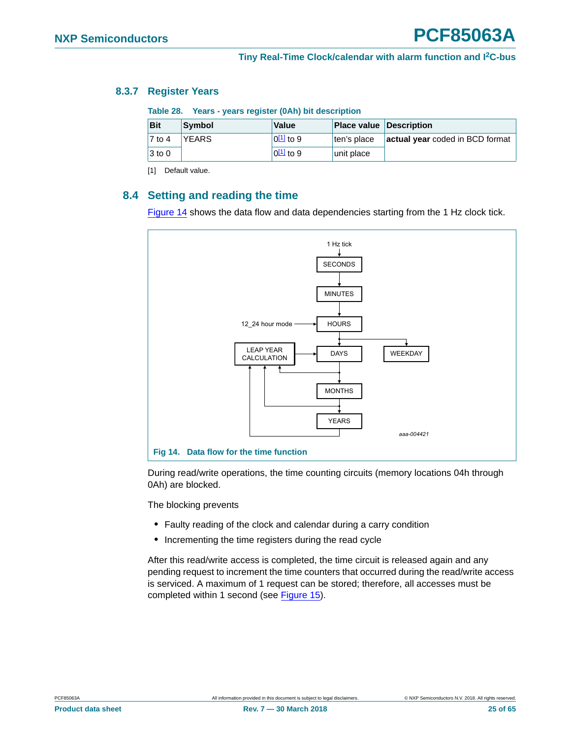### 8.3.7 Register Years

Table 28. Years - years register (0Ah) bit description

| Bit | Symbol | Value | Place value | Description |
|---|---|---|---|---|
| 7 to 4 | YEARS | 0[1] to 9 | ten's place | **actual year** coded in BCD format |
| 3 to 0 | | 0[1] to 9 | unit place | |

[1] Default value.

## 8.4 Setting and reading the time

Figure 14 shows the data flow and data dependencies starting from the 1 Hz clock tick.

Fig 14. Data flow for the time function

During read/write operations, the time counting circuits (memory locations 04h through 0Ah) are blocked.

The blocking prevents

- Faulty reading of the clock and calendar during a carry condition
- Incrementing the time registers during the read cycle

After this read/write access is completed, the time circuit is released again and any pending request to increment the time counters that occurred during the read/write access is serviced. A maximum of 1 request can be stored; therefore, all accesses must be completed within 1 second (see Figure 15).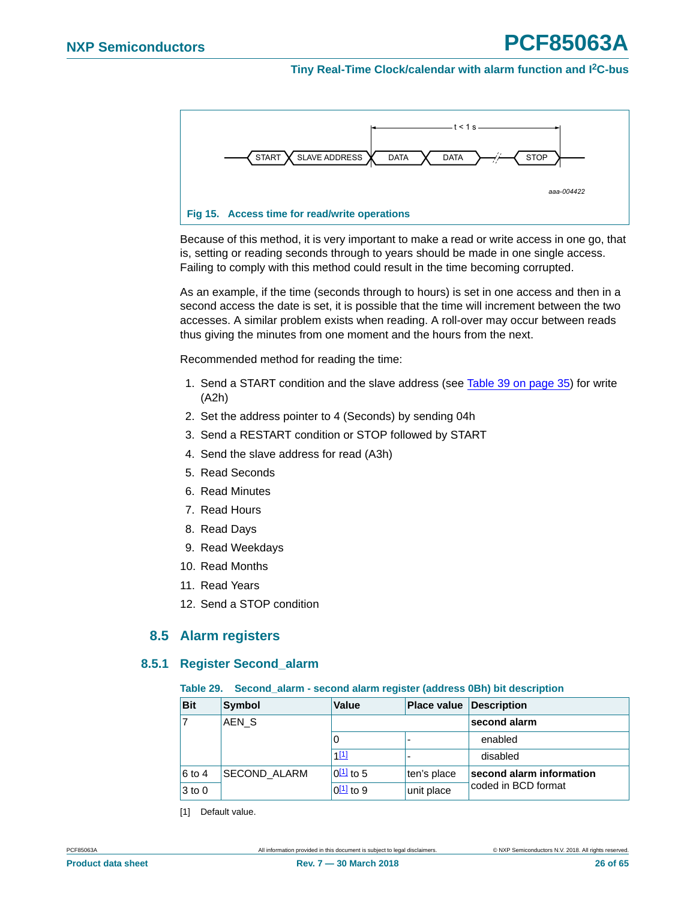Fig 15. Access time for read/write operations

Because of this method, it is very important to make a read or write access in one go, that is, setting or reading seconds through to years should be made in one single access. Failing to comply with this method could result in the time becoming corrupted.

As an example, if the time (seconds through to hours) is set in one access and then in a second access the date is set, it is possible that the time will increment between the two accesses. A similar problem exists when reading. A roll-over may occur between reads thus giving the minutes from one moment and the hours from the next.

Recommended method for reading the time:

1. Send a START condition and the slave address (see Table 39 on page 35) for write (A2h)
2. Set the address pointer to 4 (Seconds) by sending 04h
3. Send a RESTART condition or STOP followed by START
4. Send the slave address for read (A3h)
5. Read Seconds
6. Read Minutes
7. Read Hours
8. Read Days
9. Read Weekdays
10. Read Months
11. Read Years
12. Send a STOP condition

## 8.5 Alarm registers

### 8.5.1 Register Second_alarm

**Table 29. Second_alarm - second alarm register (address 0Bh) bit description**

| Bit | Symbol | Value | Place value | Description |
|---|---|---|---|---|
| 7 | AEN_S | | | **second alarm** |
| | | 0 | - | enabled |
| | | 1[1] | - | disabled |
| 6 to 4 | SECOND_ALARM | 0[1] to 5 | ten's place | **second alarm information** coded in BCD format |
| 3 to 0 | | 0[1] to 9 | unit place | |

[1] Default value.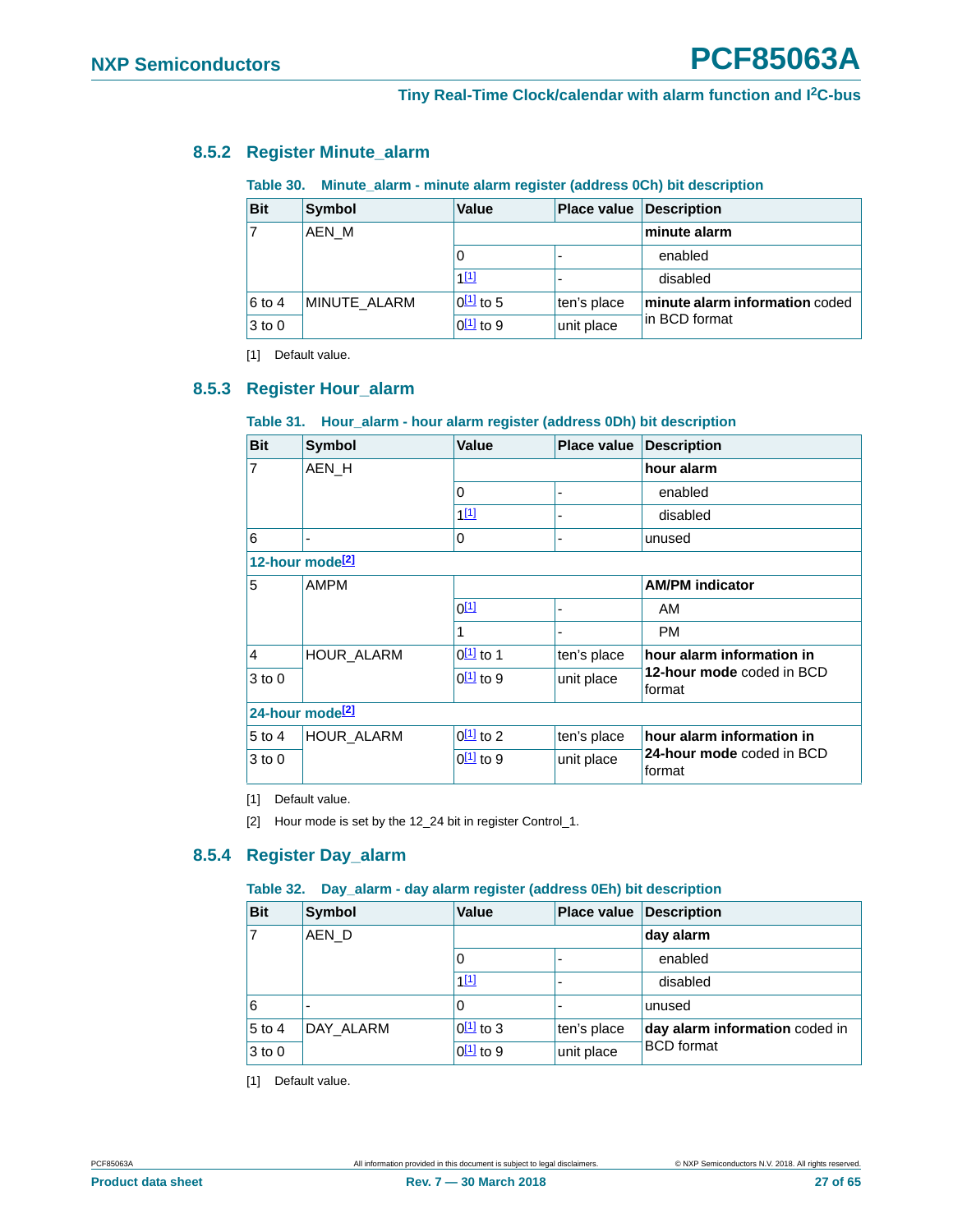### 8.5.2 Register Minute_alarm

Table 30. Minute_alarm - minute alarm register (address 0Ch) bit description

| Bit | Symbol | Value | Place value | Description |
|---|---|---|---|---|
| 7 | AEN_M | | | **minute alarm** |
| | | 0 | - | enabled |
| | | 1[1] | - | disabled |
| 6 to 4 | MINUTE_ALARM | 0[1] to 5 | ten's place | **minute alarm information** coded in BCD format |
| 3 to 0 | | 0[1] to 9 | unit place | |

[1] Default value.

### 8.5.3 Register Hour_alarm

Table 31. Hour_alarm - hour alarm register (address 0Dh) bit description

| Bit | Symbol | Value | Place value | Description |
|---|---|---|---|---|
| 7 | AEN_H | | | **hour alarm** |
| | | 0 | - | enabled |
| | | 1[1] | - | disabled |
| 6 | - | 0 | - | unused |
| **12-hour mode[2]** | | | | |
| 5 | AMPM | | | **AM/PM indicator** |
| | | 0[1] | - | AM |
| | | 1 | - | PM |
| 4 | HOUR_ALARM | 0[1] to 1 | ten's place | **hour alarm information in 12-hour mode** coded in BCD format |
| 3 to 0 | | 0[1] to 9 | unit place | |
| **24-hour mode[2]** | | | | |
| 5 to 4 | HOUR_ALARM | 0[1] to 2 | ten's place | **hour alarm information in 24-hour mode** coded in BCD format |
| 3 to 0 | | 0[1] to 9 | unit place | |

[1] Default value.

[2] Hour mode is set by the 12_24 bit in register Control_1.

### 8.5.4 Register Day_alarm

Table 32. Day_alarm - day alarm register (address 0Eh) bit description

| Bit | Symbol | Value | Place value | Description |
|---|---|---|---|---|
| 7 | AEN_D | | | **day alarm** |
| | | 0 | - | enabled |
| | | 1[1] | - | disabled |
| 6 | - | 0 | - | unused |
| 5 to 4 | DAY_ALARM | 0[1] to 3 | ten's place | **day alarm information** coded in BCD format |
| 3 to 0 | | 0[1] to 9 | unit place | |

[1] Default value.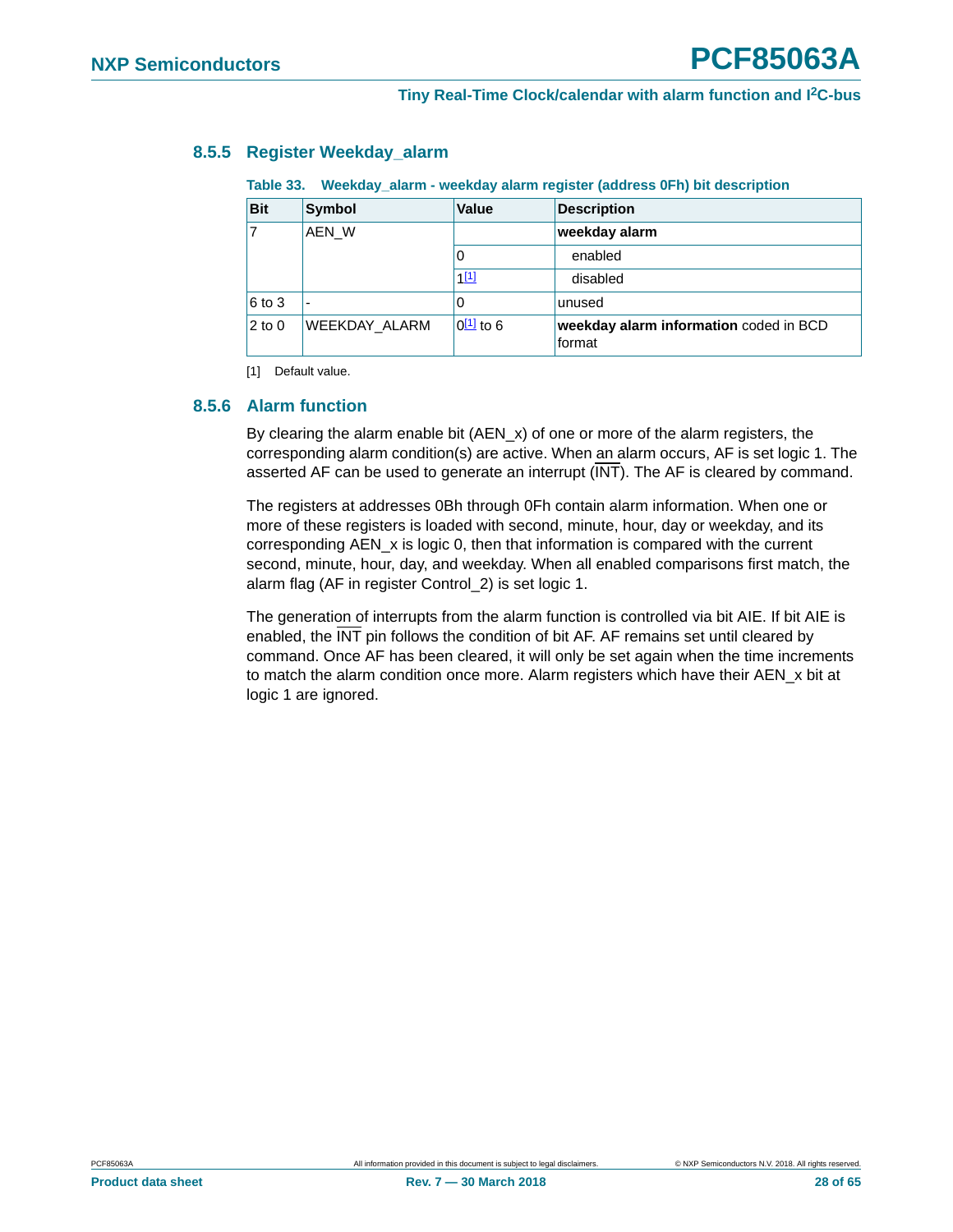### 8.5.5 Register Weekday_alarm

**Table 33. Weekday_alarm - weekday alarm register (address 0Fh) bit description**

| Bit | Symbol | Value | Description |
|---|---|---|---|
| 7 | AEN_W | | **weekday alarm** |
| | | 0 | enabled |
| | | 1[1] | disabled |
| 6 to 3 | - | 0 | unused |
| 2 to 0 | WEEKDAY_ALARM | 0[1] to 6 | **weekday alarm information** coded in BCD format |

[1] Default value.

### 8.5.6 Alarm function

By clearing the alarm enable bit (AEN_x) of one or more of the alarm registers, the corresponding alarm condition(s) are active. When an alarm occurs, AF is set logic 1. The asserted AF can be used to generate an interrupt ($\overline{\text{INT}}$). The AF is cleared by command.

The registers at addresses 0Bh through 0Fh contain alarm information. When one or more of these registers is loaded with second, minute, hour, day or weekday, and its corresponding AEN_x is logic 0, then that information is compared with the current second, minute, hour, day, and weekday. When all enabled comparisons first match, the alarm flag (AF in register Control_2) is set logic 1.

The generation of interrupts from the alarm function is controlled via bit AIE. If bit AIE is enabled, the $\overline{\text{INT}}$ pin follows the condition of bit AF. AF remains set until cleared by command. Once AF has been cleared, it will only be set again when the time increments to match the alarm condition once more. Alarm registers which have their AEN_x bit at logic 1 are ignored.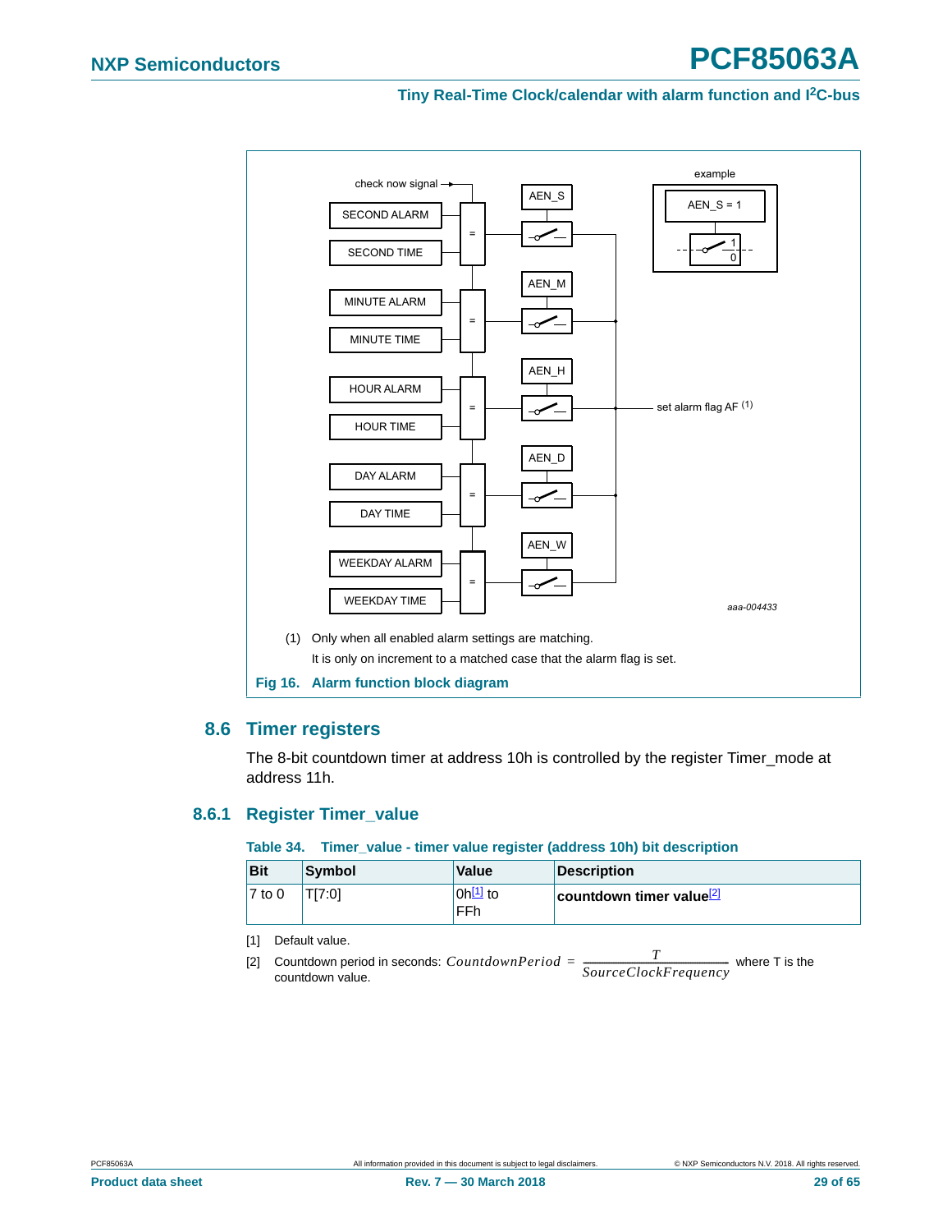(1) Only when all enabled alarm settings are matching.

It is only on increment to a matched case that the alarm flag is set.

**Fig 16. Alarm function block diagram**

## 8.6 Timer registers

The 8-bit countdown timer at address 10h is controlled by the register Timer_mode at address 11h.

### 8.6.1 Register Timer_value

**Table 34. Timer_value - timer value register (address 10h) bit description**

| Bit | Symbol | Value | Description |
|---|---|---|---|
| 7 to 0 | T[7:0] | 0h[1] to FFh | **countdown timer value**[2] |

[1] Default value.

[2] Countdown period in seconds: $CountdownPeriod = \frac{T}{SourceClockFrequency}$ where T is the countdown value.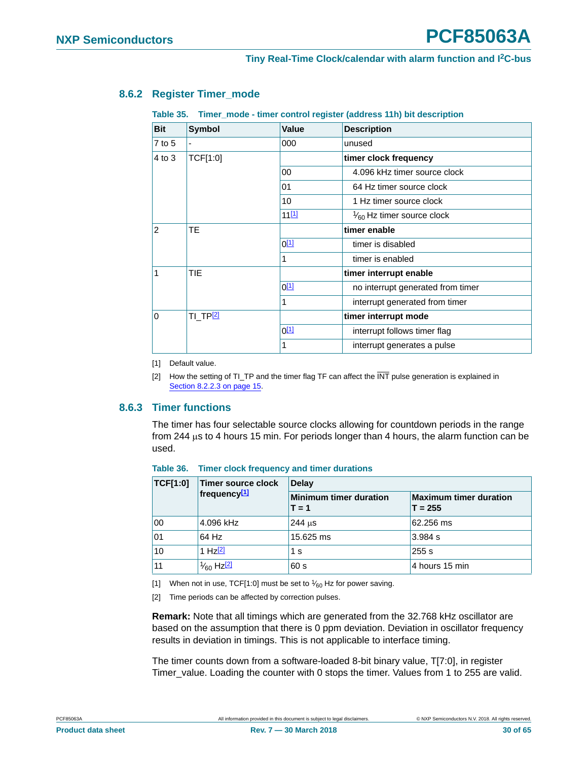### 8.6.2 Register Timer_mode

**Table 35. Timer_mode - timer control register (address 11h) bit description**

| Bit | Symbol | Value | Description |
|---|---|---|---|
| 7 to 5 | - | 000 | unused |
| 4 to 3 | TCF[1:0] | | **timer clock frequency** |
| | | 00 | 4.096 kHz timer source clock |
| | | 01 | 64 Hz timer source clock |
| | | 10 | 1 Hz timer source clock |
| | | 11[1] | $\frac{1}{60}$ Hz timer source clock |
| 2 | TE | | **timer enable** |
| | | 0[1] | timer is disabled |
| | | 1 | timer is enabled |
| 1 | TIE | | **timer interrupt enable** |
| | | 0[1] | no interrupt generated from timer |
| | | 1 | interrupt generated from timer |
| 0 | TI_TP[2] | | **timer interrupt mode** |
| | | 0[1] | interrupt follows timer flag |
| | | 1 | interrupt generates a pulse |

[1] Default value.

[2] How the setting of TI_TP and the timer flag TF can affect the $\overline{INT}$ pulse generation is explained in Section 8.2.2.3 on page 15.

### 8.6.3 Timer functions

The timer has four selectable source clocks allowing for countdown periods in the range from 244 μs to 4 hours 15 min. For periods longer than 4 hours, the alarm function can be used.

**Table 36. Timer clock frequency and timer durations**

| TCF[1:0] | Timer source clock frequency[1] | Delay | |
|---|---|---|---|
| | | Minimum timer duration T = 1 | Maximum timer duration T = 255 |
| 00 | 4.096 kHz | 244 μs | 62.256 ms |
| 01 | 64 Hz | 15.625 ms | 3.984 s |
| 10 | 1 Hz[2] | 1 s | 255 s |
| 11 | $\frac{1}{60}$ Hz[2] | 60 s | 4 hours 15 min |

[1] When not in use, TCF[1:0] must be set to $\frac{1}{60}$ Hz for power saving.

[2] Time periods can be affected by correction pulses.

**Remark:** Note that all timings which are generated from the 32.768 kHz oscillator are based on the assumption that there is 0 ppm deviation. Deviation in oscillator frequency results in deviation in timings. This is not applicable to interface timing.

The timer counts down from a software-loaded 8-bit binary value, T[7:0], in register Timer_value. Loading the counter with 0 stops the timer. Values from 1 to 255 are valid.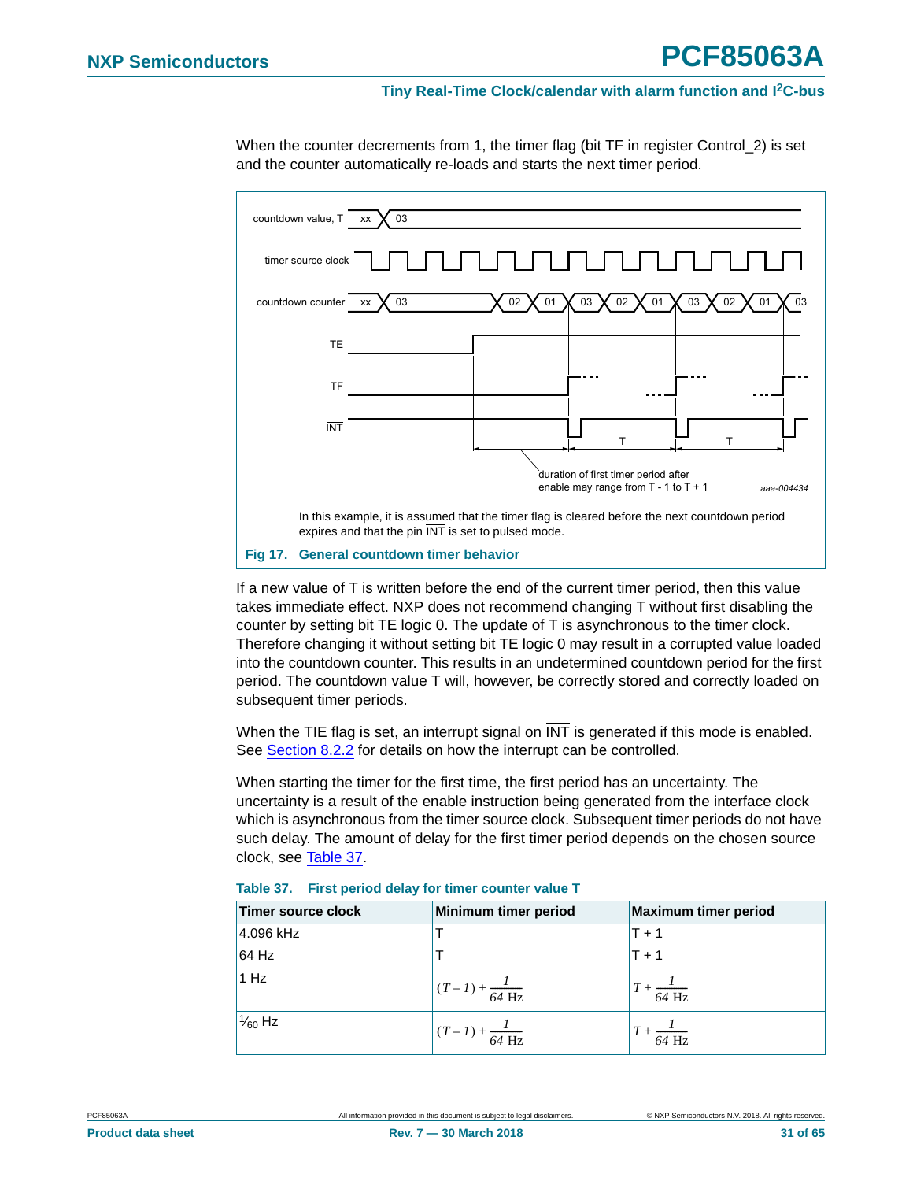When the counter decrements from 1, the timer flag (bit TF in register Control_2) is set and the counter automatically re-loads and starts the next timer period.

In this example, it is assumed that the timer flag is cleared before the next countdown period expires and that the pin $\overline{\text{INT}}$ is set to pulsed mode.

**Fig 17. General countdown timer behavior**

If a new value of T is written before the end of the current timer period, then this value takes immediate effect. NXP does not recommend changing T without first disabling the counter by setting bit TE logic 0. The update of T is asynchronous to the timer clock. Therefore changing it without setting bit TE logic 0 may result in a corrupted value loaded into the countdown counter. This results in an undetermined countdown period for the first period. The countdown value T will, however, be correctly stored and correctly loaded on subsequent timer periods.

When the TIE flag is set, an interrupt signal on $\overline{\text{INT}}$ is generated if this mode is enabled. See Section 8.2.2 for details on how the interrupt can be controlled.

When starting the timer for the first time, the first period has an uncertainty. The uncertainty is a result of the enable instruction being generated from the interface clock which is asynchronous from the timer source clock. Subsequent timer periods do not have such delay. The amount of delay for the first timer period depends on the chosen source clock, see Table 37.

**Table 37. First period delay for timer counter value T**

| Timer source clock | Minimum timer period | Maximum timer period |
|---|---|---|
| 4.096 kHz | T | T + 1 |
| 64 Hz | T | T + 1 |
| 1 Hz | $(T-1) + \frac{1}{64\ \text{Hz}}$ | $T + \frac{1}{64\ \text{Hz}}$ |
| $\frac{1}{60}$ Hz | $(T-1) + \frac{1}{64\ \text{Hz}}$ | $T + \frac{1}{64\ \text{Hz}}$ |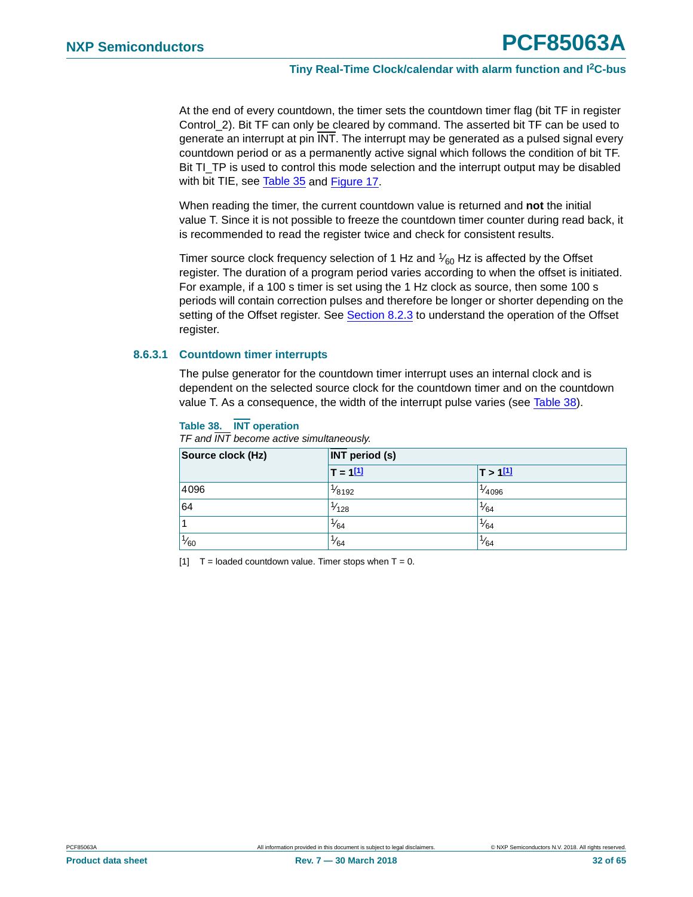At the end of every countdown, the timer sets the countdown timer flag (bit TF in register Control_2). Bit TF can only be cleared by command. The asserted bit TF can be used to generate an interrupt at pin $\overline{INT}$. The interrupt may be generated as a pulsed signal every countdown period or as a permanently active signal which follows the condition of bit TF. Bit TI_TP is used to control this mode selection and the interrupt output may be disabled with bit TIE, see Table 35 and Figure 17.

When reading the timer, the current countdown value is returned and **not** the initial value T. Since it is not possible to freeze the countdown timer counter during read back, it is recommended to read the register twice and check for consistent results.

Timer source clock frequency selection of 1 Hz and $\frac{1}{60}$ Hz is affected by the Offset register. The duration of a program period varies according to when the offset is initiated. For example, if a 100 s timer is set using the 1 Hz clock as source, then some 100 s periods will contain correction pulses and therefore be longer or shorter depending on the setting of the Offset register. See Section 8.2.3 to understand the operation of the Offset register.

#### 8.6.3.1 Countdown timer interrupts

The pulse generator for the countdown timer interrupt uses an internal clock and is dependent on the selected source clock for the countdown timer and on the countdown value T. As a consequence, the width of the interrupt pulse varies (see Table 38).

**Table 38. $\overline{INT}$ operation**

*TF and $\overline{INT}$ become active simultaneously.*

| Source clock (Hz) | $\overline{INT}$ period (s) | |
|---|---|---|
| | T = 1[1] | T > 1[1] |
| 4096 | $\frac{1}{8192}$ | $\frac{1}{4096}$ |
| 64 | $\frac{1}{128}$ | $\frac{1}{64}$ |
| 1 | $\frac{1}{64}$ | $\frac{1}{64}$ |
| $\frac{1}{60}$ | $\frac{1}{64}$ | $\frac{1}{64}$ |

[1] T = loaded countdown value. Timer stops when T = 0.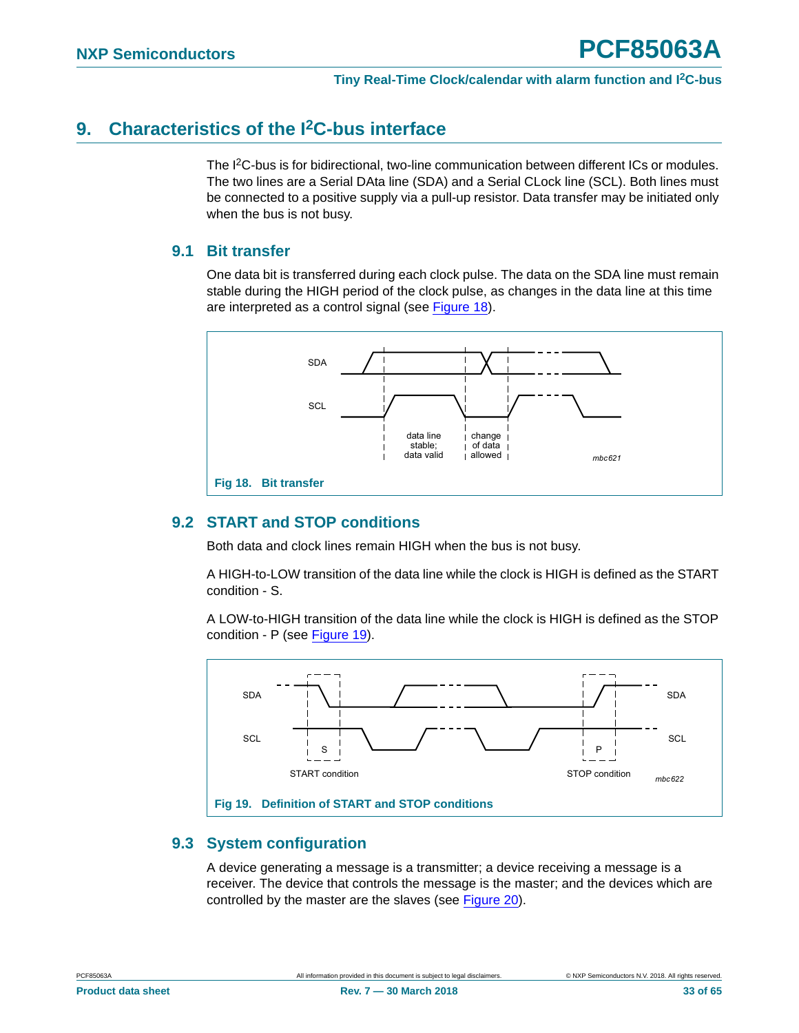## 9. Characteristics of the I²C-bus interface

The I²C-bus is for bidirectional, two-line communication between different ICs or modules. The two lines are a Serial DAta line (SDA) and a Serial CLock line (SCL). Both lines must be connected to a positive supply via a pull-up resistor. Data transfer may be initiated only when the bus is not busy.

### 9.1 Bit transfer

One data bit is transferred during each clock pulse. The data on the SDA line must remain stable during the HIGH period of the clock pulse, as changes in the data line at this time are interpreted as a control signal (see Figure 18).

SDA
SCL
data line stable; data valid
change of data allowed
mbc621

**Fig 18. Bit transfer**

### 9.2 START and STOP conditions

Both data and clock lines remain HIGH when the bus is not busy.

A HIGH-to-LOW transition of the data line while the clock is HIGH is defined as the START condition - S.

A LOW-to-HIGH transition of the data line while the clock is HIGH is defined as the STOP condition - P (see Figure 19).

SDA SDA
SCL SCL
S P
START condition STOP condition
mbc622

**Fig 19. Definition of START and STOP conditions**

### 9.3 System configuration

A device generating a message is a transmitter; a device receiving a message is a receiver. The device that controls the message is the master; and the devices which are controlled by the master are the slaves (see Figure 20).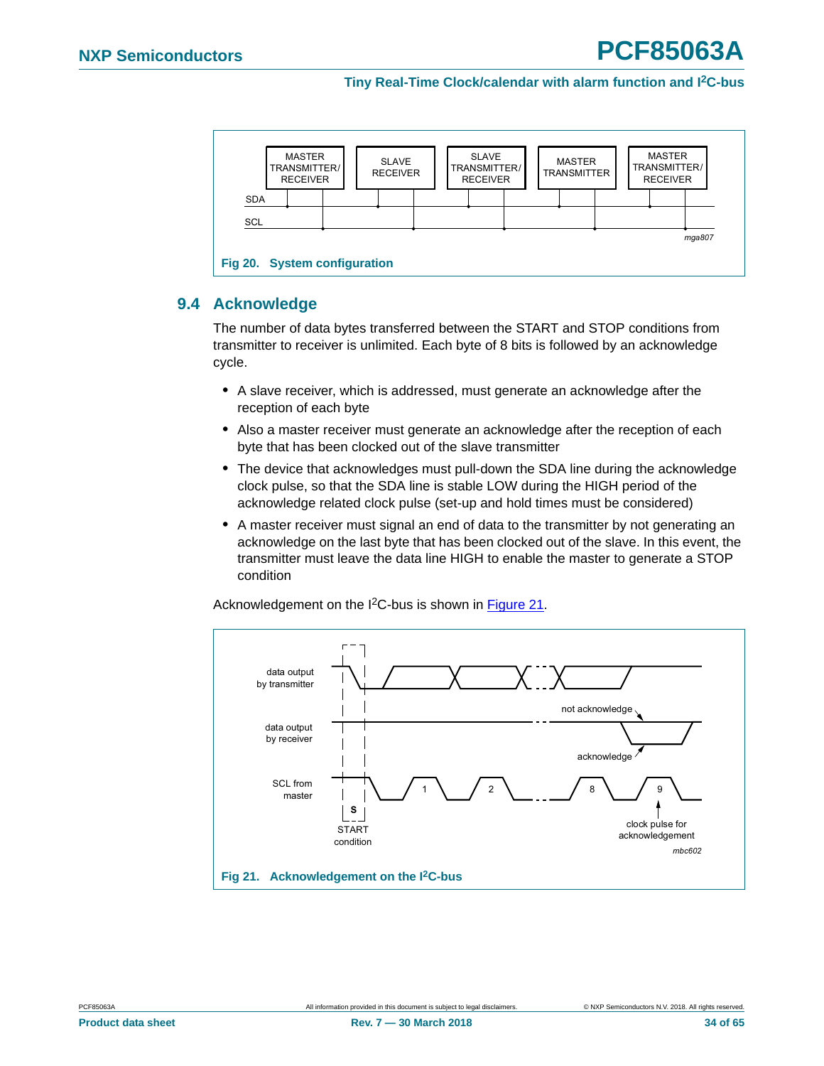Fig 20. System configuration

## 9.4 Acknowledge

The number of data bytes transferred between the START and STOP conditions from transmitter to receiver is unlimited. Each byte of 8 bits is followed by an acknowledge cycle.

- A slave receiver, which is addressed, must generate an acknowledge after the reception of each byte
- Also a master receiver must generate an acknowledge after the reception of each byte that has been clocked out of the slave transmitter
- The device that acknowledges must pull-down the SDA line during the acknowledge clock pulse, so that the SDA line is stable LOW during the HIGH period of the acknowledge related clock pulse (set-up and hold times must be considered)
- A master receiver must signal an end of data to the transmitter by not generating an acknowledge on the last byte that has been clocked out of the slave. In this event, the transmitter must leave the data line HIGH to enable the master to generate a STOP condition

Acknowledgement on the I²C-bus is shown in Figure 21.

Fig 21. Acknowledgement on the I²C-bus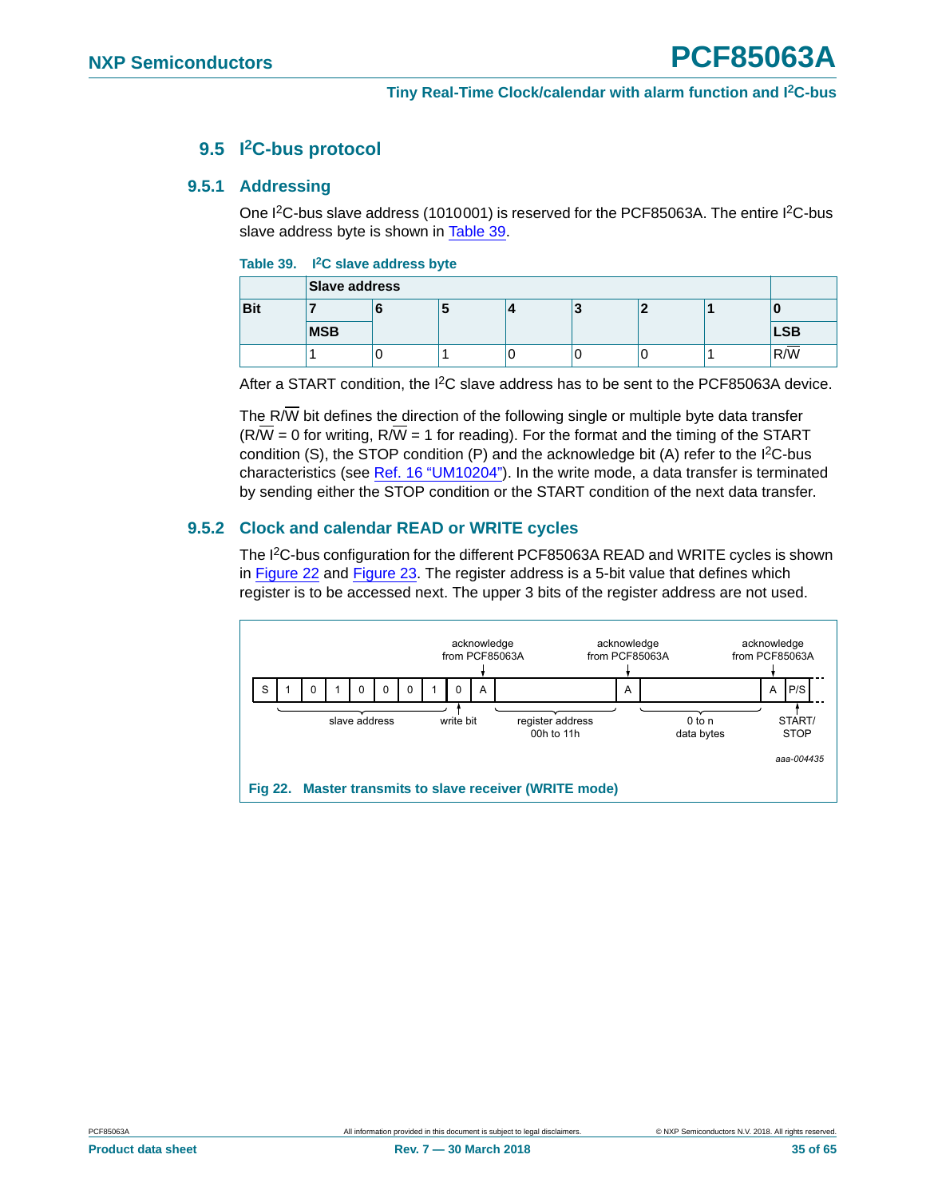## 9.5 I²C-bus protocol

### 9.5.1 Addressing

One I²C-bus slave address (1010001) is reserved for the PCF85063A. The entire I²C-bus slave address byte is shown in Table 39.

**Table 39. I²C slave address byte**

| | Slave address | | | | | | | |
|---|---|---|---|---|---|---|---|---|
| **Bit** | **7** | **6** | **5** | **4** | **3** | **2** | **1** | **0** |
| | **MSB** | | | | | | | **LSB** |
| | 1 | 0 | 1 | 0 | 0 | 0 | 1 | R/$\overline{W}$ |

After a START condition, the I²C slave address has to be sent to the PCF85063A device.

The R/$\overline{W}$ bit defines the direction of the following single or multiple byte data transfer (R/$\overline{W}$ = 0 for writing, R/$\overline{W}$ = 1 for reading). For the format and the timing of the START condition (S), the STOP condition (P) and the acknowledge bit (A) refer to the I²C-bus characteristics (see Ref. 16 "UM10204"). In the write mode, a data transfer is terminated by sending either the STOP condition or the START condition of the next data transfer.

### 9.5.2 Clock and calendar READ or WRITE cycles

The I²C-bus configuration for the different PCF85063A READ and WRITE cycles is shown in Figure 22 and Figure 23. The register address is a 5-bit value that defines which register is to be accessed next. The upper 3 bits of the register address are not used.

| S | 1 | 0 | 1 | 0 | 0 | 0 | 1 | 0 | A | | A | | A | P/S |
|---|---|---|---|---|---|---|---|---|---|---|---|---|---|---|

slave address; write bit; acknowledge from PCF85063A; register address 00h to 11h; acknowledge from PCF85063A; 0 to n data bytes; acknowledge from PCF85063A; START/STOP

aaa-004435

**Fig 22. Master transmits to slave receiver (WRITE mode)**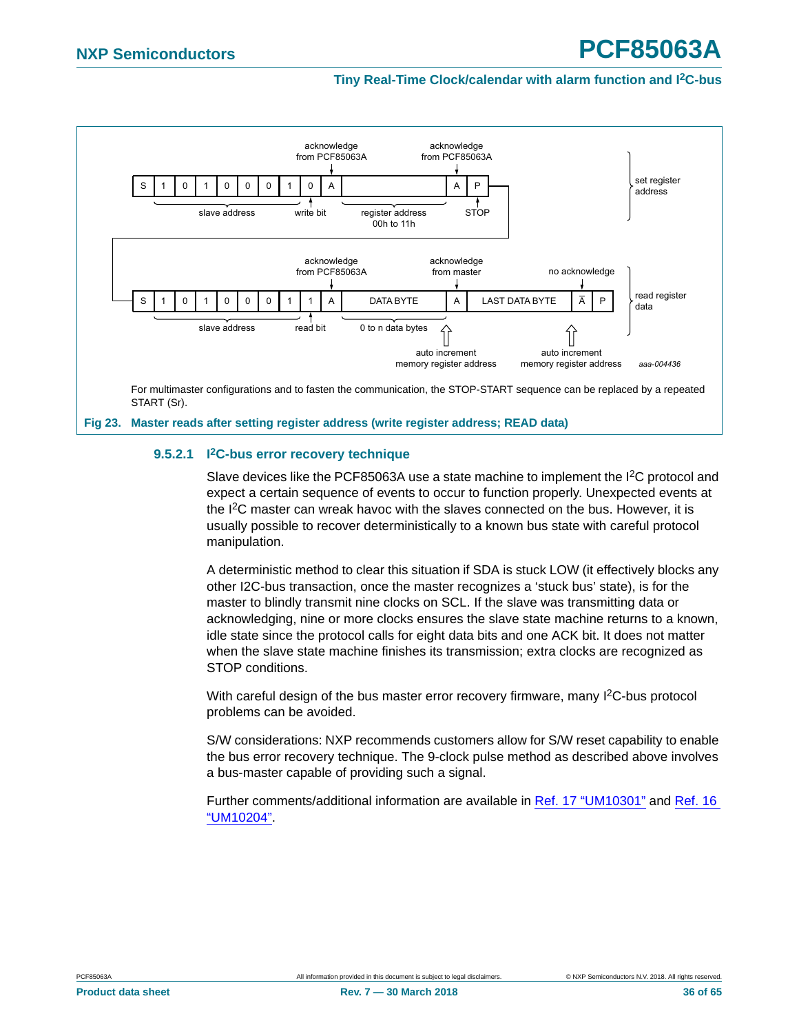| S | 1 | 0 | 1 | 0 | 0 | 0 | 1 | 0 | A | | A | P |
|---|---|---|---|---|---|---|---|---|---|---|---|---|

slave address; write bit; acknowledge from PCF85063A; register address 00h to 11h; acknowledge from PCF85063A; STOP — set register address

| S | 1 | 0 | 1 | 0 | 0 | 0 | 1 | 1 | A | DATA BYTE | A | LAST DATA BYTE | $\overline{A}$ | P |
|---|---|---|---|---|---|---|---|---|---|---|---|---|---|---|

slave address; read bit; acknowledge from PCF85063A; 0 to n data bytes; acknowledge from master; no acknowledge; auto increment memory register address; auto increment memory register address — read register data

aaa-004436

For multimaster configurations and to fasten the communication, the STOP-START sequence can be replaced by a repeated START (Sr).

**Fig 23. Master reads after setting register address (write register address; READ data)**

#### 9.5.2.1 I²C-bus error recovery technique

Slave devices like the PCF85063A use a state machine to implement the I²C protocol and expect a certain sequence of events to occur to function properly. Unexpected events at the I²C master can wreak havoc with the slaves connected on the bus. However, it is usually possible to recover deterministically to a known bus state with careful protocol manipulation.

A deterministic method to clear this situation if SDA is stuck LOW (it effectively blocks any other I2C-bus transaction, once the master recognizes a 'stuck bus' state), is for the master to blindly transmit nine clocks on SCL. If the slave was transmitting data or acknowledging, nine or more clocks ensures the slave state machine returns to a known, idle state since the protocol calls for eight data bits and one ACK bit. It does not matter when the slave state machine finishes its transmission; extra clocks are recognized as STOP conditions.

With careful design of the bus master error recovery firmware, many I²C-bus protocol problems can be avoided.

S/W considerations: NXP recommends customers allow for S/W reset capability to enable the bus error recovery technique. The 9-clock pulse method as described above involves a bus-master capable of providing such a signal.

Further comments/additional information are available in Ref. 17 "UM10301" and Ref. 16 "UM10204".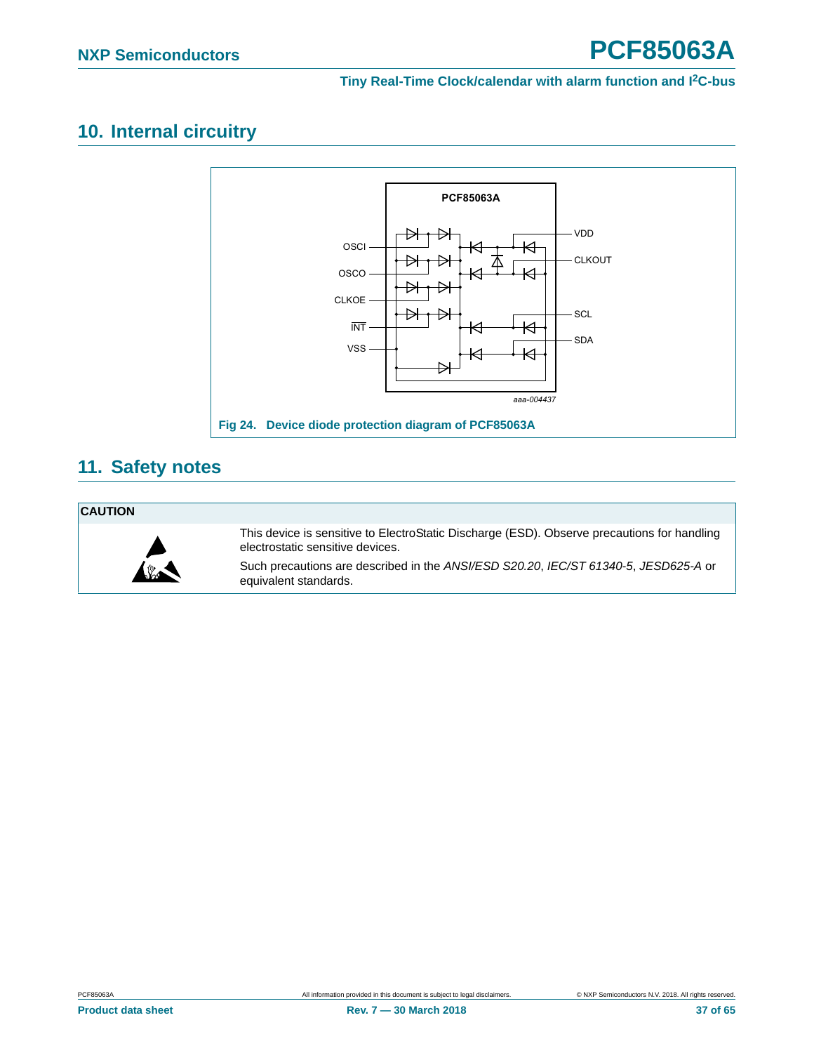## 10. Internal circuitry

Fig 24. Device diode protection diagram of PCF85063A

## 11. Safety notes

| CAUTION | |
|---|---|
| | This device is sensitive to ElectroStatic Discharge (ESD). Observe precautions for handling electrostatic sensitive devices. Such precautions are described in the *ANSI/ESD S20.20*, *IEC/ST 61340-5*, *JESD625-A* or equivalent standards. |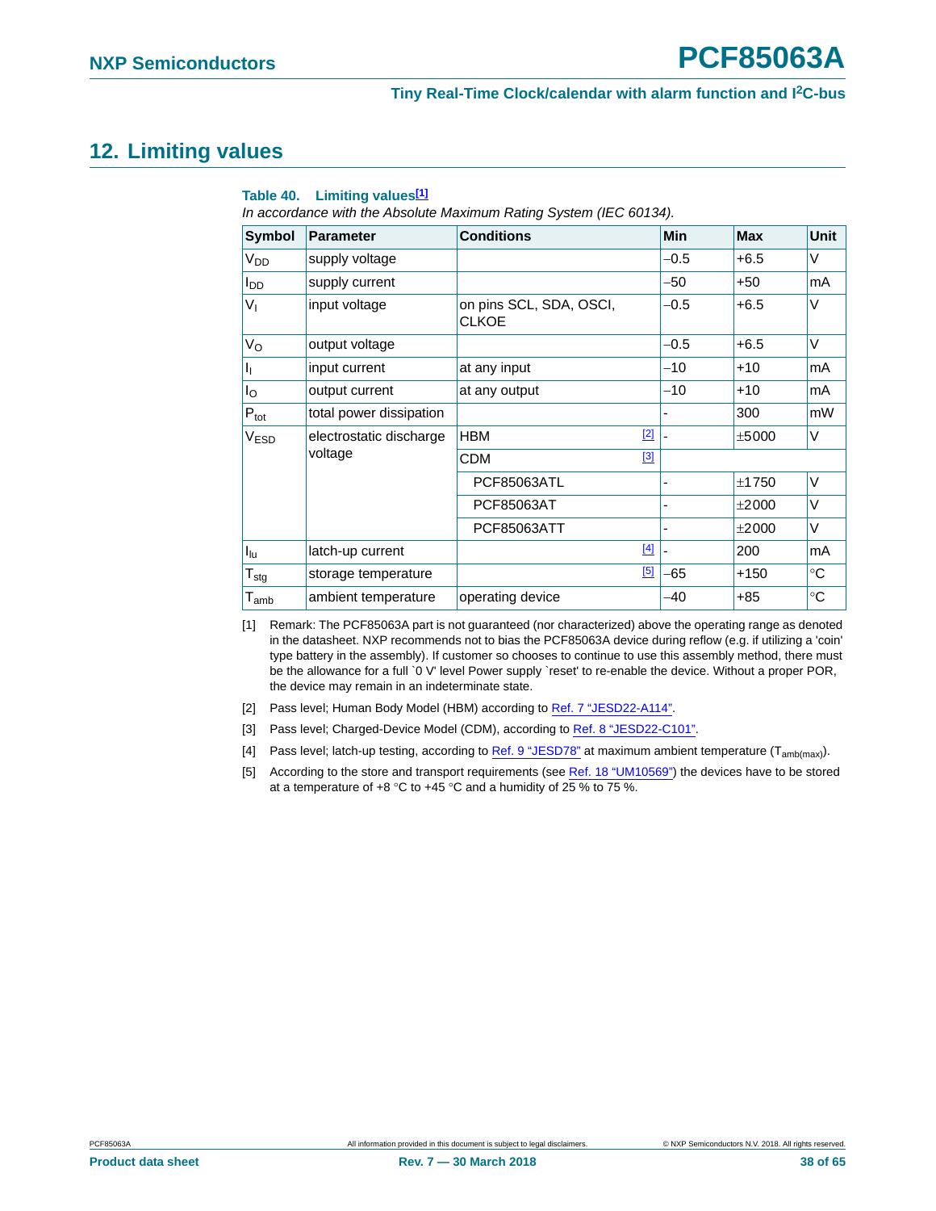## 12. Limiting values

**Table 40. Limiting values[1]**

*In accordance with the Absolute Maximum Rating System (IEC 60134).*

| Symbol | Parameter | Conditions | Min | Max | Unit |
|---|---|---|---|---|---|
| $V_{DD}$ | supply voltage | | −0.5 | +6.5 | V |
| $I_{DD}$ | supply current | | −50 | +50 | mA |
| $V_I$ | input voltage | on pins SCL, SDA, OSCI, CLKOE | −0.5 | +6.5 | V |
| $V_O$ | output voltage | | −0.5 | +6.5 | V |
| $I_I$ | input current | at any input | −10 | +10 | mA |
| $I_O$ | output current | at any output | −10 | +10 | mA |
| $P_{tot}$ | total power dissipation | | - | 300 | mW |
| $V_{ESD}$ | electrostatic discharge voltage | HBM [2] | - | ±5000 | V |
| | | CDM [3] | | | |
| | | PCF85063ATL | - | ±1750 | V |
| | | PCF85063AT | - | ±2000 | V |
| | | PCF85063ATT | - | ±2000 | V |
| $I_{lu}$ | latch-up current | [4] | - | 200 | mA |
| $T_{stg}$ | storage temperature | [5] | −65 | +150 | °C |
| $T_{amb}$ | ambient temperature | operating device | −40 | +85 | °C |

[1] Remark: The PCF85063A part is not guaranteed (nor characterized) above the operating range as denoted in the datasheet. NXP recommends not to bias the PCF85063A device during reflow (e.g. if utilizing a 'coin' type battery in the assembly). If customer so chooses to continue to use this assembly method, there must be the allowance for a full `0 V' level Power supply `reset' to re-enable the device. Without a proper POR, the device may remain in an indeterminate state.

[2] Pass level; Human Body Model (HBM) according to Ref. 7 "JESD22-A114".

[3] Pass level; Charged-Device Model (CDM), according to Ref. 8 "JESD22-C101".

[4] Pass level; latch-up testing, according to Ref. 9 "JESD78" at maximum ambient temperature ($T_{amb(max)}$).

[5] According to the store and transport requirements (see Ref. 18 "UM10569") the devices have to be stored at a temperature of +8 °C to +45 °C and a humidity of 25 % to 75 %.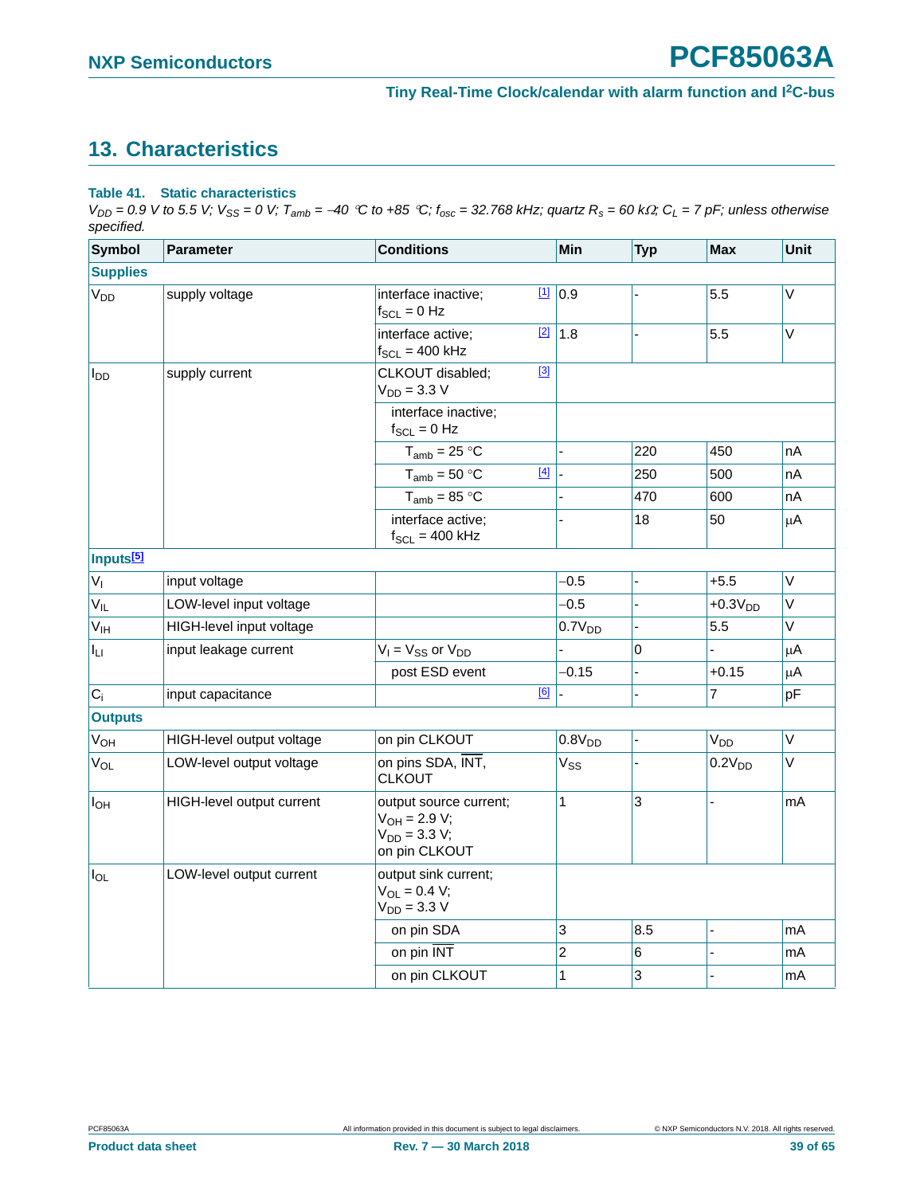# 13. Characteristics

**Table 41. Static characteristics**

*$V_{DD}$ = 0.9 V to 5.5 V; $V_{SS}$ = 0 V; $T_{amb}$ = −40 °C to +85 °C; $f_{osc}$ = 32.768 kHz; quartz $R_s$ = 60 kΩ; $C_L$ = 7 pF; unless otherwise specified.*

| Symbol | Parameter | Conditions | Min | Typ | Max | Unit |
|---|---|---|---|---|---|---|
| **Supplies** | | | | | | |
| $V_{DD}$ | supply voltage | interface inactive; $f_{SCL}$ = 0 Hz [1] | 0.9 | - | 5.5 | V |
| | | interface active; $f_{SCL}$ = 400 kHz [2] | 1.8 | - | 5.5 | V |
| $I_{DD}$ | supply current | CLKOUT disabled; $V_{DD}$ = 3.3 V [3] | | | | |
| | | interface inactive; $f_{SCL}$ = 0 Hz | | | | |
| | | $T_{amb}$ = 25 °C | - | 220 | 450 | nA |
| | | $T_{amb}$ = 50 °C [4] | - | 250 | 500 | nA |
| | | $T_{amb}$ = 85 °C | - | 470 | 600 | nA |
| | | interface active; $f_{SCL}$ = 400 kHz | - | 18 | 50 | μA |
| **Inputs[5]** | | | | | | |
| $V_I$ | input voltage | | −0.5 | - | +5.5 | V |
| $V_{IL}$ | LOW-level input voltage | | −0.5 | - | +0.3$V_{DD}$ | V |
| $V_{IH}$ | HIGH-level input voltage | | 0.7$V_{DD}$ | - | 5.5 | V |
| $I_{LI}$ | input leakage current | $V_I$ = $V_{SS}$ or $V_{DD}$ | - | 0 | - | μA |
| | | post ESD event | −0.15 | - | +0.15 | μA |
| $C_i$ | input capacitance | [6] | - | - | 7 | pF |
| **Outputs** | | | | | | |
| $V_{OH}$ | HIGH-level output voltage | on pin CLKOUT | 0.8$V_{DD}$ | - | $V_{DD}$ | V |
| $V_{OL}$ | LOW-level output voltage | on pins SDA, $\overline{INT}$, CLKOUT | $V_{SS}$ | - | 0.2$V_{DD}$ | V |
| $I_{OH}$ | HIGH-level output current | output source current; $V_{OH}$ = 2.9 V; $V_{DD}$ = 3.3 V; on pin CLKOUT | 1 | 3 | - | mA |
| $I_{OL}$ | LOW-level output current | output sink current; $V_{OL}$ = 0.4 V; $V_{DD}$ = 3.3 V | | | | |
| | | on pin SDA | 3 | 8.5 | - | mA |
| | | on pin $\overline{INT}$ | 2 | 6 | - | mA |
| | | on pin CLKOUT | 1 | 3 | - | mA |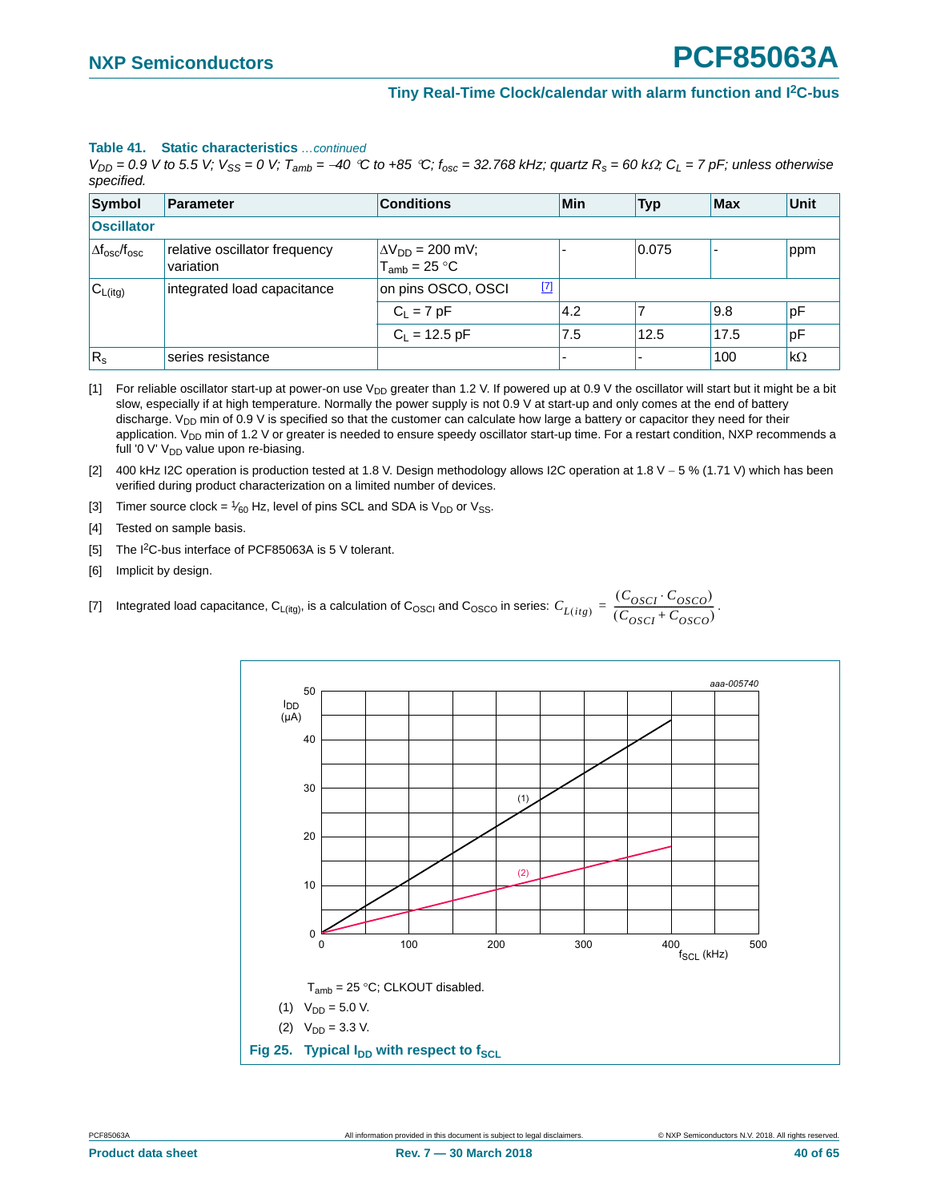**Table 41. Static characteristics** *...continued*

*$V_{DD}$ = 0.9 V to 5.5 V; $V_{SS}$ = 0 V; $T_{amb}$ = −40 °C to +85 °C; $f_{osc}$ = 32.768 kHz; quartz $R_s$ = 60 kΩ; $C_L$ = 7 pF; unless otherwise specified.*

| Symbol | Parameter | Conditions | Min | Typ | Max | Unit |
|---|---|---|---|---|---|---|
| **Oscillator** | | | | | | |
| $\Delta f_{osc}/f_{osc}$ | relative oscillator frequency variation | $\Delta V_{DD}$ = 200 mV; $T_{amb}$ = 25 °C | - | 0.075 | - | ppm |
| $C_{L(itg)}$ | integrated load capacitance | on pins OSCO, OSCI [7] | | | | |
| | | $C_L$ = 7 pF | 4.2 | 7 | 9.8 | pF |
| | | $C_L$ = 12.5 pF | 7.5 | 12.5 | 17.5 | pF |
| $R_s$ | series resistance | | - | - | 100 | kΩ |

[1] For reliable oscillator start-up at power-on use $V_{DD}$ greater than 1.2 V. If powered up at 0.9 V the oscillator will start but it might be a bit slow, especially if at high temperature. Normally the power supply is not 0.9 V at start-up and only comes at the end of battery discharge. $V_{DD}$ min of 0.9 V is specified so that the customer can calculate how large a battery or capacitor they need for their application. $V_{DD}$ min of 1.2 V or greater is needed to ensure speedy oscillator start-up time. For a restart condition, NXP recommends a full '0 V' $V_{DD}$ value upon re-biasing.

[2] 400 kHz I2C operation is production tested at 1.8 V. Design methodology allows I2C operation at 1.8 V − 5 % (1.71 V) which has been verified during product characterization on a limited number of devices.

[3] Timer source clock = $\frac{1}{60}$ Hz, level of pins SCL and SDA is $V_{DD}$ or $V_{SS}$.

[4] Tested on sample basis.

[5] The $I^2C$-bus interface of PCF85063A is 5 V tolerant.

[6] Implicit by design.

[7] Integrated load capacitance, $C_{L(itg)}$, is a calculation of $C_{OSCI}$ and $C_{OSCO}$ in series: $C_{L(itg)} = \frac{(C_{OSCI} \cdot C_{OSCO})}{(C_{OSCI} + C_{OSCO})}$.

$T_{amb}$ = 25 °C; CLKOUT disabled.

(1) $V_{DD}$ = 5.0 V.

(2) $V_{DD}$ = 3.3 V.

**Fig 25. Typical $I_{DD}$ with respect to $f_{SCL}$**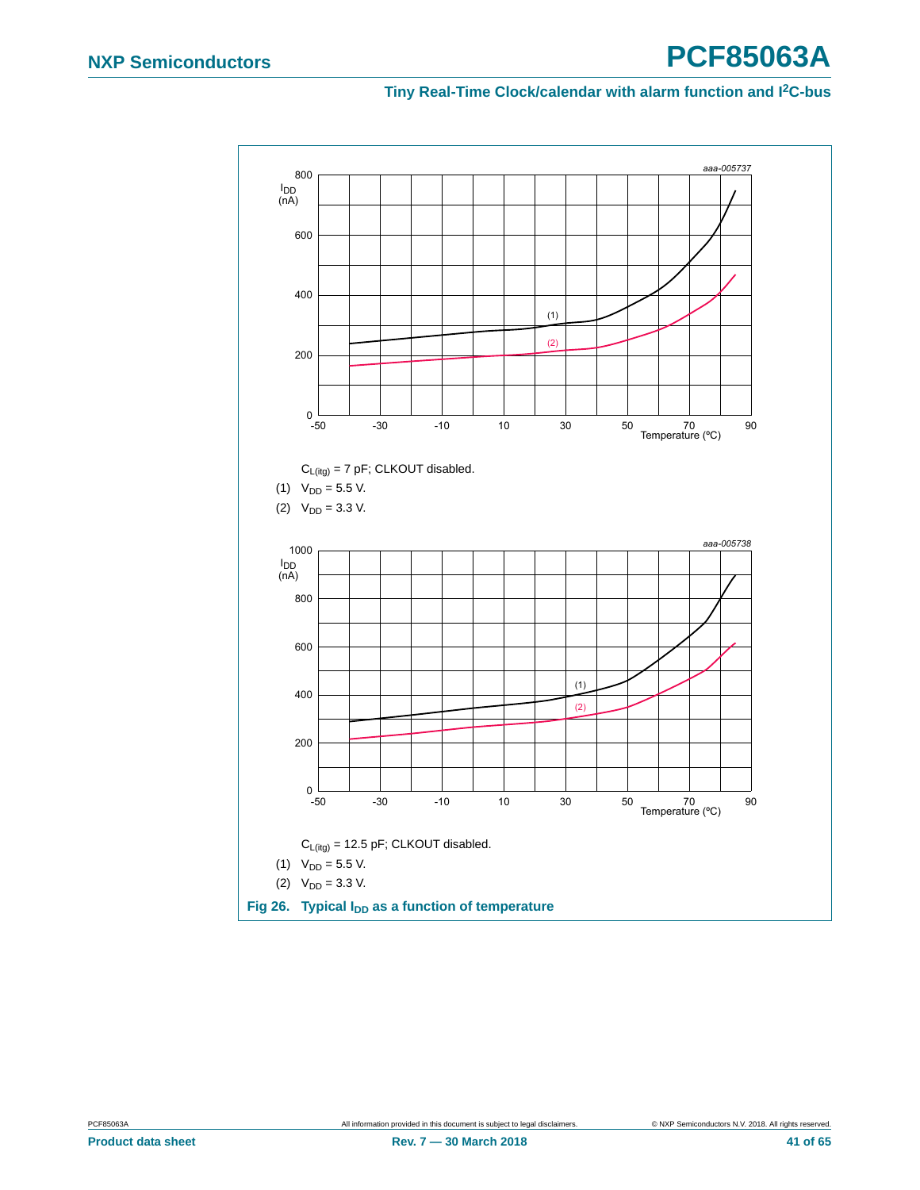aaa-005737

$C_{L(itg)}$ = 7 pF; CLKOUT disabled.

(1) $V_{DD}$ = 5.5 V.

(2) $V_{DD}$ = 3.3 V.

aaa-005738

$C_{L(itg)}$ = 12.5 pF; CLKOUT disabled.

(1) $V_{DD}$ = 5.5 V.

(2) $V_{DD}$ = 3.3 V.

**Fig 26. Typical $I_{DD}$ as a function of temperature**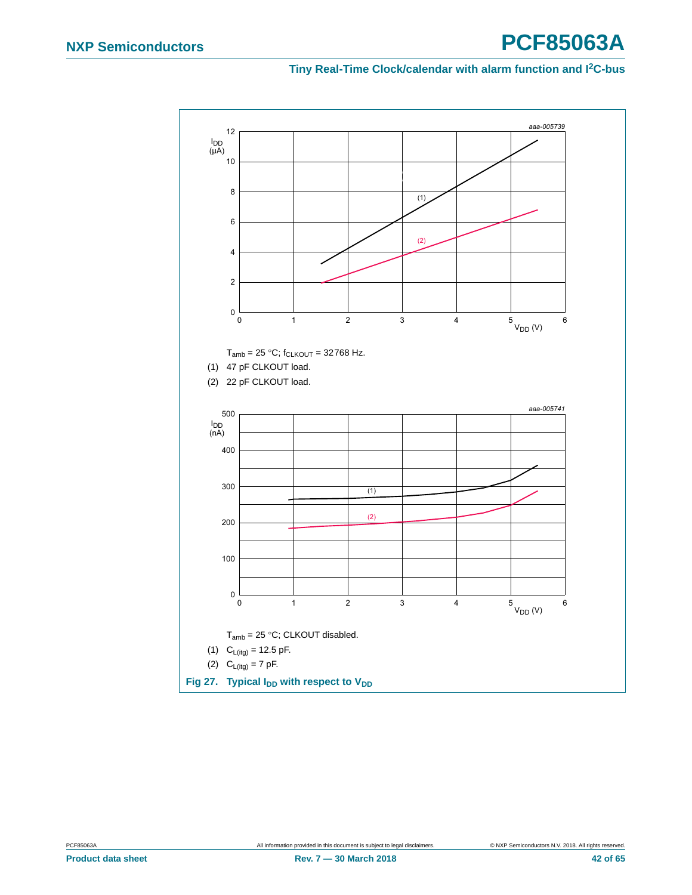aaa-005739

$T_{amb}$ = 25 °C; $f_{CLKOUT}$ = 32768 Hz.

(1) 47 pF CLKOUT load.

(2) 22 pF CLKOUT load.

aaa-005741

$T_{amb}$ = 25 °C; CLKOUT disabled.

(1) $C_{L(itg)}$ = 12.5 pF.

(2) $C_{L(itg)}$ = 7 pF.

**Fig 27. Typical $I_{DD}$ with respect to $V_{DD}$**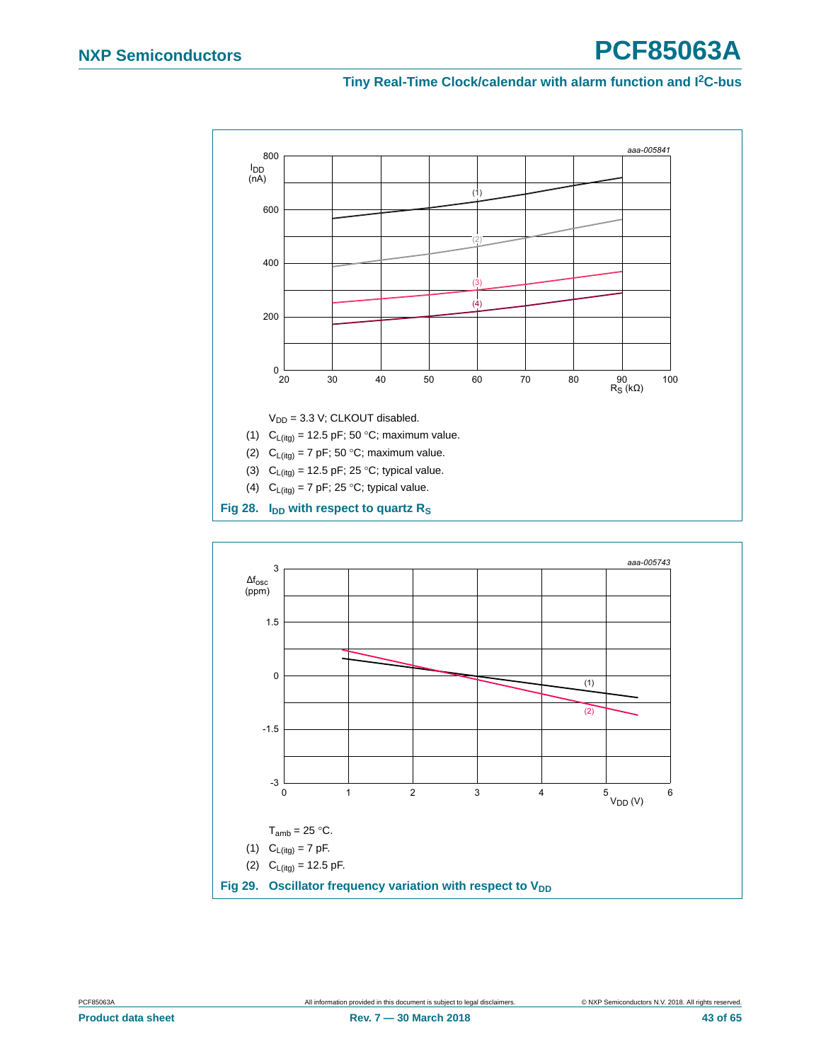$V_{DD}$ = 3.3 V; CLKOUT disabled.

(1) $C_{L(itg)}$ = 12.5 pF; 50 °C; maximum value.

(2) $C_{L(itg)}$ = 7 pF; 50 °C; maximum value.

(3) $C_{L(itg)}$ = 12.5 pF; 25 °C; typical value.

(4) $C_{L(itg)}$ = 7 pF; 25 °C; typical value.

**Fig 28. $I_{DD}$ with respect to quartz $R_S$**

$T_{amb}$ = 25 °C.

(1) $C_{L(itg)}$ = 7 pF.

(2) $C_{L(itg)}$ = 12.5 pF.

**Fig 29. Oscillator frequency variation with respect to $V_{DD}$**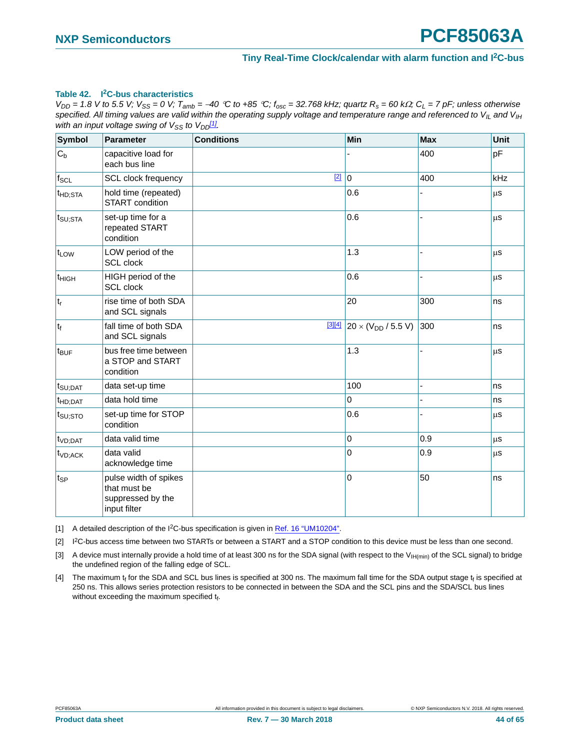**Table 42. $I^2C$-bus characteristics**

*$V_{DD}$ = 1.8 V to 5.5 V; $V_{SS}$ = 0 V; $T_{amb}$ = −40 °C to +85 °C; $f_{osc}$ = 32.768 kHz; quartz $R_s$ = 60 kΩ; $C_L$ = 7 pF; unless otherwise specified. All timing values are valid within the operating supply voltage and temperature range and referenced to $V_{IL}$ and $V_{IH}$ with an input voltage swing of $V_{SS}$ to $V_{DD}$[1].*

| Symbol | Parameter | Conditions | Min | Max | Unit |
|---|---|---|---|---|---|
| $C_b$ | capacitive load for each bus line | | - | 400 | pF |
| $f_{SCL}$ | SCL clock frequency | [2] | 0 | 400 | kHz |
| $t_{HD;STA}$ | hold time (repeated) START condition | | 0.6 | - | μs |
| $t_{SU;STA}$ | set-up time for a repeated START condition | | 0.6 | - | μs |
| $t_{LOW}$ | LOW period of the SCL clock | | 1.3 | - | μs |
| $t_{HIGH}$ | HIGH period of the SCL clock | | 0.6 | - | μs |
| $t_r$ | rise time of both SDA and SCL signals | | 20 | 300 | ns |
| $t_f$ | fall time of both SDA and SCL signals | [3][4] | $20 \times (V_{DD} / 5.5\ V)$ | 300 | ns |
| $t_{BUF}$ | bus free time between a STOP and START condition | | 1.3 | - | μs |
| $t_{SU;DAT}$ | data set-up time | | 100 | - | ns |
| $t_{HD;DAT}$ | data hold time | | 0 | - | ns |
| $t_{SU;STO}$ | set-up time for STOP condition | | 0.6 | - | μs |
| $t_{VD;DAT}$ | data valid time | | 0 | 0.9 | μs |
| $t_{VD;ACK}$ | data valid acknowledge time | | 0 | 0.9 | μs |
| $t_{SP}$ | pulse width of spikes that must be suppressed by the input filter | | 0 | 50 | ns |

[1] A detailed description of the $I^2C$-bus specification is given in Ref. 16 “UM10204”.

[2] $I^2C$-bus access time between two STARTs or between a START and a STOP condition to this device must be less than one second.

[3] A device must internally provide a hold time of at least 300 ns for the SDA signal (with respect to the $V_{IH(min)}$ of the SCL signal) to bridge the undefined region of the falling edge of SCL.

[4] The maximum $t_f$ for the SDA and SCL bus lines is specified at 300 ns. The maximum fall time for the SDA output stage $t_f$ is specified at 250 ns. This allows series protection resistors to be connected in between the SDA and the SCL pins and the SDA/SCL bus lines without exceeding the maximum specified $t_f$.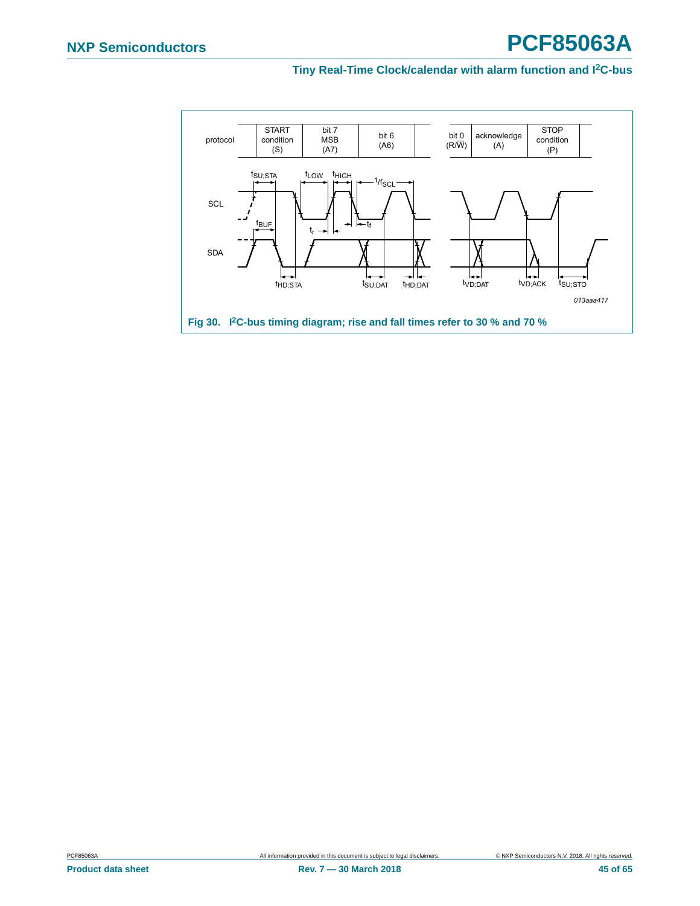Fig 30. I²C-bus timing diagram; rise and fall times refer to 30 % and 70 %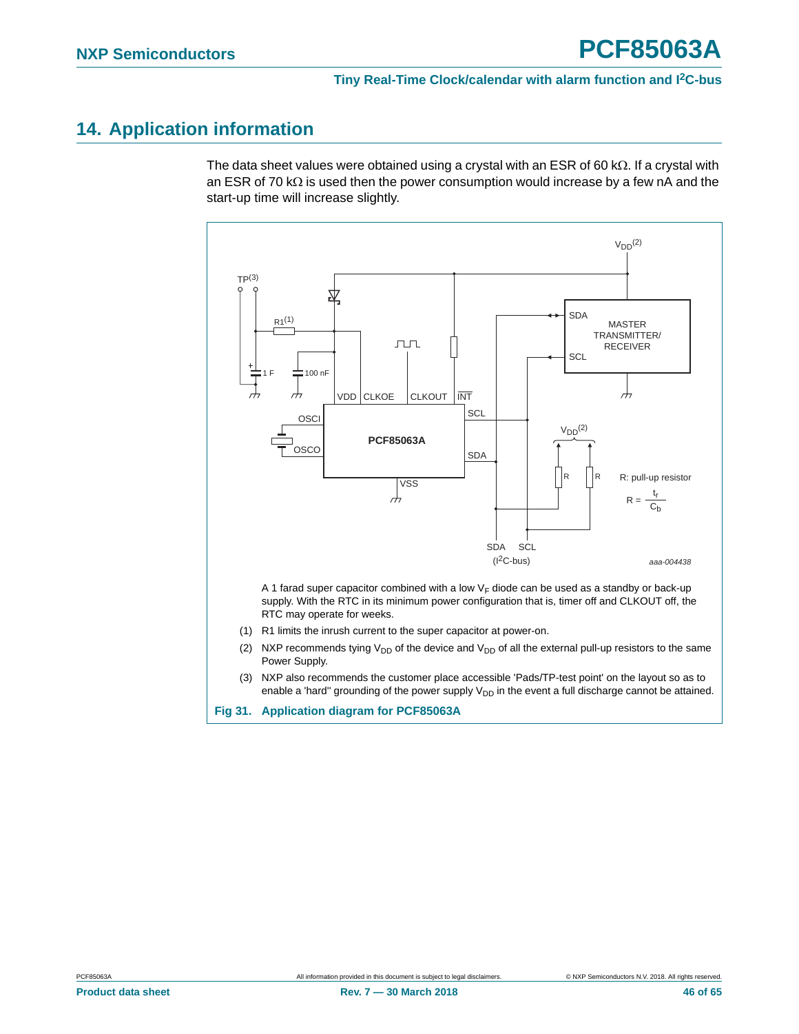# 14. Application information

The data sheet values were obtained using a crystal with an ESR of 60 kΩ. If a crystal with an ESR of 70 kΩ is used then the power consumption would increase by a few nA and the start-up time will increase slightly.

A 1 farad super capacitor combined with a low $V_F$ diode can be used as a standby or back-up supply. With the RTC in its minimum power configuration that is, timer off and CLKOUT off, the RTC may operate for weeks.

(1) R1 limits the inrush current to the super capacitor at power-on.

(2) NXP recommends tying $V_{DD}$ of the device and $V_{DD}$ of all the external pull-up resistors to the same Power Supply.

(3) NXP also recommends the customer place accessible 'Pads/TP-test point' on the layout so as to enable a 'hard'' grounding of the power supply $V_{DD}$ in the event a full discharge cannot be attained.

**Fig 31. Application diagram for PCF85063A**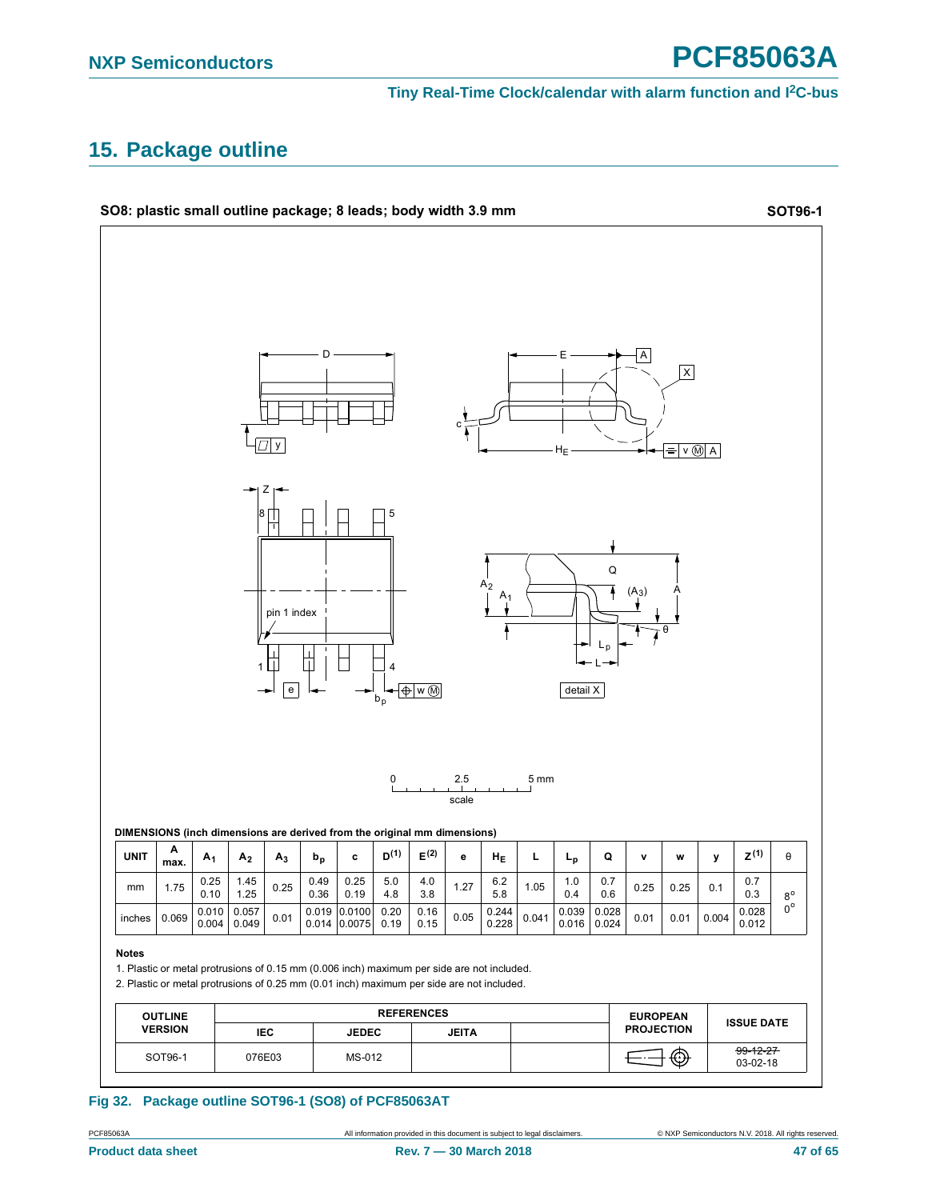## 15. Package outline

**SO8: plastic small outline package; 8 leads; body width 3.9 mm** **SOT96-1**

**DIMENSIONS (inch dimensions are derived from the original mm dimensions)**

| UNIT | A max. | $A_1$ | $A_2$ | $A_3$ | $b_p$ | c | $D^{(1)}$ | $E^{(2)}$ | e | $H_E$ | L | $L_p$ | Q | v | w | y | $Z^{(1)}$ | θ |
|---|---|---|---|---|---|---|---|---|---|---|---|---|---|---|---|---|---|---|
| mm | 1.75 | 0.25<br>0.10 | 1.45<br>1.25 | 0.25 | 0.49<br>0.36 | 0.25<br>0.19 | 5.0<br>4.8 | 4.0<br>3.8 | 1.27 | 6.2<br>5.8 | 1.05 | 1.0<br>0.4 | 0.7<br>0.6 | 0.25 | 0.25 | 0.1 | 0.7<br>0.3 | 8°<br>0° |
| inches | 0.069 | 0.010<br>0.004 | 0.057<br>0.049 | 0.01 | 0.019<br>0.014 | 0.0100<br>0.0075 | 0.20<br>0.19 | 0.16<br>0.15 | 0.05 | 0.244<br>0.228 | 0.041 | 0.039<br>0.016 | 0.028<br>0.024 | 0.01 | 0.01 | 0.004 | 0.028<br>0.012 | |

**Notes**

1. Plastic or metal protrusions of 0.15 mm (0.006 inch) maximum per side are not included.
2. Plastic or metal protrusions of 0.25 mm (0.01 inch) maximum per side are not included.

| OUTLINE VERSION | REFERENCES | | | | EUROPEAN PROJECTION | ISSUE DATE |
|---|---|---|---|---|---|---|
| | IEC | JEDEC | JEITA | | | |
| SOT96-1 | 076E03 | MS-012 | | | | ~~99-12-27~~<br>03-02-18 |

**Fig 32. Package outline SOT96-1 (SO8) of PCF85063AT**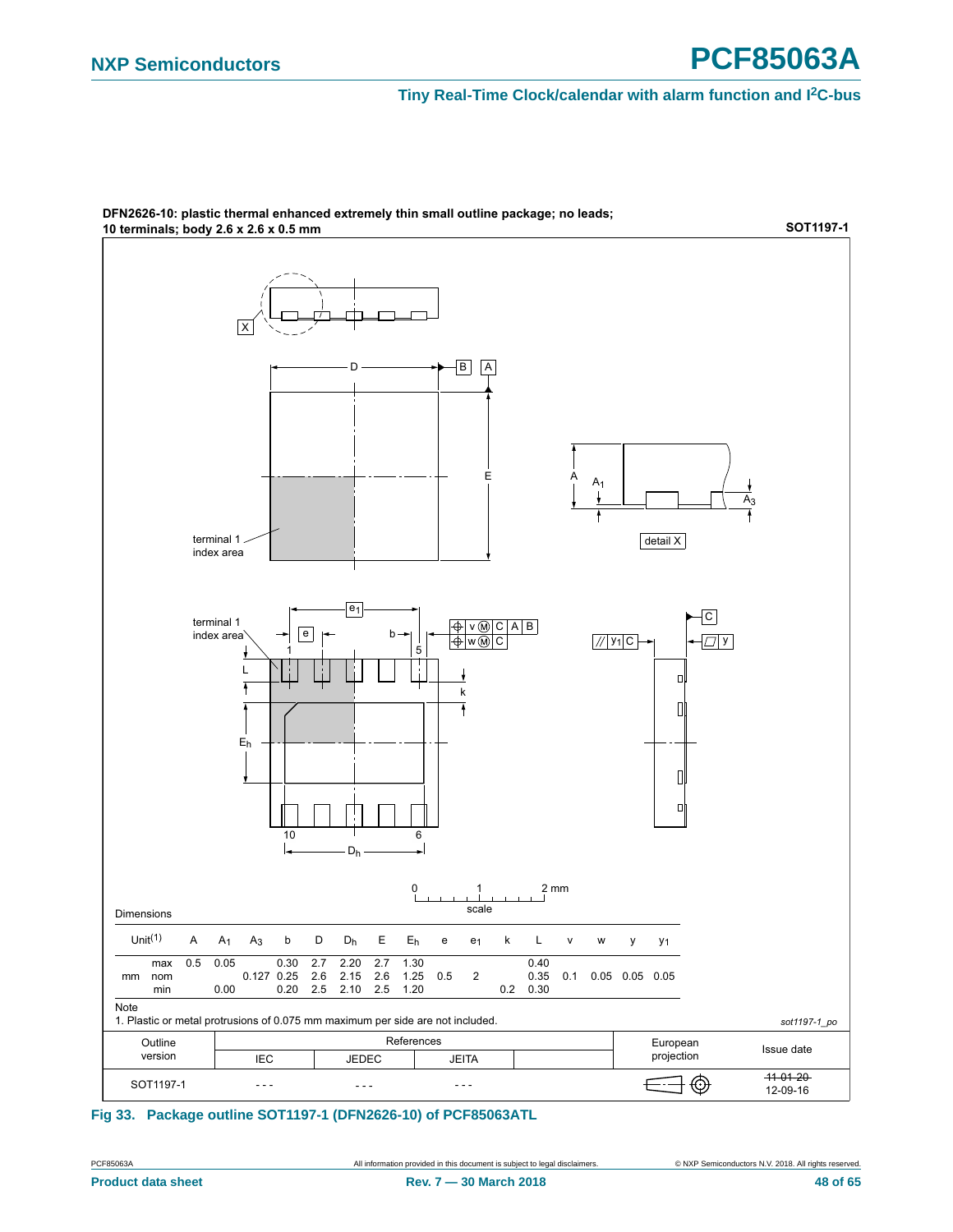**DFN2626-10: plastic thermal enhanced extremely thin small outline package; no leads; 10 terminals; body 2.6 x 2.6 x 0.5 mm** **SOT1197-1**

Dimensions

| Unit[1] | | A | $A_1$ | $A_3$ | b | D | $D_h$ | E | $E_h$ | e | $e_1$ | k | L | v | w | y | $y_1$ |
|---|---|---|---|---|---|---|---|---|---|---|---|---|---|---|---|---|---|
| mm | max | 0.5 | 0.05 | | 0.30 | 2.7 | 2.20 | 2.7 | 1.30 | | | | 0.40 | | | | |
| | nom | | | 0.127 | 0.25 | 2.6 | 2.15 | 2.6 | 1.25 | 0.5 | 2 | | 0.35 | 0.1 | 0.05 | 0.05 | 0.05 |
| | min | | 0.00 | | 0.20 | 2.5 | 2.10 | 2.5 | 1.20 | | | 0.2 | 0.30 | | | | |

Note

1. Plastic or metal protrusions of 0.075 mm maximum per side are not included.

*sot1197-1_po*

| Outline version | References IEC | References JEDEC | References JEITA | European projection | Issue date |
|---|---|---|---|---|---|
| SOT1197-1 | - - - | - - - | - - - | | ~~11-01-20~~ 12-09-16 |

**Fig 33. Package outline SOT1197-1 (DFN2626-10) of PCF85063ATL**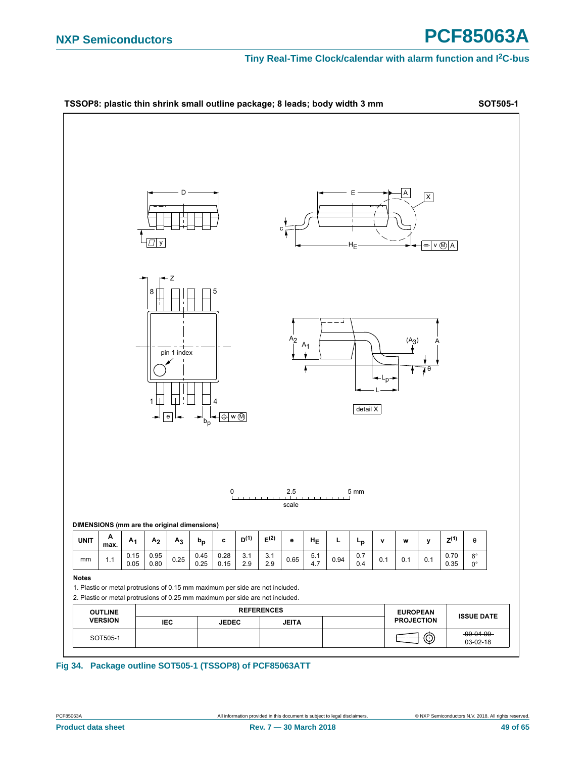**TSSOP8: plastic thin shrink small outline package; 8 leads; body width 3 mm** **SOT505-1**

**DIMENSIONS (mm are the original dimensions)**

| UNIT | A max. | $A_1$ | $A_2$ | $A_3$ | $b_p$ | c | $D^{(1)}$ | $E^{(2)}$ | e | $H_E$ | L | $L_p$ | v | w | y | $Z^{(1)}$ | θ |
|---|---|---|---|---|---|---|---|---|---|---|---|---|---|---|---|---|---|
| mm | 1.1 | 0.15<br>0.05 | 0.95<br>0.80 | 0.25 | 0.45<br>0.25 | 0.28<br>0.15 | 3.1<br>2.9 | 3.1<br>2.9 | 0.65 | 5.1<br>4.7 | 0.94 | 0.7<br>0.4 | 0.1 | 0.1 | 0.1 | 0.70<br>0.35 | 6°<br>0° |

**Notes**

1. Plastic or metal protrusions of 0.15 mm maximum per side are not included.
2. Plastic or metal protrusions of 0.25 mm maximum per side are not included.

| OUTLINE VERSION | REFERENCES | | | | EUROPEAN PROJECTION | ISSUE DATE |
|---|---|---|---|---|---|---|
| | IEC | JEDEC | JEITA | | | |
| SOT505-1 | | | | | | ~~99-04-09~~<br>03-02-18 |

**Fig 34. Package outline SOT505-1 (TSSOP8) of PCF85063ATT**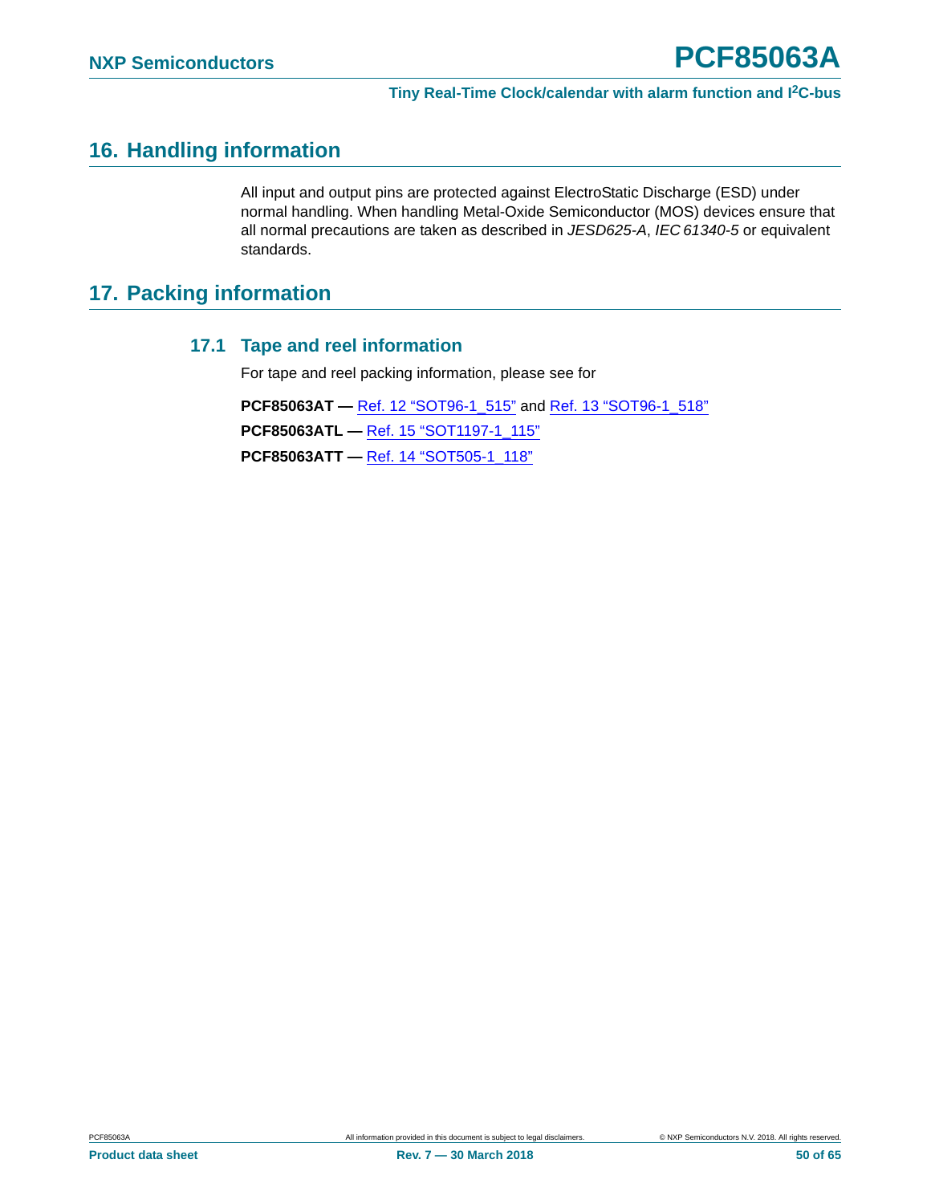## 16. Handling information

All input and output pins are protected against ElectroStatic Discharge (ESD) under normal handling. When handling Metal-Oxide Semiconductor (MOS) devices ensure that all normal precautions are taken as described in *JESD625-A*, *IEC 61340-5* or equivalent standards.

## 17. Packing information

### 17.1 Tape and reel information

For tape and reel packing information, please see for

**PCF85063AT —** Ref. 12 “SOT96-1_515” and Ref. 13 “SOT96-1_518”

**PCF85063ATL —** Ref. 15 “SOT1197-1_115”

**PCF85063ATT —** Ref. 14 “SOT505-1_118”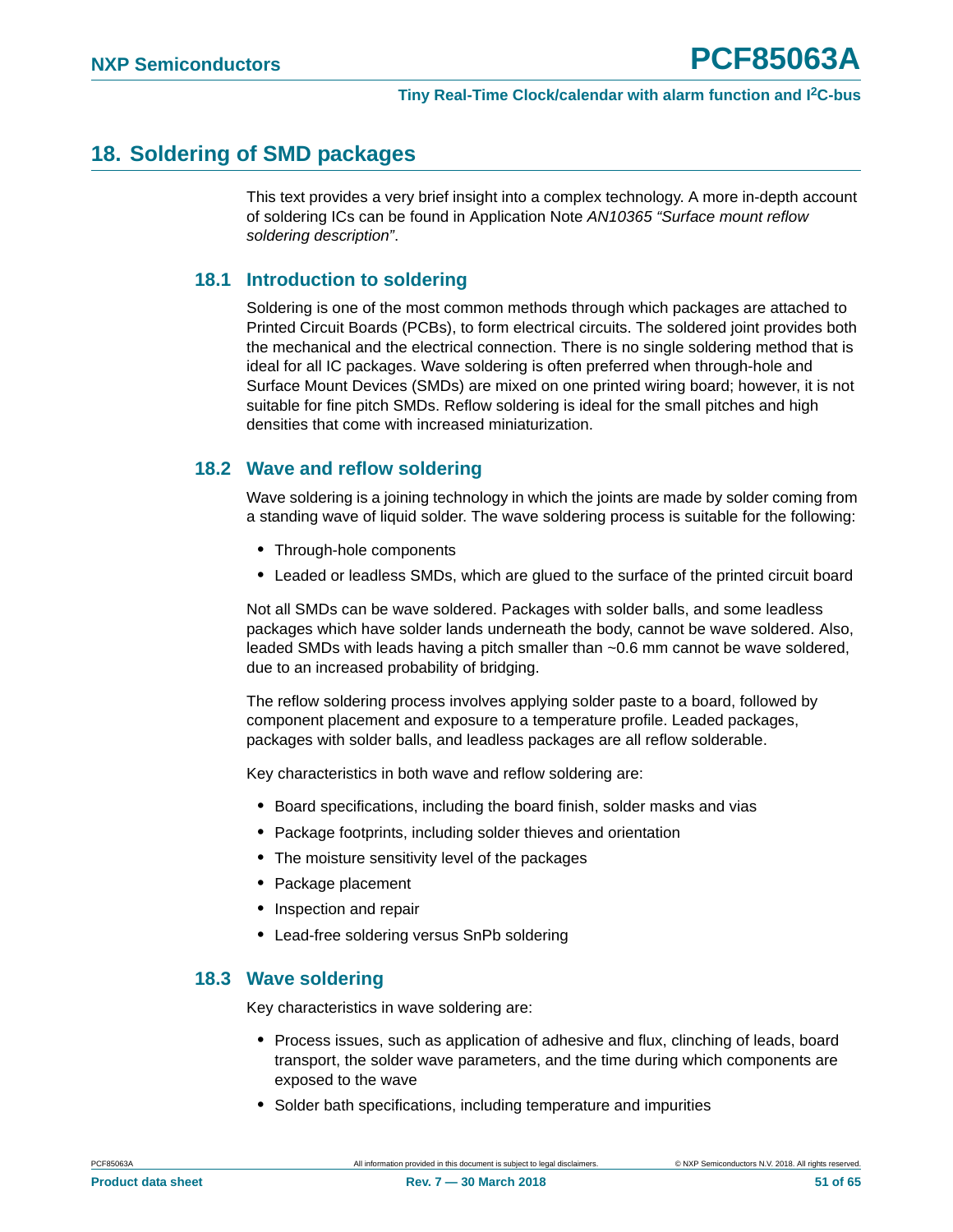## 18. Soldering of SMD packages

This text provides a very brief insight into a complex technology. A more in-depth account of soldering ICs can be found in Application Note *AN10365 "Surface mount reflow soldering description"*.

### 18.1 Introduction to soldering

Soldering is one of the most common methods through which packages are attached to Printed Circuit Boards (PCBs), to form electrical circuits. The soldered joint provides both the mechanical and the electrical connection. There is no single soldering method that is ideal for all IC packages. Wave soldering is often preferred when through-hole and Surface Mount Devices (SMDs) are mixed on one printed wiring board; however, it is not suitable for fine pitch SMDs. Reflow soldering is ideal for the small pitches and high densities that come with increased miniaturization.

### 18.2 Wave and reflow soldering

Wave soldering is a joining technology in which the joints are made by solder coming from a standing wave of liquid solder. The wave soldering process is suitable for the following:

- Through-hole components
- Leaded or leadless SMDs, which are glued to the surface of the printed circuit board

Not all SMDs can be wave soldered. Packages with solder balls, and some leadless packages which have solder lands underneath the body, cannot be wave soldered. Also, leaded SMDs with leads having a pitch smaller than ~0.6 mm cannot be wave soldered, due to an increased probability of bridging.

The reflow soldering process involves applying solder paste to a board, followed by component placement and exposure to a temperature profile. Leaded packages, packages with solder balls, and leadless packages are all reflow solderable.

Key characteristics in both wave and reflow soldering are:

- Board specifications, including the board finish, solder masks and vias
- Package footprints, including solder thieves and orientation
- The moisture sensitivity level of the packages
- Package placement
- Inspection and repair
- Lead-free soldering versus SnPb soldering

### 18.3 Wave soldering

Key characteristics in wave soldering are:

- Process issues, such as application of adhesive and flux, clinching of leads, board transport, the solder wave parameters, and the time during which components are exposed to the wave
- Solder bath specifications, including temperature and impurities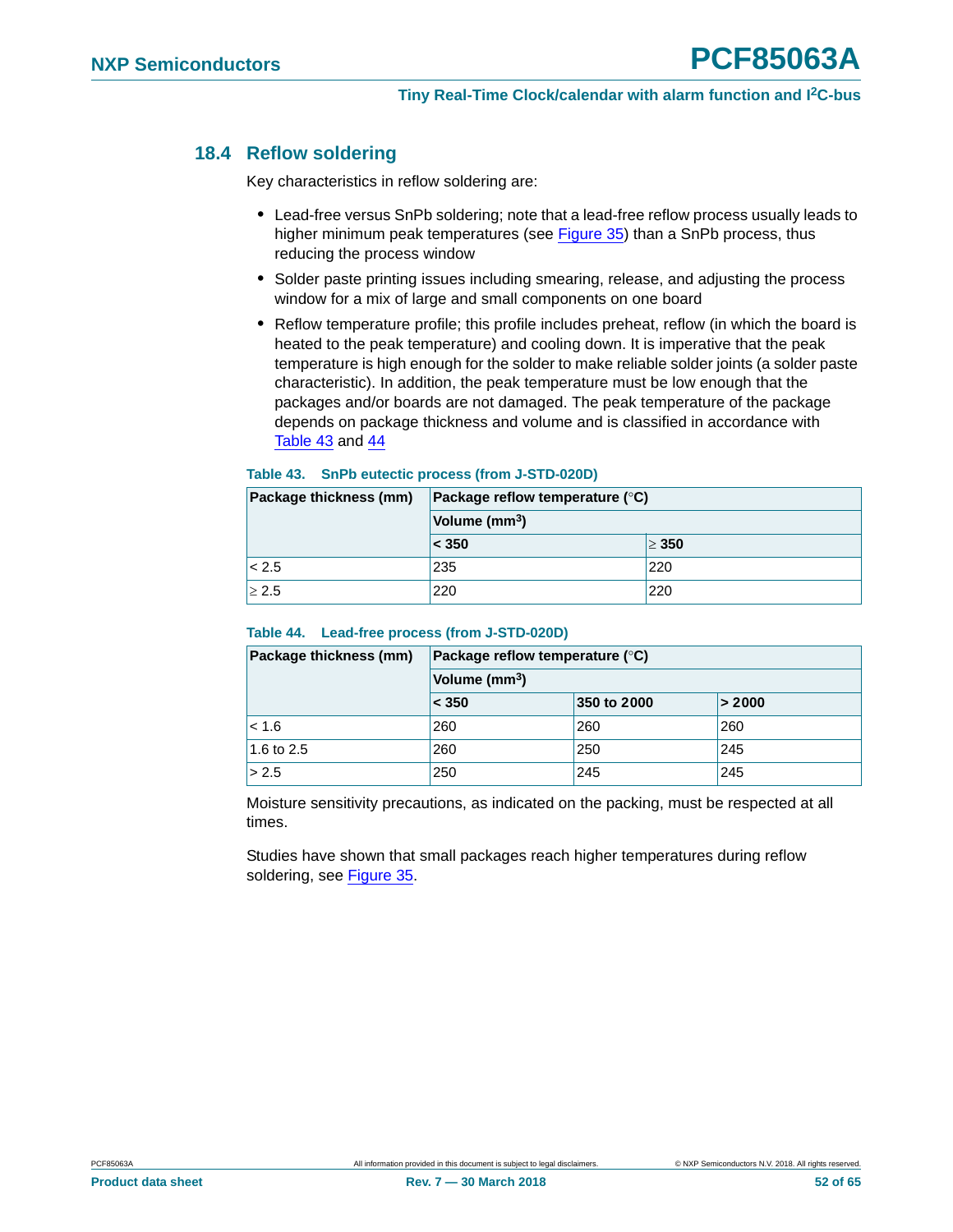### 18.4 Reflow soldering

Key characteristics in reflow soldering are:

- Lead-free versus SnPb soldering; note that a lead-free reflow process usually leads to higher minimum peak temperatures (see Figure 35) than a SnPb process, thus reducing the process window
- Solder paste printing issues including smearing, release, and adjusting the process window for a mix of large and small components on one board
- Reflow temperature profile; this profile includes preheat, reflow (in which the board is heated to the peak temperature) and cooling down. It is imperative that the peak temperature is high enough for the solder to make reliable solder joints (a solder paste characteristic). In addition, the peak temperature must be low enough that the packages and/or boards are not damaged. The peak temperature of the package depends on package thickness and volume and is classified in accordance with Table 43 and 44

**Table 43. SnPb eutectic process (from J-STD-020D)**

| Package thickness (mm) | Package reflow temperature (°C) | |
|---|---|---|
| | Volume ($mm^3$) | |
| | < 350 | ≥ 350 |
| < 2.5 | 235 | 220 |
| ≥ 2.5 | 220 | 220 |

**Table 44. Lead-free process (from J-STD-020D)**

| Package thickness (mm) | Package reflow temperature (°C) | | |
|---|---|---|---|
| | Volume ($mm^3$) | | |
| | < 350 | 350 to 2000 | > 2000 |
| < 1.6 | 260 | 260 | 260 |
| 1.6 to 2.5 | 260 | 250 | 245 |
| > 2.5 | 250 | 245 | 245 |

Moisture sensitivity precautions, as indicated on the packing, must be respected at all times.

Studies have shown that small packages reach higher temperatures during reflow soldering, see Figure 35.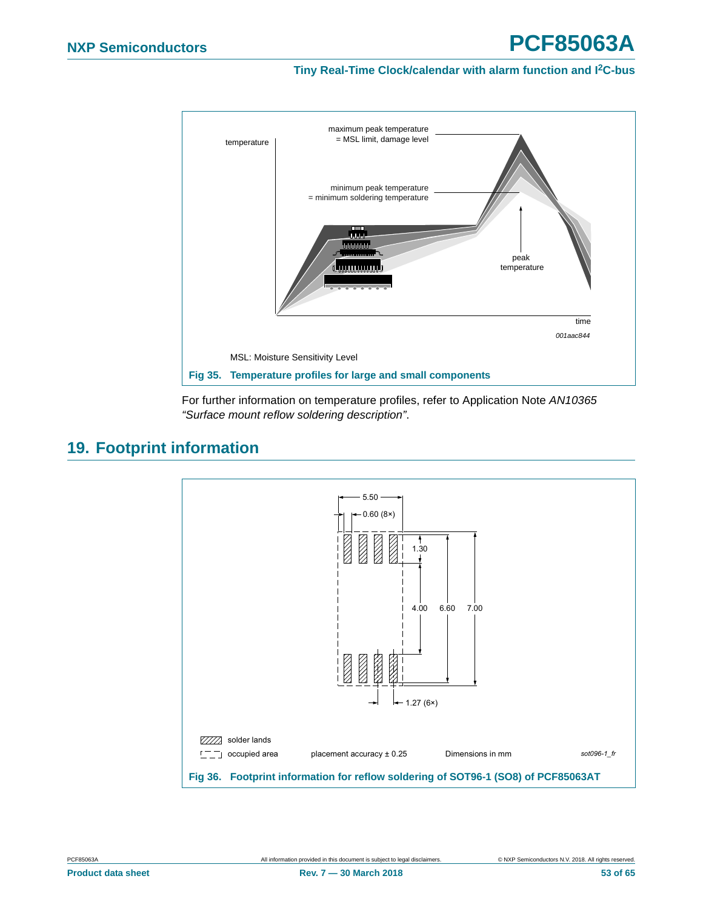MSL: Moisture Sensitivity Level

**Fig 35. Temperature profiles for large and small components**

For further information on temperature profiles, refer to Application Note *AN10365 "Surface mount reflow soldering description"*.

## 19. Footprint information

**Fig 36. Footprint information for reflow soldering of SOT96-1 (SO8) of PCF85063AT**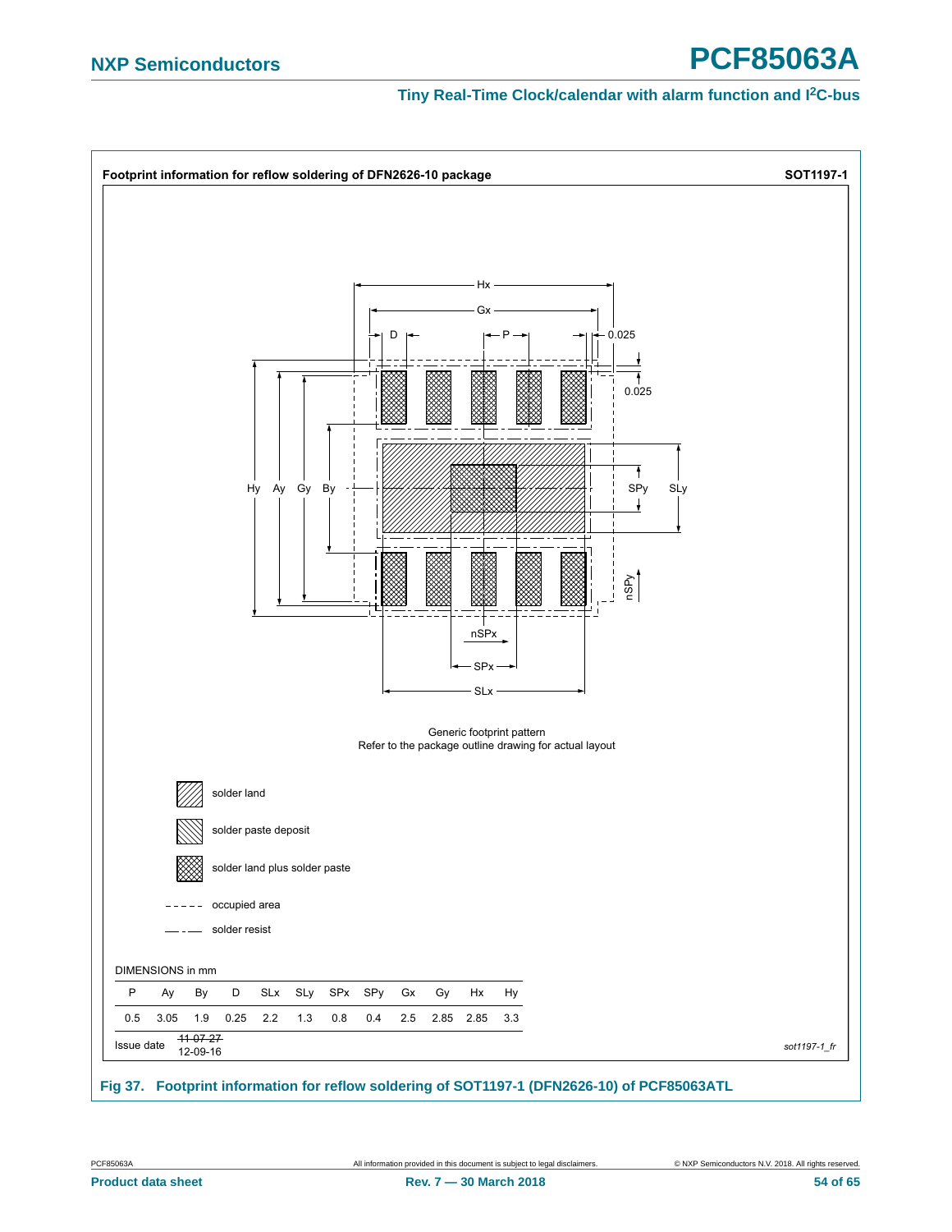**Footprint information for reflow soldering of DFN2626-10 package** SOT1197-1

Generic footprint pattern
Refer to the package outline drawing for actual layout

- solder land
- solder paste deposit
- solder land plus solder paste
- occupied area
- solder resist

DIMENSIONS in mm

| P | Ay | By | D | SLx | SLy | SPx | SPy | Gx | Gy | Hx | Hy |
|---|---|---|---|---|---|---|---|---|---|---|---|
| 0.5 | 3.05 | 1.9 | 0.25 | 2.2 | 1.3 | 0.8 | 0.4 | 2.5 | 2.85 | 2.85 | 3.3 |

| Issue date | ~~11-07-27~~ 12-09-16 |
|---|---|

*sot1197-1_fr*

**Fig 37. Footprint information for reflow soldering of SOT1197-1 (DFN2626-10) of PCF85063ATL**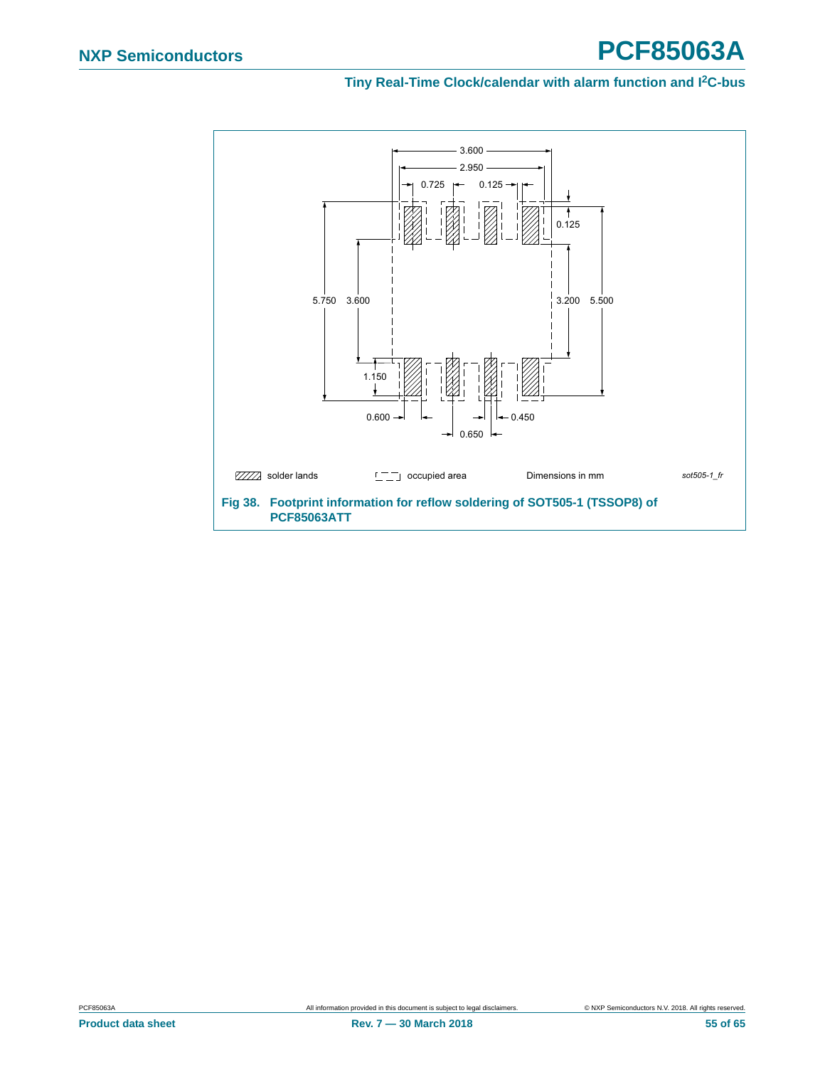![Footprint drawing]

solder lands | occupied area | Dimensions in mm | sot505-1_fr

Fig 38. Footprint information for reflow soldering of SOT505-1 (TSSOP8) of PCF85063ATT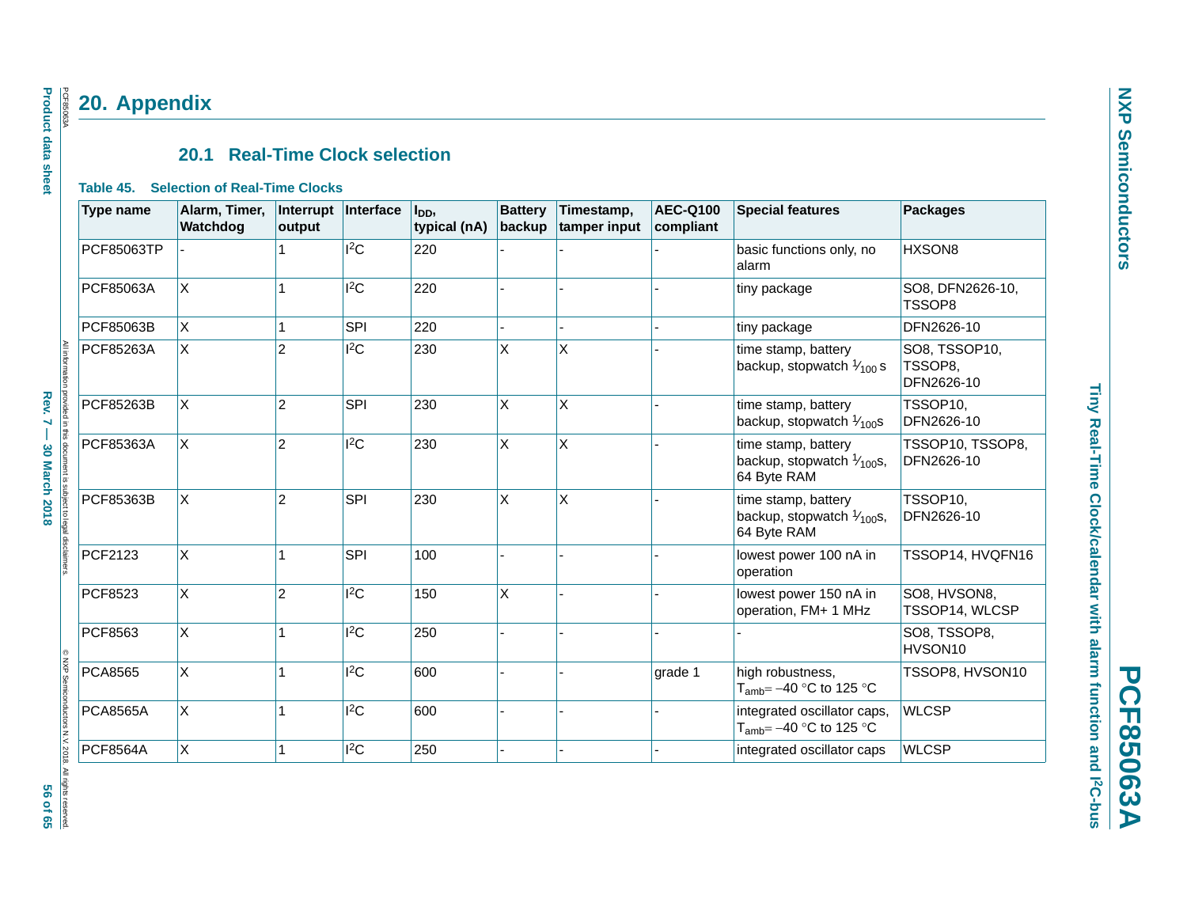## 20. Appendix

### 20.1 Real-Time Clock selection

**Table 45. Selection of Real-Time Clocks**

| Type name | Alarm, Timer, Watchdog | Interrupt output | Interface | $I_{DD}$, typical (nA) | Battery backup | Timestamp, tamper input | AEC-Q100 compliant | Special features | Packages |
|---|---|---|---|---|---|---|---|---|---|
| PCF85063TP | - | 1 | $I^2C$ | 220 | - | - | - | basic functions only, no alarm | HXSON8 |
| PCF85063A | X | 1 | $I^2C$ | 220 | - | - | - | tiny package | SO8, DFN2626-10, TSSOP8 |
| PCF85063B | X | 1 | SPI | 220 | - | - | - | tiny package | DFN2626-10 |
| PCF85263A | X | 2 | $I^2C$ | 230 | X | X | - | time stamp, battery backup, stopwatch $\frac{1}{100}$ s | SO8, TSSOP10, TSSOP8, DFN2626-10 |
| PCF85263B | X | 2 | SPI | 230 | X | X | - | time stamp, battery backup, stopwatch $\frac{1}{100}$s | TSSOP10, DFN2626-10 |
| PCF85363A | X | 2 | $I^2C$ | 230 | X | X | - | time stamp, battery backup, stopwatch $\frac{1}{100}$s, 64 Byte RAM | TSSOP10, TSSOP8, DFN2626-10 |
| PCF85363B | X | 2 | SPI | 230 | X | X | - | time stamp, battery backup, stopwatch $\frac{1}{100}$s, 64 Byte RAM | TSSOP10, DFN2626-10 |
| PCF2123 | X | 1 | SPI | 100 | - | - | - | lowest power 100 nA in operation | TSSOP14, HVQFN16 |
| PCF8523 | X | 2 | $I^2C$ | 150 | X | - | - | lowest power 150 nA in operation, FM+ 1 MHz | SO8, HVSON8, TSSOP14, WLCSP |
| PCF8563 | X | 1 | $I^2C$ | 250 | - | - | - | - | SO8, TSSOP8, HVSON10 |
| PCA8565 | X | 1 | $I^2C$ | 600 | - | - | grade 1 | high robustness, $T_{amb}$= −40 °C to 125 °C | TSSOP8, HVSON10 |
| PCA8565A | X | 1 | $I^2C$ | 600 | - | - | - | integrated oscillator caps, $T_{amb}$= −40 °C to 125 °C | WLCSP |
| PCF8564A | X | 1 | $I^2C$ | 250 | - | - | - | integrated oscillator caps | WLCSP |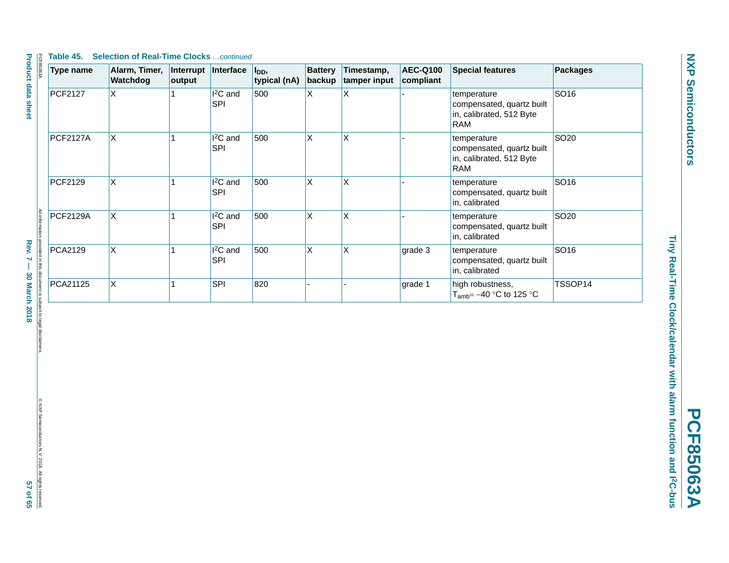**Table 45. Selection of Real-Time Clocks** *…continued*

| Type name | Alarm, Timer, Watchdog | Interrupt output | Interface | $I_{DD}$, typical (nA) | Battery backup | Timestamp, tamper input | AEC-Q100 compliant | Special features | Packages |
|---|---|---|---|---|---|---|---|---|---|
| PCF2127 | X | 1 | $I^2C$ and SPI | 500 | X | X | - | temperature compensated, quartz built in, calibrated, 512 Byte RAM | SO16 |
| PCF2127A | X | 1 | $I^2C$ and SPI | 500 | X | X | - | temperature compensated, quartz built in, calibrated, 512 Byte RAM | SO20 |
| PCF2129 | X | 1 | $I^2C$ and SPI | 500 | X | X | - | temperature compensated, quartz built in, calibrated | SO16 |
| PCF2129A | X | 1 | $I^2C$ and SPI | 500 | X | X | - | temperature compensated, quartz built in, calibrated | SO20 |
| PCA2129 | X | 1 | $I^2C$ and SPI | 500 | X | X | grade 3 | temperature compensated, quartz built in, calibrated | SO16 |
| PCA21125 | X | 1 | SPI | 820 | - | - | grade 1 | high robustness, $T_{amb}$= −40 °C to 125 °C | TSSOP14 |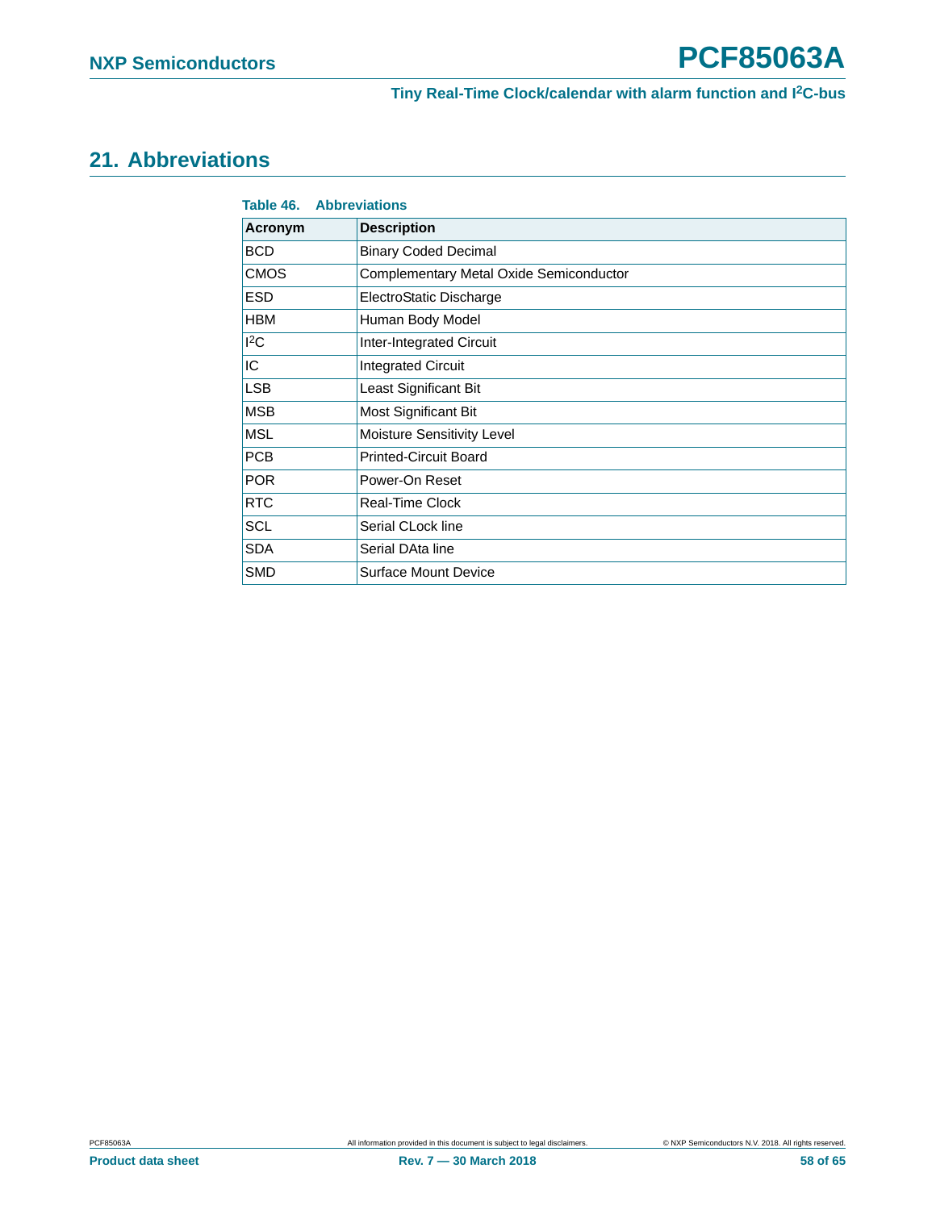## 21. Abbreviations

**Table 46. Abbreviations**

| Acronym | Description |
|---|---|
| BCD | Binary Coded Decimal |
| CMOS | Complementary Metal Oxide Semiconductor |
| ESD | ElectroStatic Discharge |
| HBM | Human Body Model |
| $I^2C$ | Inter-Integrated Circuit |
| IC | Integrated Circuit |
| LSB | Least Significant Bit |
| MSB | Most Significant Bit |
| MSL | Moisture Sensitivity Level |
| PCB | Printed-Circuit Board |
| POR | Power-On Reset |
| RTC | Real-Time Clock |
| SCL | Serial CLock line |
| SDA | Serial DAta line |
| SMD | Surface Mount Device |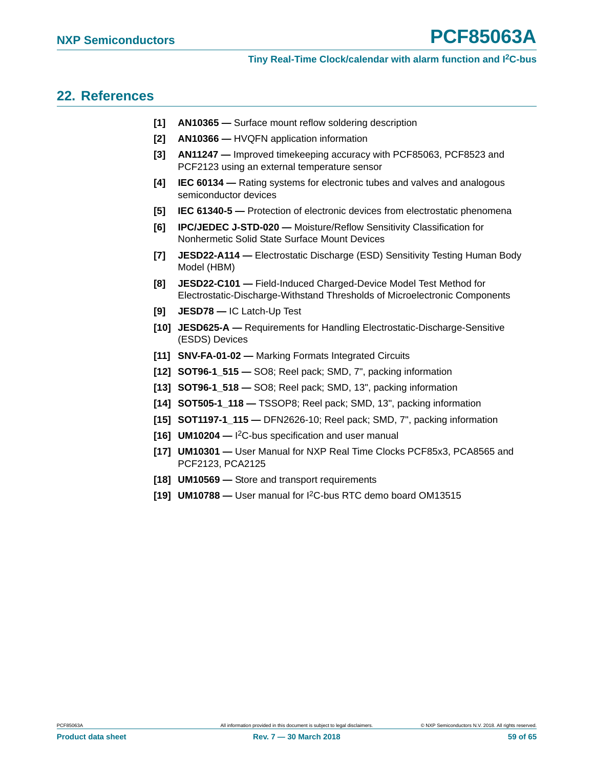## 22. References

[1] **AN10365 —** Surface mount reflow soldering description

[2] **AN10366 —** HVQFN application information

[3] **AN11247 —** Improved timekeeping accuracy with PCF85063, PCF8523 and PCF2123 using an external temperature sensor

[4] **IEC 60134 —** Rating systems for electronic tubes and valves and analogous semiconductor devices

[5] **IEC 61340-5 —** Protection of electronic devices from electrostatic phenomena

[6] **IPC/JEDEC J-STD-020 —** Moisture/Reflow Sensitivity Classification for Nonhermetic Solid State Surface Mount Devices

[7] **JESD22-A114 —** Electrostatic Discharge (ESD) Sensitivity Testing Human Body Model (HBM)

[8] **JESD22-C101 —** Field-Induced Charged-Device Model Test Method for Electrostatic-Discharge-Withstand Thresholds of Microelectronic Components

[9] **JESD78 —** IC Latch-Up Test

[10] **JESD625-A —** Requirements for Handling Electrostatic-Discharge-Sensitive (ESDS) Devices

[11] **SNV-FA-01-02 —** Marking Formats Integrated Circuits

[12] **SOT96-1_515 —** SO8; Reel pack; SMD, 7", packing information

[13] **SOT96-1_518 —** SO8; Reel pack; SMD, 13", packing information

[14] **SOT505-1_118 —** TSSOP8; Reel pack; SMD, 13", packing information

[15] **SOT1197-1_115 —** DFN2626-10; Reel pack; SMD, 7", packing information

[16] **UM10204 —** I2C-bus specification and user manual

[17] **UM10301 —** User Manual for NXP Real Time Clocks PCF85x3, PCA8565 and PCF2123, PCA2125

[18] **UM10569 —** Store and transport requirements

[19] **UM10788 —** User manual for I2C-bus RTC demo board OM13515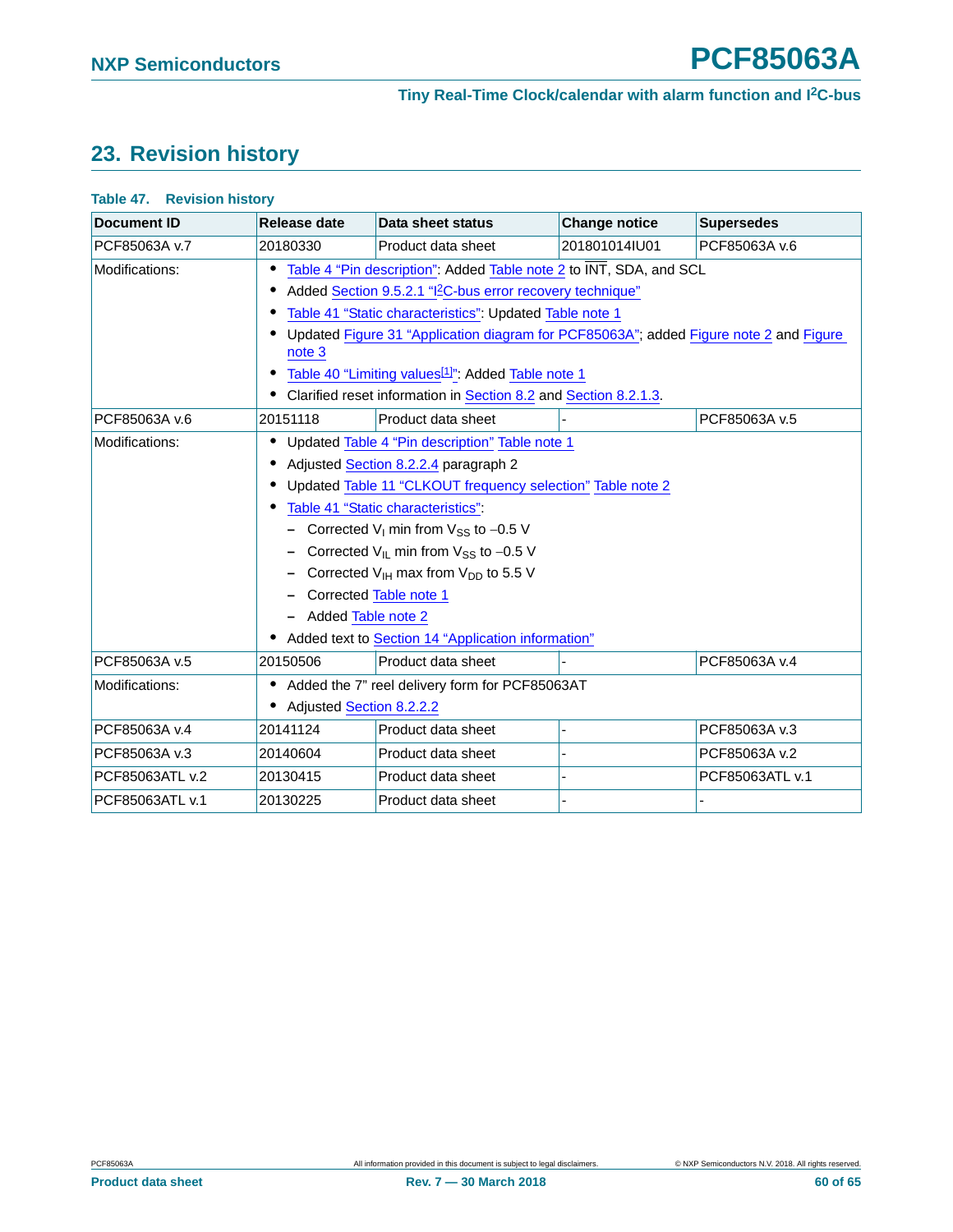# 23. Revision history

**Table 47. Revision history**

| Document ID | Release date | Data sheet status | Change notice | Supersedes |
|---|---|---|---|---|
| PCF85063A v.7 | 20180330 | Product data sheet | 201801014IU01 | PCF85063A v.6 |
| Modifications: | • Table 4 "Pin description": Added Table note 2 to INT, SDA, and SCL<br>• Added Section 9.5.2.1 "I2C-bus error recovery technique"<br>• Table 41 "Static characteristics": Updated Table note 1<br>• Updated Figure 31 "Application diagram for PCF85063A"; added Figure note 2 and Figure note 3<br>• Table 40 "Limiting values[1]": Added Table note 1<br>• Clarified reset information in Section 8.2 and Section 8.2.1.3. | | | |
| PCF85063A v.6 | 20151118 | Product data sheet | - | PCF85063A v.5 |
| Modifications: | • Updated Table 4 "Pin description" Table note 1<br>• Adjusted Section 8.2.2.4 paragraph 2<br>• Updated Table 11 "CLKOUT frequency selection" Table note 2<br>• Table 41 "Static characteristics":<br>– Corrected $V_I$ min from $V_{SS}$ to −0.5 V<br>– Corrected $V_{IL}$ min from $V_{SS}$ to −0.5 V<br>– Corrected $V_{IH}$ max from $V_{DD}$ to 5.5 V<br>– Corrected Table note 1<br>– Added Table note 2<br>• Added text to Section 14 "Application information" | | | |
| PCF85063A v.5 | 20150506 | Product data sheet | - | PCF85063A v.4 |
| Modifications: | • Added the 7" reel delivery form for PCF85063AT<br>• Adjusted Section 8.2.2.2 | | | |
| PCF85063A v.4 | 20141124 | Product data sheet | - | PCF85063A v.3 |
| PCF85063A v.3 | 20140604 | Product data sheet | - | PCF85063A v.2 |
| PCF85063ATL v.2 | 20130415 | Product data sheet | - | PCF85063ATL v.1 |
| PCF85063ATL v.1 | 20130225 | Product data sheet | - | - |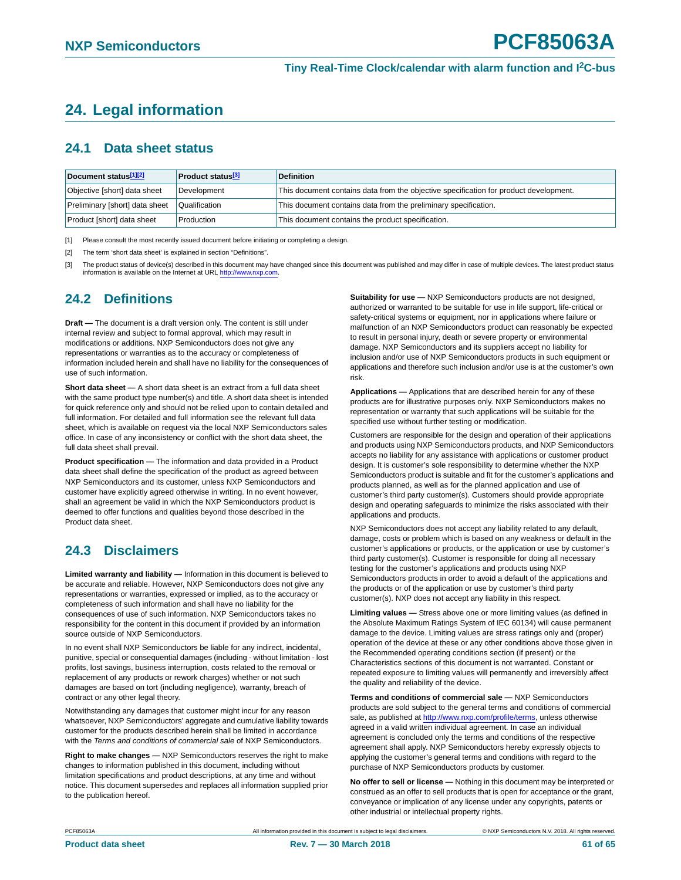# 24. Legal information

## 24.1 Data sheet status

| Document status[1][2] | Product status[3] | Definition |
|---|---|---|
| Objective [short] data sheet | Development | This document contains data from the objective specification for product development. |
| Preliminary [short] data sheet | Qualification | This document contains data from the preliminary specification. |
| Product [short] data sheet | Production | This document contains the product specification. |

[1] Please consult the most recently issued document before initiating or completing a design.

[2] The term 'short data sheet' is explained in section "Definitions".

[3] The product status of device(s) described in this document may have changed since this document was published and may differ in case of multiple devices. The latest product status information is available on the Internet at URL http://www.nxp.com.

## 24.2 Definitions

**Draft —** The document is a draft version only. The content is still under internal review and subject to formal approval, which may result in modifications or additions. NXP Semiconductors does not give any representations or warranties as to the accuracy or completeness of information included herein and shall have no liability for the consequences of use of such information.

**Short data sheet —** A short data sheet is an extract from a full data sheet with the same product type number(s) and title. A short data sheet is intended for quick reference only and should not be relied upon to contain detailed and full information. For detailed and full information see the relevant full data sheet, which is available on request via the local NXP Semiconductors sales office. In case of any inconsistency or conflict with the short data sheet, the full data sheet shall prevail.

**Product specification —** The information and data provided in a Product data sheet shall define the specification of the product as agreed between NXP Semiconductors and its customer, unless NXP Semiconductors and customer have explicitly agreed otherwise in writing. In no event however, shall an agreement be valid in which the NXP Semiconductors product is deemed to offer functions and qualities beyond those described in the Product data sheet.

## 24.3 Disclaimers

**Limited warranty and liability —** Information in this document is believed to be accurate and reliable. However, NXP Semiconductors does not give any representations or warranties, expressed or implied, as to the accuracy or completeness of such information and shall have no liability for the consequences of use of such information. NXP Semiconductors takes no responsibility for the content in this document if provided by an information source outside of NXP Semiconductors.

In no event shall NXP Semiconductors be liable for any indirect, incidental, punitive, special or consequential damages (including - without limitation - lost profits, lost savings, business interruption, costs related to the removal or replacement of any products or rework charges) whether or not such damages are based on tort (including negligence), warranty, breach of contract or any other legal theory.

Notwithstanding any damages that customer might incur for any reason whatsoever, NXP Semiconductors' aggregate and cumulative liability towards customer for the products described herein shall be limited in accordance with the *Terms and conditions of commercial sale* of NXP Semiconductors.

**Right to make changes —** NXP Semiconductors reserves the right to make changes to information published in this document, including without limitation specifications and product descriptions, at any time and without notice. This document supersedes and replaces all information supplied prior to the publication hereof.

**Suitability for use —** NXP Semiconductors products are not designed, authorized or warranted to be suitable for use in life support, life-critical or safety-critical systems or equipment, nor in applications where failure or malfunction of an NXP Semiconductors product can reasonably be expected to result in personal injury, death or severe property or environmental damage. NXP Semiconductors and its suppliers accept no liability for inclusion and/or use of NXP Semiconductors products in such equipment or applications and therefore such inclusion and/or use is at the customer's own risk.

**Applications —** Applications that are described herein for any of these products are for illustrative purposes only. NXP Semiconductors makes no representation or warranty that such applications will be suitable for the specified use without further testing or modification.

Customers are responsible for the design and operation of their applications and products using NXP Semiconductors products, and NXP Semiconductors accepts no liability for any assistance with applications or customer product design. It is customer's sole responsibility to determine whether the NXP Semiconductors product is suitable and fit for the customer's applications and products planned, as well as for the planned application and use of customer's third party customer(s). Customers should provide appropriate design and operating safeguards to minimize the risks associated with their applications and products.

NXP Semiconductors does not accept any liability related to any default, damage, costs or problem which is based on any weakness or default in the customer's applications or products, or the application or use by customer's third party customer(s). Customer is responsible for doing all necessary testing for the customer's applications and products using NXP Semiconductors products in order to avoid a default of the applications and the products or of the application or use by customer's third party customer(s). NXP does not accept any liability in this respect.

**Limiting values —** Stress above one or more limiting values (as defined in the Absolute Maximum Ratings System of IEC 60134) will cause permanent damage to the device. Limiting values are stress ratings only and (proper) operation of the device at these or any other conditions above those given in the Recommended operating conditions section (if present) or the Characteristics sections of this document is not warranted. Constant or repeated exposure to limiting values will permanently and irreversibly affect the quality and reliability of the device.

**Terms and conditions of commercial sale —** NXP Semiconductors products are sold subject to the general terms and conditions of commercial sale, as published at http://www.nxp.com/profile/terms, unless otherwise agreed in a valid written individual agreement. In case an individual agreement is concluded only the terms and conditions of the respective agreement shall apply. NXP Semiconductors hereby expressly objects to applying the customer's general terms and conditions with regard to the purchase of NXP Semiconductors products by customer.

**No offer to sell or license —** Nothing in this document may be interpreted or construed as an offer to sell products that is open for acceptance or the grant, conveyance or implication of any license under any copyrights, patents or other industrial or intellectual property rights.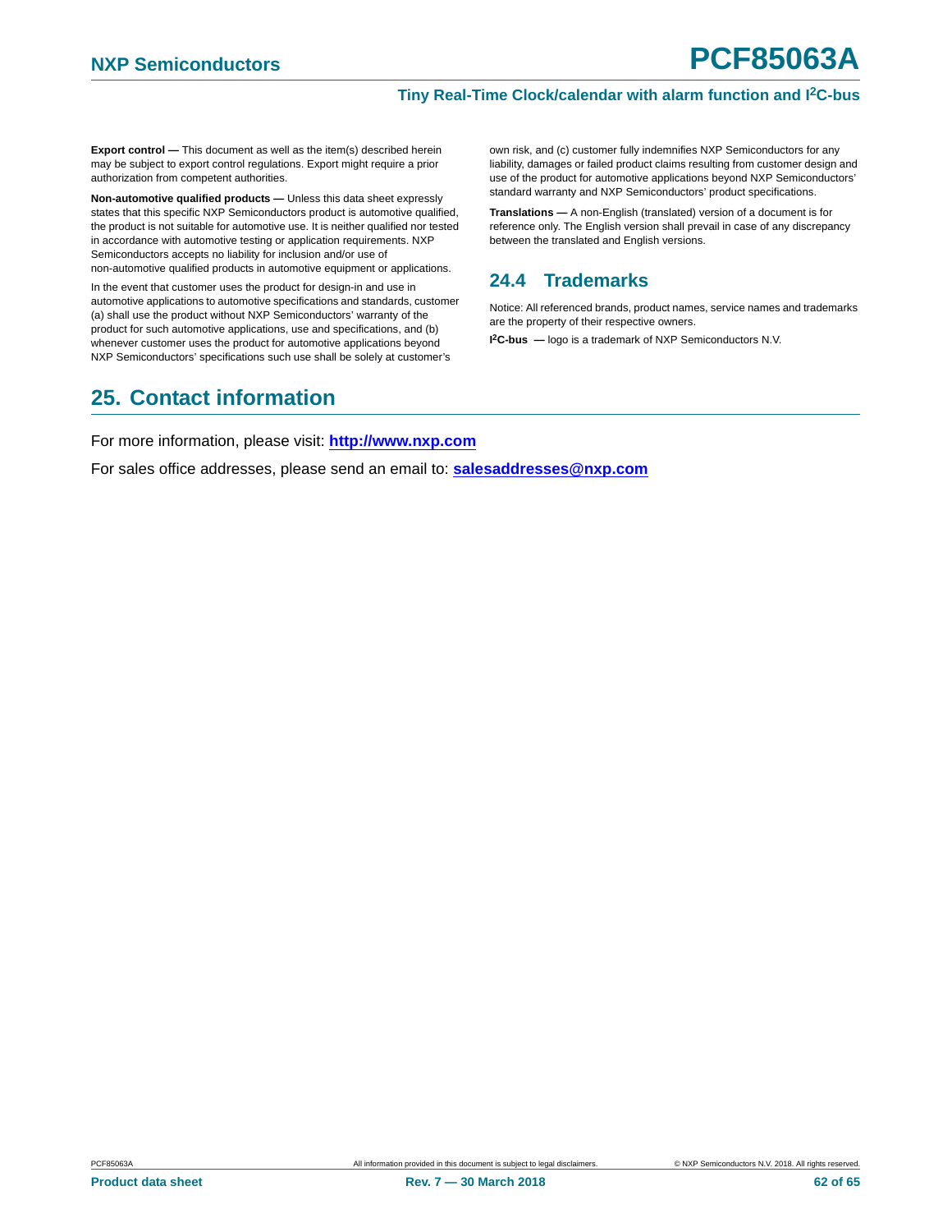**Export control —** This document as well as the item(s) described herein may be subject to export control regulations. Export might require a prior authorization from competent authorities.

**Non-automotive qualified products —** Unless this data sheet expressly states that this specific NXP Semiconductors product is automotive qualified, the product is not suitable for automotive use. It is neither qualified nor tested in accordance with automotive testing or application requirements. NXP Semiconductors accepts no liability for inclusion and/or use of non-automotive qualified products in automotive equipment or applications.

In the event that customer uses the product for design-in and use in automotive applications to automotive specifications and standards, customer (a) shall use the product without NXP Semiconductors' warranty of the product for such automotive applications, use and specifications, and (b) whenever customer uses the product for automotive applications beyond NXP Semiconductors' specifications such use shall be solely at customer's own risk, and (c) customer fully indemnifies NXP Semiconductors for any liability, damages or failed product claims resulting from customer design and use of the product for automotive applications beyond NXP Semiconductors' standard warranty and NXP Semiconductors' product specifications.

**Translations —** A non-English (translated) version of a document is for reference only. The English version shall prevail in case of any discrepancy between the translated and English versions.

### 24.4 Trademarks

Notice: All referenced brands, product names, service names and trademarks are the property of their respective owners.

**I²C-bus —** logo is a trademark of NXP Semiconductors N.V.

## 25. Contact information

For more information, please visit: **http://www.nxp.com**

For sales office addresses, please send an email to: **salesaddresses@nxp.com**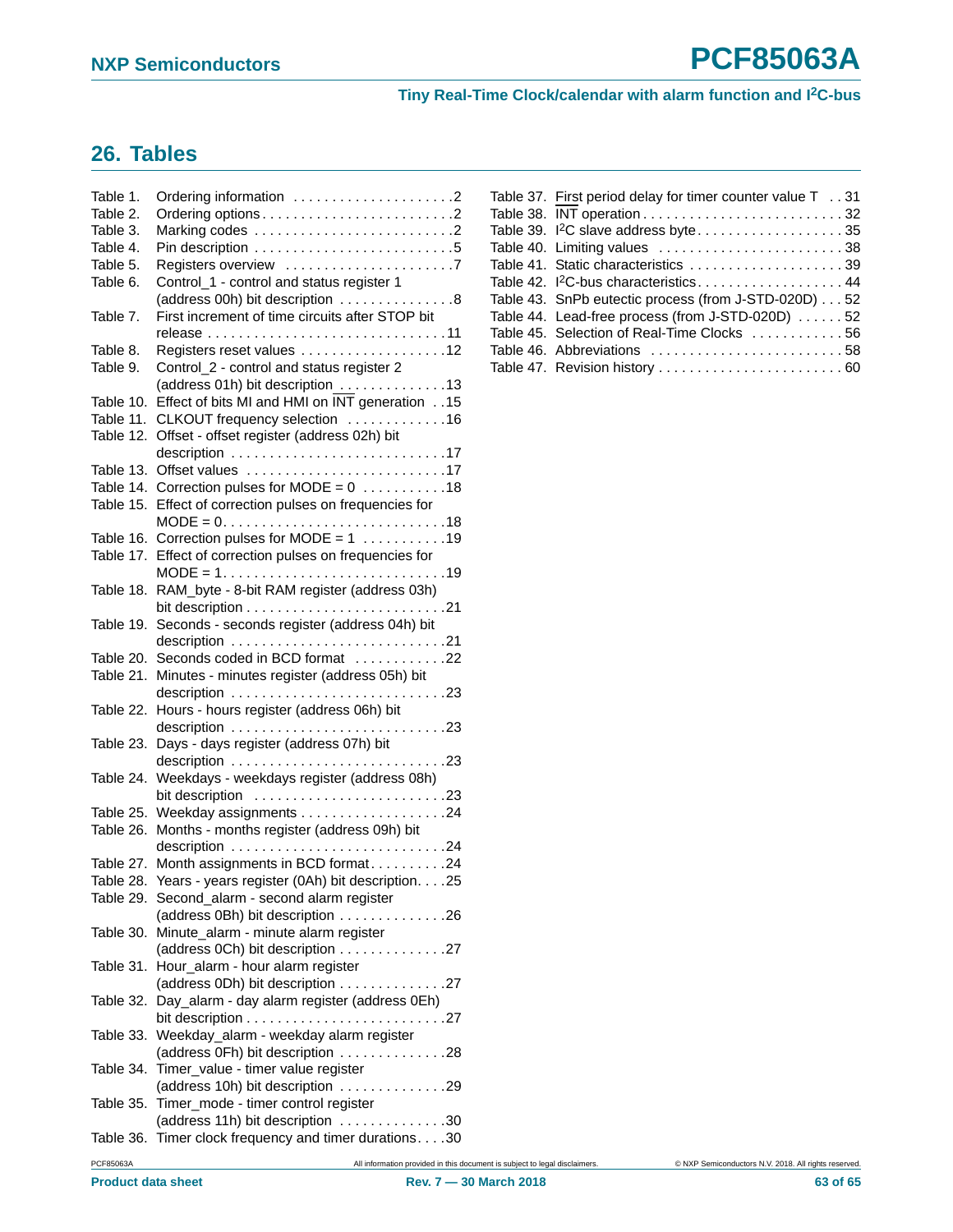## 26. Tables

Table 1. Ordering information . . . . . . . . . . . . . . . . . . . . .2
Table 2. Ordering options . . . . . . . . . . . . . . . . . . . . . . . . .2
Table 3. Marking codes . . . . . . . . . . . . . . . . . . . . . . . . . .2
Table 4. Pin description . . . . . . . . . . . . . . . . . . . . . . . . . .5
Table 5. Registers overview . . . . . . . . . . . . . . . . . . . . . .7
Table 6. Control_1 - control and status register 1 (address 00h) bit description . . . . . . . . . . . . . . .8
Table 7. First increment of time circuits after STOP bit release . . . . . . . . . . . . . . . . . . . . . . . . . . . . . . .11
Table 8. Registers reset values . . . . . . . . . . . . . . . . . . .12
Table 9. Control_2 - control and status register 2 (address 01h) bit description . . . . . . . . . . . . . .13
Table 10. Effect of bits MI and HMI on $\overline{\text{INT}}$ generation . .15
Table 11. CLKOUT frequency selection . . . . . . . . . . . . .16
Table 12. Offset - offset register (address 02h) bit description . . . . . . . . . . . . . . . . . . . . . . . . . . . .17
Table 13. Offset values . . . . . . . . . . . . . . . . . . . . . . . . . .17
Table 14. Correction pulses for MODE = 0 . . . . . . . . . . .18
Table 15. Effect of correction pulses on frequencies for MODE = 0. . . . . . . . . . . . . . . . . . . . . . . . . . . . .18
Table 16. Correction pulses for MODE = 1 . . . . . . . . . . .19
Table 17. Effect of correction pulses on frequencies for MODE = 1. . . . . . . . . . . . . . . . . . . . . . . . . . . . .19
Table 18. RAM_byte - 8-bit RAM register (address 03h) bit description . . . . . . . . . . . . . . . . . . . . . . . . . .21
Table 19. Seconds - seconds register (address 04h) bit description . . . . . . . . . . . . . . . . . . . . . . . . . . . .21
Table 20. Seconds coded in BCD format . . . . . . . . . . . .22
Table 21. Minutes - minutes register (address 05h) bit description . . . . . . . . . . . . . . . . . . . . . . . . . . . .23
Table 22. Hours - hours register (address 06h) bit description . . . . . . . . . . . . . . . . . . . . . . . . . . . .23
Table 23. Days - days register (address 07h) bit description . . . . . . . . . . . . . . . . . . . . . . . . . . . .23
Table 24. Weekdays - weekdays register (address 08h) bit description . . . . . . . . . . . . . . . . . . . . . . . . .23
Table 25. Weekday assignments . . . . . . . . . . . . . . . . . . .24
Table 26. Months - months register (address 09h) bit description . . . . . . . . . . . . . . . . . . . . . . . . . . . .24
Table 27. Month assignments in BCD format. . . . . . . . . .24
Table 28. Years - years register (0Ah) bit description. . . .25
Table 29. Second_alarm - second alarm register (address 0Bh) bit description . . . . . . . . . . . . . .26
Table 30. Minute_alarm - minute alarm register (address 0Ch) bit description . . . . . . . . . . . . . .27
Table 31. Hour_alarm - hour alarm register (address 0Dh) bit description . . . . . . . . . . . . . .27
Table 32. Day_alarm - day alarm register (address 0Eh) bit description . . . . . . . . . . . . . . . . . . . . . . . . . .27
Table 33. Weekday_alarm - weekday alarm register (address 0Fh) bit description . . . . . . . . . . . . . .28
Table 34. Timer_value - timer value register (address 10h) bit description . . . . . . . . . . . . . .29
Table 35. Timer_mode - timer control register (address 11h) bit description . . . . . . . . . . . . . .30
Table 36. Timer clock frequency and timer durations. . . .30
Table 37. First period delay for timer counter value T . . 31
Table 38. $\overline{\text{INT}}$ operation . . . . . . . . . . . . . . . . . . . . . . . . . . 32
Table 39. I²C slave address byte . . . . . . . . . . . . . . . . . . . 35
Table 40. Limiting values . . . . . . . . . . . . . . . . . . . . . . . . 38
Table 41. Static characteristics . . . . . . . . . . . . . . . . . . . . 39
Table 42. I²C-bus characteristics. . . . . . . . . . . . . . . . . . . 44
Table 43. SnPb eutectic process (from J-STD-020D) . . . 52
Table 44. Lead-free process (from J-STD-020D) . . . . . . 52
Table 45. Selection of Real-Time Clocks . . . . . . . . . . . . 56
Table 46. Abbreviations . . . . . . . . . . . . . . . . . . . . . . . . . 58
Table 47. Revision history . . . . . . . . . . . . . . . . . . . . . . . . 60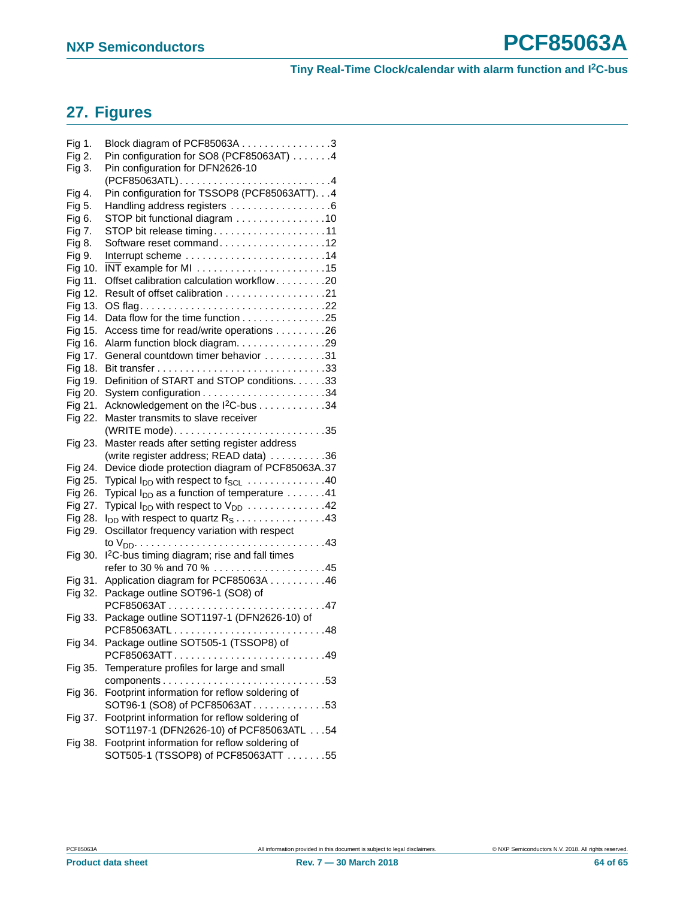## 27. Figures

Fig 1. Block diagram of PCF85063A . . . . . . . . . . . . . . . . 3
Fig 2. Pin configuration for SO8 (PCF85063AT) . . . . . . . 4
Fig 3. Pin configuration for DFN2626-10 (PCF85063ATL) . . . . . . . . . . . . . . . . . . . . . . . . . . 4
Fig 4. Pin configuration for TSSOP8 (PCF85063ATT). . . 4
Fig 5. Handling address registers . . . . . . . . . . . . . . . . . . 6
Fig 6. STOP bit functional diagram . . . . . . . . . . . . . . . . 10
Fig 7. STOP bit release timing. . . . . . . . . . . . . . . . . . . . 11
Fig 8. Software reset command. . . . . . . . . . . . . . . . . . . 12
Fig 9. Interrupt scheme . . . . . . . . . . . . . . . . . . . . . . . . . 14
Fig 10. $\overline{\text{INT}}$ example for MI . . . . . . . . . . . . . . . . . . . . . . . 15
Fig 11. Offset calibration calculation workflow . . . . . . . . . 20
Fig 12. Result of offset calibration . . . . . . . . . . . . . . . . . . 21
Fig 13. OS flag. . . . . . . . . . . . . . . . . . . . . . . . . . . . . . . . . 22
Fig 14. Data flow for the time function . . . . . . . . . . . . . . . 25
Fig 15. Access time for read/write operations . . . . . . . . . 26
Fig 16. Alarm function block diagram. . . . . . . . . . . . . . . . 29
Fig 17. General countdown timer behavior . . . . . . . . . . . 31
Fig 18. Bit transfer . . . . . . . . . . . . . . . . . . . . . . . . . . . . . . 33
Fig 19. Definition of START and STOP conditions. . . . . . 33
Fig 20. System configuration . . . . . . . . . . . . . . . . . . . . . . 34
Fig 21. Acknowledgement on the I²C-bus . . . . . . . . . . . . 34
Fig 22. Master transmits to slave receiver (WRITE mode). . . . . . . . . . . . . . . . . . . . . . . . . . . 35
Fig 23. Master reads after setting register address (write register address; READ data) . . . . . . . . . . 36
Fig 24. Device diode protection diagram of PCF85063A. 37
Fig 25. Typical $I_{DD}$ with respect to $f_{SCL}$ . . . . . . . . . . . . . . 40
Fig 26. Typical $I_{DD}$ as a function of temperature . . . . . . . 41
Fig 27. Typical $I_{DD}$ with respect to $V_{DD}$ . . . . . . . . . . . . . . 42
Fig 28. $I_{DD}$ with respect to quartz $R_S$ . . . . . . . . . . . . . . . . 43
Fig 29. Oscillator frequency variation with respect to $V_{DD}$. . . . . . . . . . . . . . . . . . . . . . . . . . . . . . . . . . 43
Fig 30. I²C-bus timing diagram; rise and fall times refer to 30 % and 70 % . . . . . . . . . . . . . . . . . . . . 45
Fig 31. Application diagram for PCF85063A . . . . . . . . . . 46
Fig 32. Package outline SOT96-1 (SO8) of PCF85063AT . . . . . . . . . . . . . . . . . . . . . . . . . . . . 47
Fig 33. Package outline SOT1197-1 (DFN2626-10) of PCF85063ATL . . . . . . . . . . . . . . . . . . . . . . . . . . . 48
Fig 34. Package outline SOT505-1 (TSSOP8) of PCF85063ATT. . . . . . . . . . . . . . . . . . . . . . . . . . . 49
Fig 35. Temperature profiles for large and small components . . . . . . . . . . . . . . . . . . . . . . . . . . . . . 53
Fig 36. Footprint information for reflow soldering of SOT96-1 (SO8) of PCF85063AT . . . . . . . . . . . . . 53
Fig 37. Footprint information for reflow soldering of SOT1197-1 (DFN2626-10) of PCF85063ATL . . . 54
Fig 38. Footprint information for reflow soldering of SOT505-1 (TSSOP8) of PCF85063ATT . . . . . . . 55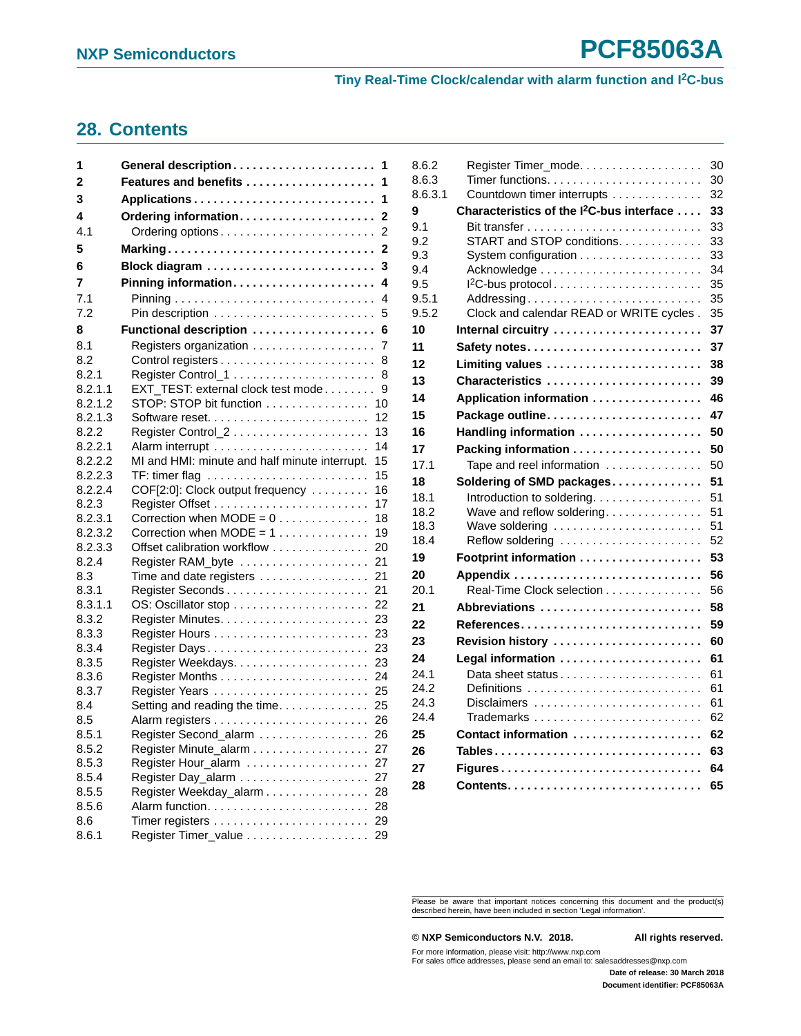## 28. Contents

1 **General description** . . . . . . . . . . . . . . . . . . . . . 1
2 **Features and benefits** . . . . . . . . . . . . . . . . . . . 1
3 **Applications** . . . . . . . . . . . . . . . . . . . . . . . . . . . 1
4 **Ordering information** . . . . . . . . . . . . . . . . . . . . 2
4.1 Ordering options . . . . . . . . . . . . . . . . . . . . . . . 2
5 **Marking** . . . . . . . . . . . . . . . . . . . . . . . . . . . . . . . 2
6 **Block diagram** . . . . . . . . . . . . . . . . . . . . . . . . . 3
7 **Pinning information** . . . . . . . . . . . . . . . . . . . . . 4
7.1 Pinning . . . . . . . . . . . . . . . . . . . . . . . . . . . . . . . 4
7.2 Pin description . . . . . . . . . . . . . . . . . . . . . . . . . 5
8 **Functional description** . . . . . . . . . . . . . . . . . . 6
8.1 Registers organization . . . . . . . . . . . . . . . . . . . 7
8.2 Control registers . . . . . . . . . . . . . . . . . . . . . . . . 8
8.2.1 Register Control_1 . . . . . . . . . . . . . . . . . . . . . . 8
8.2.1.1 EXT_TEST: external clock test mode . . . . . . . . 9
8.2.1.2 STOP: STOP bit function . . . . . . . . . . . . . . . . 10
8.2.1.3 Software reset. . . . . . . . . . . . . . . . . . . . . . . . . 12
8.2.2 Register Control_2 . . . . . . . . . . . . . . . . . . . . . 13
8.2.2.1 Alarm interrupt . . . . . . . . . . . . . . . . . . . . . . . . 14
8.2.2.2 MI and HMI: minute and half minute interrupt. 15
8.2.2.3 TF: timer flag . . . . . . . . . . . . . . . . . . . . . . . . . 15
8.2.2.4 COF[2:0]: Clock output frequency . . . . . . . . . 16
8.2.3 Register Offset . . . . . . . . . . . . . . . . . . . . . . . . 17
8.2.3.1 Correction when MODE = 0 . . . . . . . . . . . . . 18
8.2.3.2 Correction when MODE = 1 . . . . . . . . . . . . . 19
8.2.3.3 Offset calibration workflow . . . . . . . . . . . . . . 20
8.2.4 Register RAM_byte . . . . . . . . . . . . . . . . . . . . 21
8.3 Time and date registers . . . . . . . . . . . . . . . . . 21
8.3.1 Register Seconds . . . . . . . . . . . . . . . . . . . . . . 21
8.3.1.1 OS: Oscillator stop . . . . . . . . . . . . . . . . . . . . . 22
8.3.2 Register Minutes. . . . . . . . . . . . . . . . . . . . . . . 23
8.3.3 Register Hours . . . . . . . . . . . . . . . . . . . . . . . . 23
8.3.4 Register Days . . . . . . . . . . . . . . . . . . . . . . . . . 23
8.3.5 Register Weekdays. . . . . . . . . . . . . . . . . . . . . 23
8.3.6 Register Months . . . . . . . . . . . . . . . . . . . . . . . 24
8.3.7 Register Years . . . . . . . . . . . . . . . . . . . . . . . . 25
8.4 Setting and reading the time. . . . . . . . . . . . . . 25
8.5 Alarm registers . . . . . . . . . . . . . . . . . . . . . . . . 26
8.5.1 Register Second_alarm . . . . . . . . . . . . . . . . . 26
8.5.2 Register Minute_alarm . . . . . . . . . . . . . . . . . . 27
8.5.3 Register Hour_alarm . . . . . . . . . . . . . . . . . . . 27
8.5.4 Register Day_alarm . . . . . . . . . . . . . . . . . . . . 27
8.5.5 Register Weekday_alarm . . . . . . . . . . . . . . . . 28
8.5.6 Alarm function. . . . . . . . . . . . . . . . . . . . . . . . . 28
8.6 Timer registers . . . . . . . . . . . . . . . . . . . . . . . . 29
8.6.1 Register Timer_value . . . . . . . . . . . . . . . . . . . 29
8.6.2 Register Timer_mode. . . . . . . . . . . . . . . . . . . 30
8.6.3 Timer functions. . . . . . . . . . . . . . . . . . . . . . . . 30
8.6.3.1 Countdown timer interrupts . . . . . . . . . . . . . . 32
9 **Characteristics of the I²C-bus interface** . . . . 33
9.1 Bit transfer . . . . . . . . . . . . . . . . . . . . . . . . . . . 33
9.2 START and STOP conditions. . . . . . . . . . . . . 33
9.3 System configuration . . . . . . . . . . . . . . . . . . . 33
9.4 Acknowledge . . . . . . . . . . . . . . . . . . . . . . . . . 34
9.5 I²C-bus protocol . . . . . . . . . . . . . . . . . . . . . . . 35
9.5.1 Addressing . . . . . . . . . . . . . . . . . . . . . . . . . . . 35
9.5.2 Clock and calendar READ or WRITE cycles . 35
10 **Internal circuitry** . . . . . . . . . . . . . . . . . . . . . . . 37
11 **Safety notes** . . . . . . . . . . . . . . . . . . . . . . . . . . 37
12 **Limiting values** . . . . . . . . . . . . . . . . . . . . . . . . 38
13 **Characteristics** . . . . . . . . . . . . . . . . . . . . . . . . 39
14 **Application information** . . . . . . . . . . . . . . . . . 46
15 **Package outline** . . . . . . . . . . . . . . . . . . . . . . . . 47
16 **Handling information** . . . . . . . . . . . . . . . . . . . 50
17 **Packing information** . . . . . . . . . . . . . . . . . . . . 50
17.1 Tape and reel information . . . . . . . . . . . . . . . 50
18 **Soldering of SMD packages** . . . . . . . . . . . . . . 51
18.1 Introduction to soldering. . . . . . . . . . . . . . . . . 51
18.2 Wave and reflow soldering. . . . . . . . . . . . . . . 51
18.3 Wave soldering . . . . . . . . . . . . . . . . . . . . . . . 51
18.4 Reflow soldering . . . . . . . . . . . . . . . . . . . . . . 52
19 **Footprint information** . . . . . . . . . . . . . . . . . . . 53
20 **Appendix** . . . . . . . . . . . . . . . . . . . . . . . . . . . . . 56
20.1 Real-Time Clock selection . . . . . . . . . . . . . . . 56
21 **Abbreviations** . . . . . . . . . . . . . . . . . . . . . . . . . 58
22 **References** . . . . . . . . . . . . . . . . . . . . . . . . . . . 59
23 **Revision history** . . . . . . . . . . . . . . . . . . . . . . . 60
24 **Legal information** . . . . . . . . . . . . . . . . . . . . . . 61
24.1 Data sheet status . . . . . . . . . . . . . . . . . . . . . . 61
24.2 Definitions . . . . . . . . . . . . . . . . . . . . . . . . . . . 61
24.3 Disclaimers . . . . . . . . . . . . . . . . . . . . . . . . . . 61
24.4 Trademarks . . . . . . . . . . . . . . . . . . . . . . . . . . 62
25 **Contact information** . . . . . . . . . . . . . . . . . . . . 62
26 **Tables** . . . . . . . . . . . . . . . . . . . . . . . . . . . . . . . . 63
27 **Figures** . . . . . . . . . . . . . . . . . . . . . . . . . . . . . . . 64
28 **Contents** . . . . . . . . . . . . . . . . . . . . . . . . . . . . . 65

Please be aware that important notices concerning this document and the product(s) described herein, have been included in section 'Legal information'.

**© NXP Semiconductors N.V. 2018. All rights reserved.**

For more information, please visit: http://www.nxp.com
For sales office addresses, please send an email to: salesaddresses@nxp.com

**Date of release: 30 March 2018**
**Document identifier: PCF85063A**